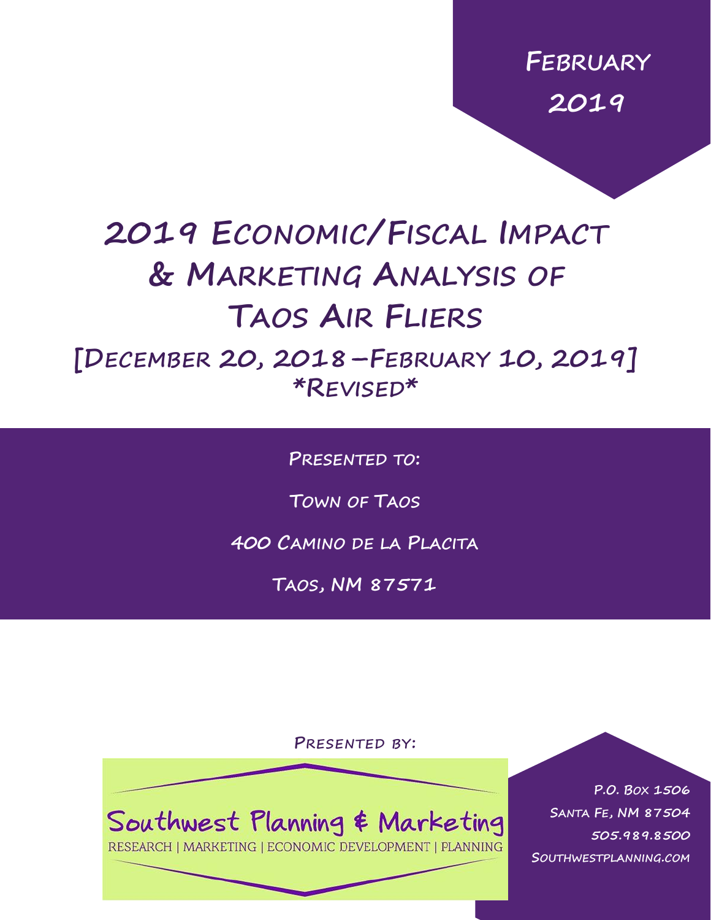February 2019

# 2019 Economic/Fiscal Impact & Marketing Analysis of Taos Air Fliers

## [December 20, 2018 – February 10, 2019]

*Revised*

Presented to:

Town of Taos

400 Camino de la Placita

Taos, NM 87571

Presented by:

Southwest Planning & Marketing

RESEARCH | MARKETING | ECONOMIC DEVELOPMENT | PLANNING

P.O. Box 1506

Santa Fe, NM 87504

505.989.8500

Southwestplanning.com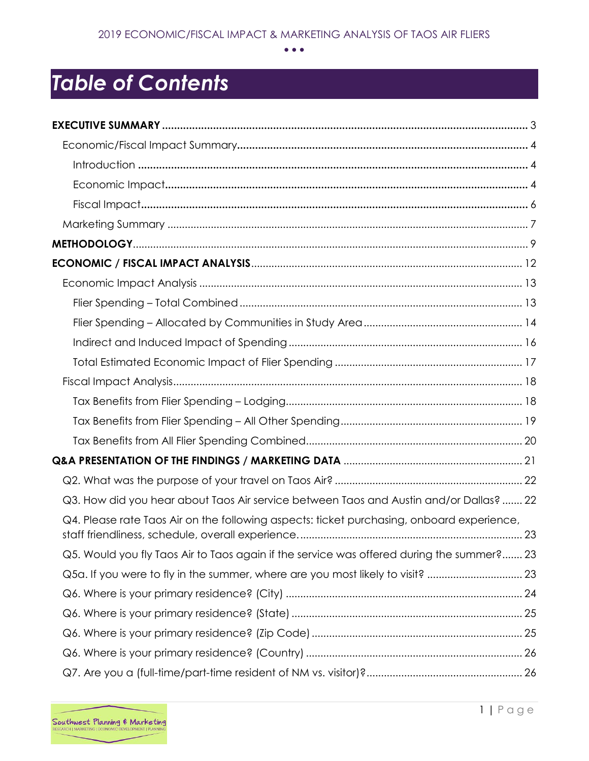# Table of Contents

**EXECUTIVE SUMMARY** ... 3

- Economic/Fiscal Impact Summary ... 4
  - Introduction ... 4
  - Economic Impact ... 4
  - Fiscal Impact ... 6
- Marketing Summary ... 7

**METHODOLOGY** ... 9

**ECONOMIC / FISCAL IMPACT ANALYSIS** ... 12

- Economic Impact Analysis ... 13
  - Flier Spending – Total Combined ... 13
  - Flier Spending – Allocated by Communities in Study Area ... 14
  - Indirect and Induced Impact of Spending ... 16
  - Total Estimated Economic Impact of Flier Spending ... 17
- Fiscal Impact Analysis ... 18
  - Tax Benefits from Flier Spending – Lodging ... 18
  - Tax Benefits from Flier Spending – All Other Spending ... 19
  - Tax Benefits from All Flier Spending Combined ... 20

**Q&A PRESENTATION OF THE FINDINGS / MARKETING DATA** ... 21

- Q2. What was the purpose of your travel on Taos Air? ... 22
- Q3. How did you hear about Taos Air service between Taos and Austin and/or Dallas? ... 22
- Q4. Please rate Taos Air on the following aspects: ticket purchasing, onboard experience, staff friendliness, schedule, overall experience. ... 23
- Q5. Would you fly Taos Air to Taos again if the service was offered during the summer? ... 23
- Q5a. If you were to fly in the summer, where are you most likely to visit? ... 23
- Q6. Where is your primary residence? (City) ... 24
- Q6. Where is your primary residence? (State) ... 25
- Q6. Where is your primary residence? (Zip Code) ... 25
- Q6. Where is your primary residence? (Country) ... 26
- Q7. Are you a (full-time/part-time resident of NM vs. visitor)? ... 26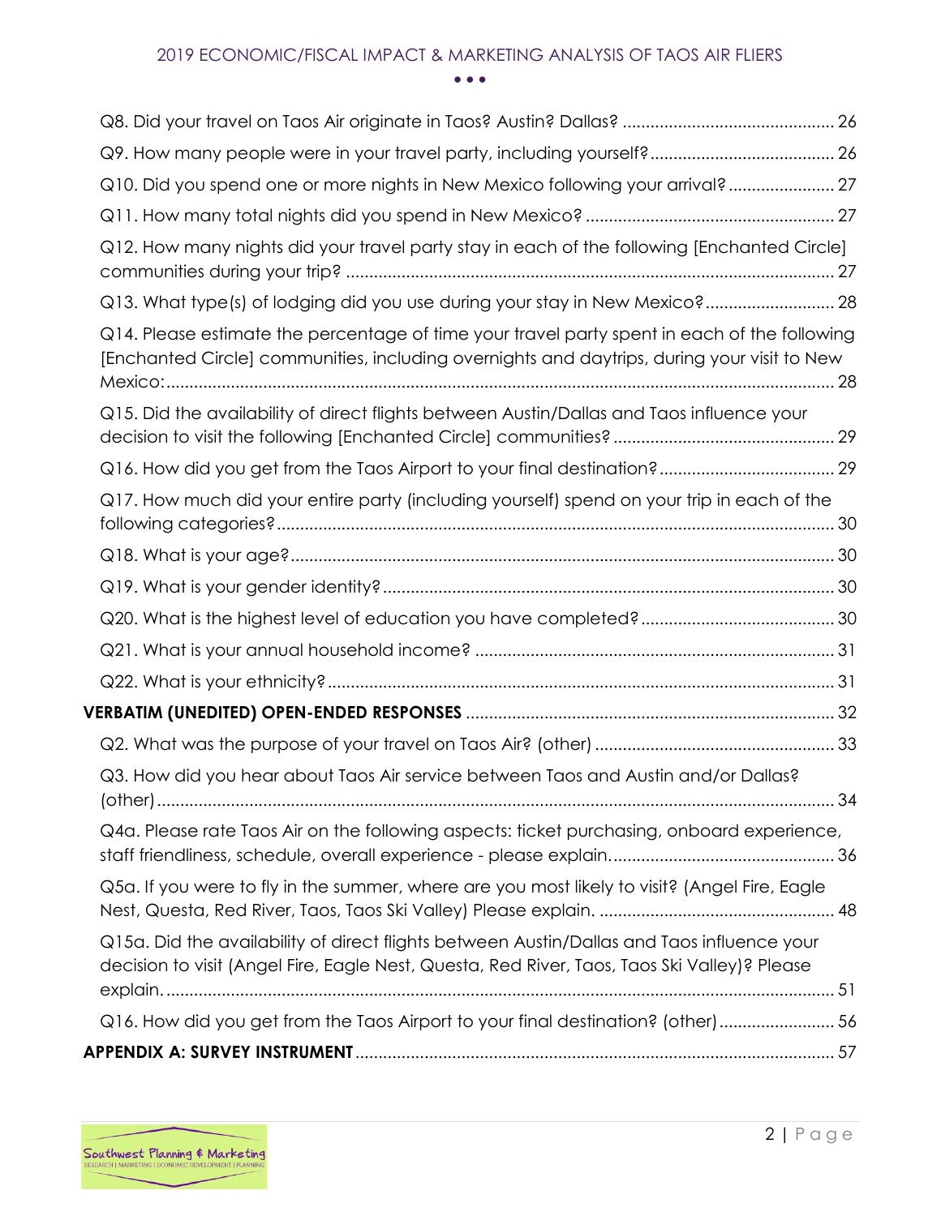Q8. Did your travel on Taos Air originate in Taos? Austin? Dallas? ............................................. 26

Q9. How many people were in your travel party, including yourself? ....................................... 26

Q10. Did you spend one or more nights in New Mexico following your arrival? ...................... 27

Q11. How many total nights did you spend in New Mexico? ..................................................... 27

Q12. How many nights did your travel party stay in each of the following [Enchanted Circle] communities during your trip? ........................................................................................................ 27

Q13. What type(s) of lodging did you use during your stay in New Mexico? ........................... 28

Q14. Please estimate the percentage of time your travel party spent in each of the following [Enchanted Circle] communities, including overnights and daytrips, during your visit to New Mexico: ............................................................................................................................................... 28

Q15. Did the availability of direct flights between Austin/Dallas and Taos influence your decision to visit the following [Enchanted Circle] communities? ............................................... 29

Q16. How did you get from the Taos Airport to your final destination? ..................................... 29

Q17. How much did your entire party (including yourself) spend on your trip in each of the following categories? ....................................................................................................................... 30

Q18. What is your age? .................................................................................................................... 30

Q19. What is your gender identity? ................................................................................................. 30

Q20. What is the highest level of education you have completed? .......................................... 30

Q21. What is your annual household income? ............................................................................. 31

Q22. What is your ethnicity? ............................................................................................................. 31

**VERBATIM (UNEDITED) OPEN-ENDED RESPONSES** ............................................................................... 32

Q2. What was the purpose of your travel on Taos Air? (other) .................................................... 33

Q3. How did you hear about Taos Air service between Taos and Austin and/or Dallas? (other) ................................................................................................................................................. 34

Q4a. Please rate Taos Air on the following aspects: ticket purchasing, onboard experience, staff friendliness, schedule, overall experience - please explain. ............................................... 36

Q5a. If you were to fly in the summer, where are you most likely to visit? (Angel Fire, Eagle Nest, Questa, Red River, Taos, Taos Ski Valley) Please explain. .................................................. 48

Q15a. Did the availability of direct flights between Austin/Dallas and Taos influence your decision to visit (Angel Fire, Eagle Nest, Questa, Red River, Taos, Taos Ski Valley)? Please explain. ................................................................................................................................................ 51

Q16. How did you get from the Taos Airport to your final destination? (other) ......................... 56

**APPENDIX A: SURVEY INSTRUMENT** ....................................................................................................... 57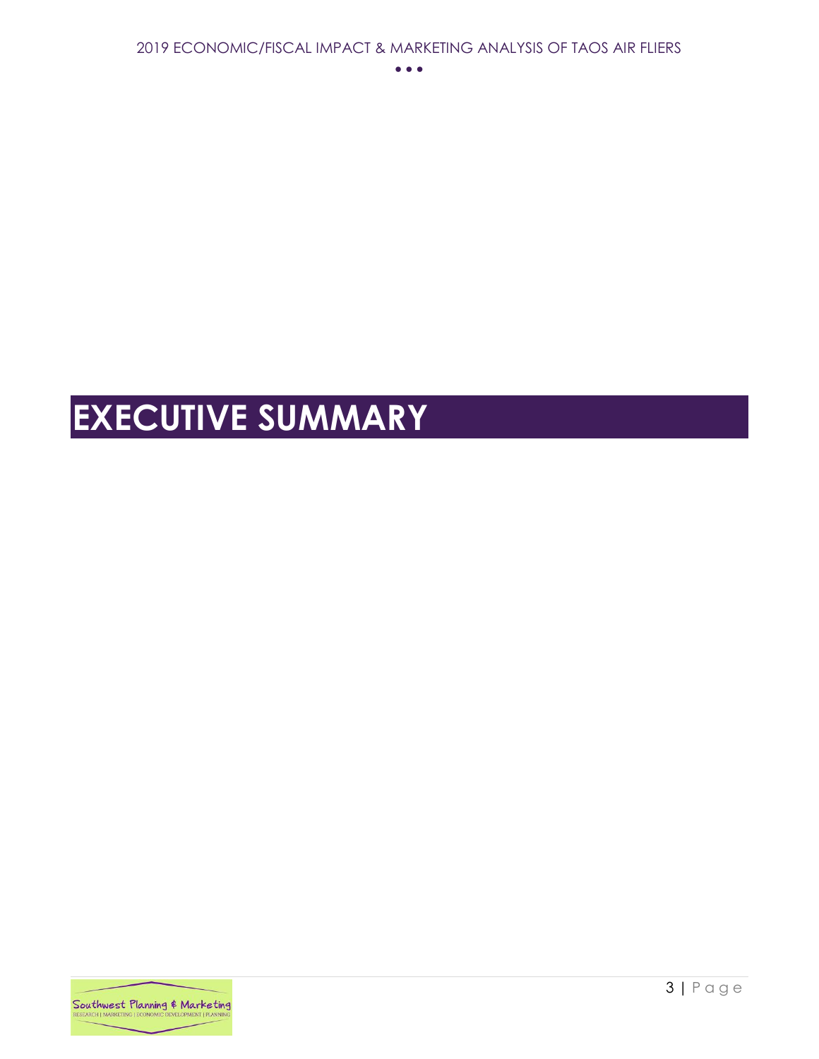# EXECUTIVE SUMMARY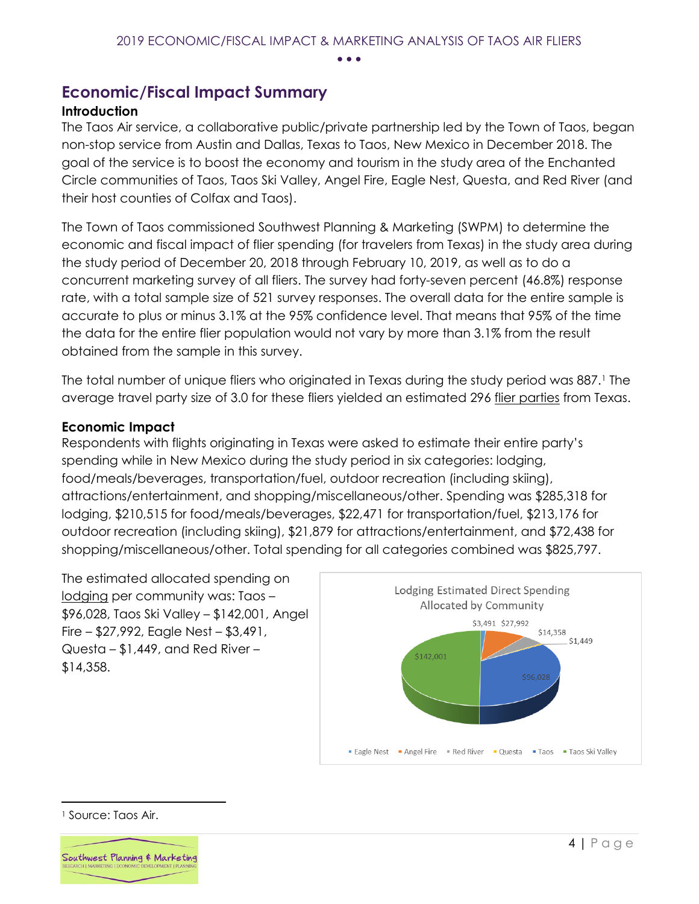## Economic/Fiscal Impact Summary

### Introduction

The Taos Air service, a collaborative public/private partnership led by the Town of Taos, began non-stop service from Austin and Dallas, Texas to Taos, New Mexico in December 2018. The goal of the service is to boost the economy and tourism in the study area of the Enchanted Circle communities of Taos, Taos Ski Valley, Angel Fire, Eagle Nest, Questa, and Red River (and their host counties of Colfax and Taos).

The Town of Taos commissioned Southwest Planning & Marketing (SWPM) to determine the economic and fiscal impact of flier spending (for travelers from Texas) in the study area during the study period of December 20, 2018 through February 10, 2019, as well as to do a concurrent marketing survey of all fliers. The survey had forty-seven percent (46.8%) response rate, with a total sample size of 521 survey responses. The overall data for the entire sample is accurate to plus or minus 3.1% at the 95% confidence level. That means that 95% of the time the data for the entire flier population would not vary by more than 3.1% from the result obtained from the sample in this survey.

The total number of unique fliers who originated in Texas during the study period was 887.[1] The average travel party size of 3.0 for these fliers yielded an estimated 296 flier parties from Texas.

### Economic Impact

Respondents with flights originating in Texas were asked to estimate their entire party's spending while in New Mexico during the study period in six categories: lodging, food/meals/beverages, transportation/fuel, outdoor recreation (including skiing), attractions/entertainment, and shopping/miscellaneous/other. Spending was $285,318 for lodging, $210,515 for food/meals/beverages, $22,471 for transportation/fuel, $213,176 for outdoor recreation (including skiing), $21,879 for attractions/entertainment, and $72,438 for shopping/miscellaneous/other. Total spending for all categories combined was $825,797.

The estimated allocated spending on lodging per community was: Taos – $96,028, Taos Ski Valley – $142,001, Angel Fire – $27,992, Eagle Nest – $3,491, Questa – $1,449, and Red River – $14,358.

Lodging Estimated Direct Spending Allocated by Community

| Community | Spending |
|---|---|
| Eagle Nest | $3,491 |
| Angel Fire | $27,992 |
| Red River | $14,358 |
| Questa | $1,449 |
| Taos | $96,028 |
| Taos Ski Valley | $142,001 |

[1] Source: Taos Air.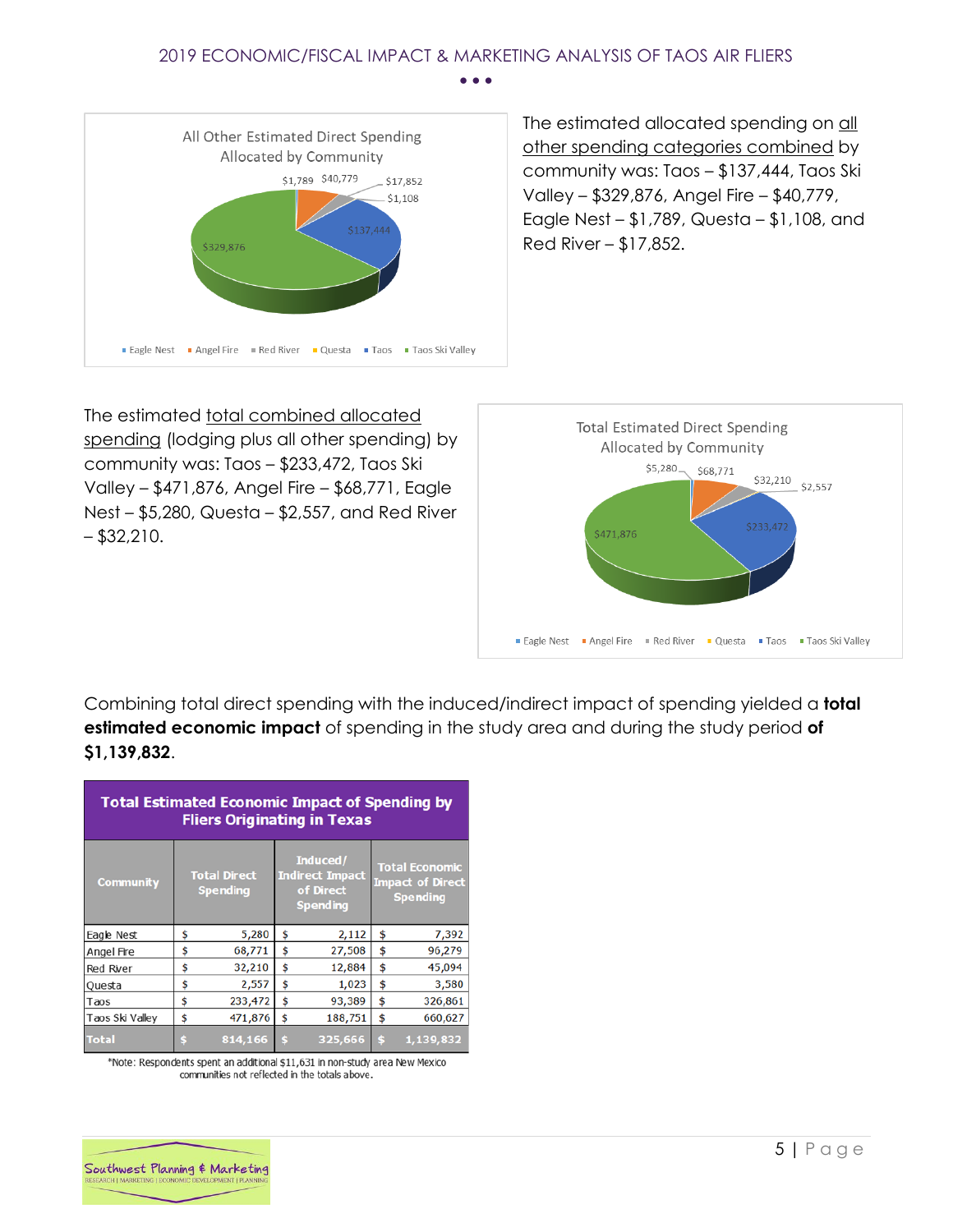The estimated allocated spending on all other spending categories combined by community was: Taos – $137,444, Taos Ski Valley – $329,876, Angel Fire – $40,779, Eagle Nest – $1,789, Questa – $1,108, and Red River – $17,852.

The estimated total combined allocated spending (lodging plus all other spending) by community was: Taos – $233,472, Taos Ski Valley – $471,876, Angel Fire – $68,771, Eagle Nest – $5,280, Questa – $2,557, and Red River – $32,210.

Combining total direct spending with the induced/indirect impact of spending yielded a **total estimated economic impact** of spending in the study area and during the study period **of $1,139,832**.

**Total Estimated Economic Impact of Spending by Fliers Originating in Texas**

| Community | Total Direct Spending | Induced/ Indirect Impact of Direct Spending | Total Economic Impact of Direct Spending |
|---|---|---|---|
| Eagle Nest | $ 5,280 | $ 2,112 | $ 7,392 |
| Angel Fire | $ 68,771 | $ 27,508 | $ 96,279 |
| Red River | $ 32,210 | $ 12,884 | $ 45,094 |
| Questa | $ 2,557 | $ 1,023 | $ 3,580 |
| Taos | $ 233,472 | $ 93,389 | $ 326,861 |
| Taos Ski Valley | $ 471,876 | $ 188,751 | $ 660,627 |
| **Total** | **$ 814,166** | **$ 325,666** | **$ 1,139,832** |

*Note: Respondents spent an additional $11,631 in non-study area New Mexico communities not reflected in the totals above.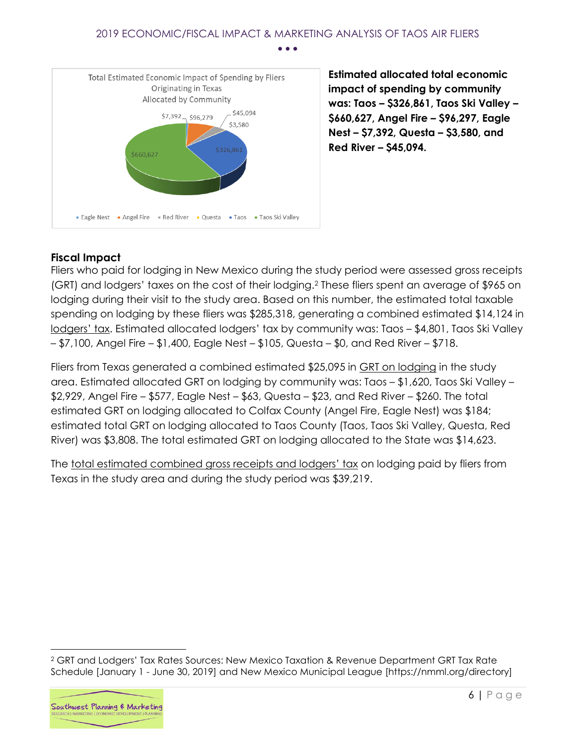Total Estimated Economic Impact of Spending by Fliers Originating in Texas Allocated by Community

| Community | Amount |
| --- | --- |
| Eagle Nest | $7,392 |
| Angel Fire | $96,279 |
| Red River | $45,094 |
| Questa | $3,580 |
| Taos | $326,861 |
| Taos Ski Valley | $660,627 |

**Estimated allocated total economic impact of spending by community was: Taos – $326,861, Taos Ski Valley – $660,627, Angel Fire – $96,297, Eagle Nest – $7,392, Questa – $3,580, and Red River – $45,094.**

### Fiscal Impact

Fliers who paid for lodging in New Mexico during the study period were assessed gross receipts (GRT) and lodgers' taxes on the cost of their lodging.[2] These fliers spent an average of $965 on lodging during their visit to the study area. Based on this number, the estimated total taxable spending on lodging by these fliers was $285,318, generating a combined estimated $14,124 in lodgers' tax. Estimated allocated lodgers' tax by community was: Taos – $4,801, Taos Ski Valley – $7,100, Angel Fire – $1,400, Eagle Nest – $105, Questa – $0, and Red River – $718.

Fliers from Texas generated a combined estimated $25,095 in GRT on lodging in the study area. Estimated allocated GRT on lodging by community was: Taos – $1,620, Taos Ski Valley – $2,929, Angel Fire – $577, Eagle Nest – $63, Questa – $23, and Red River – $260. The total estimated GRT on lodging allocated to Colfax County (Angel Fire, Eagle Nest) was $184; estimated total GRT on lodging allocated to Taos County (Taos, Taos Ski Valley, Questa, Red River) was $3,808. The total estimated GRT on lodging allocated to the State was $14,623.

The total estimated combined gross receipts and lodgers' tax on lodging paid by fliers from Texas in the study area and during the study period was $39,219.

[2] GRT and Lodgers' Tax Rates Sources: New Mexico Taxation & Revenue Department GRT Tax Rate Schedule [January 1 - June 30, 2019] and New Mexico Municipal League [https://nmml.org/directory]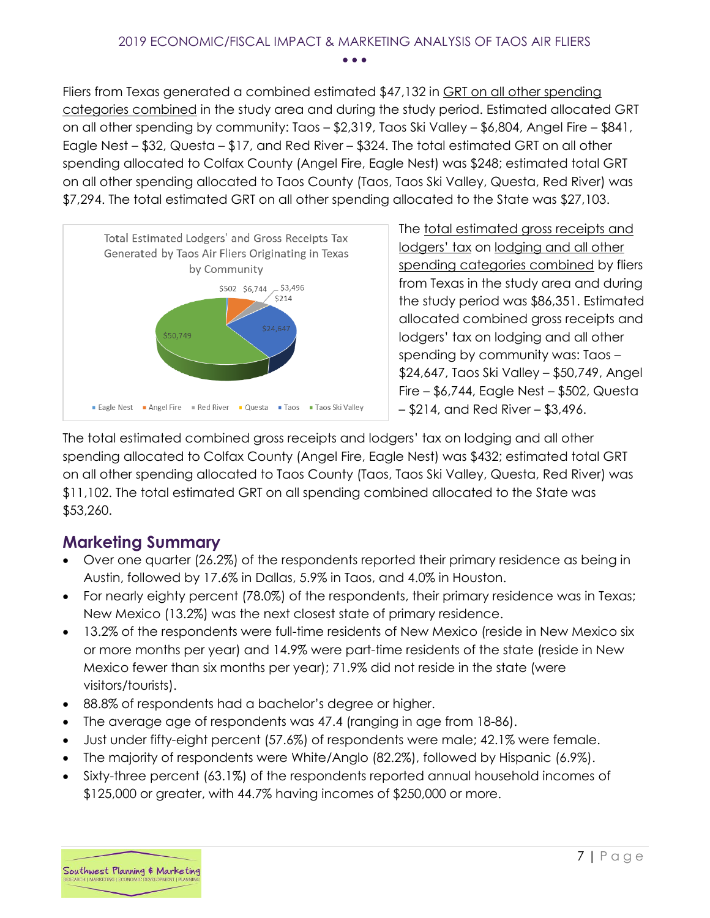Fliers from Texas generated a combined estimated $47,132 in GRT on all other spending categories combined in the study area and during the study period. Estimated allocated GRT on all other spending by community: Taos – $2,319, Taos Ski Valley – $6,804, Angel Fire – $841, Eagle Nest – $32, Questa – $17, and Red River – $324. The total estimated GRT on all other spending allocated to Colfax County (Angel Fire, Eagle Nest) was $248; estimated total GRT on all other spending allocated to Taos County (Taos, Taos Ski Valley, Questa, Red River) was $7,294. The total estimated GRT on all other spending allocated to the State was $27,103.

Total Estimated Lodgers' and Gross Receipts Tax Generated by Taos Air Fliers Originating in Texas by Community

| Community | Amount |
|---|---|
| Eagle Nest | $502 |
| Angel Fire | $6,744 |
| Red River | $3,496 |
| Questa | $214 |
| Taos | $24,647 |
| Taos Ski Valley | $50,749 |

The total estimated gross receipts and lodgers' tax on lodging and all other spending categories combined by fliers from Texas in the study area and during the study period was $86,351. Estimated allocated combined gross receipts and lodgers' tax on lodging and all other spending by community was: Taos – $24,647, Taos Ski Valley – $50,749, Angel Fire – $6,744, Eagle Nest – $502, Questa – $214, and Red River – $3,496.

The total estimated combined gross receipts and lodgers' tax on lodging and all other spending allocated to Colfax County (Angel Fire, Eagle Nest) was $432; estimated total GRT on all other spending allocated to Taos County (Taos, Taos Ski Valley, Questa, Red River) was $11,102. The total estimated GRT on all spending combined allocated to the State was $53,260.

## Marketing Summary

- Over one quarter (26.2%) of the respondents reported their primary residence as being in Austin, followed by 17.6% in Dallas, 5.9% in Taos, and 4.0% in Houston.
- For nearly eighty percent (78.0%) of the respondents, their primary residence was in Texas; New Mexico (13.2%) was the next closest state of primary residence.
- 13.2% of the respondents were full-time residents of New Mexico (reside in New Mexico six or more months per year) and 14.9% were part-time residents of the state (reside in New Mexico fewer than six months per year); 71.9% did not reside in the state (were visitors/tourists).
- 88.8% of respondents had a bachelor's degree or higher.
- The average age of respondents was 47.4 (ranging in age from 18-86).
- Just under fifty-eight percent (57.6%) of respondents were male; 42.1% were female.
- The majority of respondents were White/Anglo (82.2%), followed by Hispanic (6.9%).
- Sixty-three percent (63.1%) of the respondents reported annual household incomes of $125,000 or greater, with 44.7% having incomes of $250,000 or more.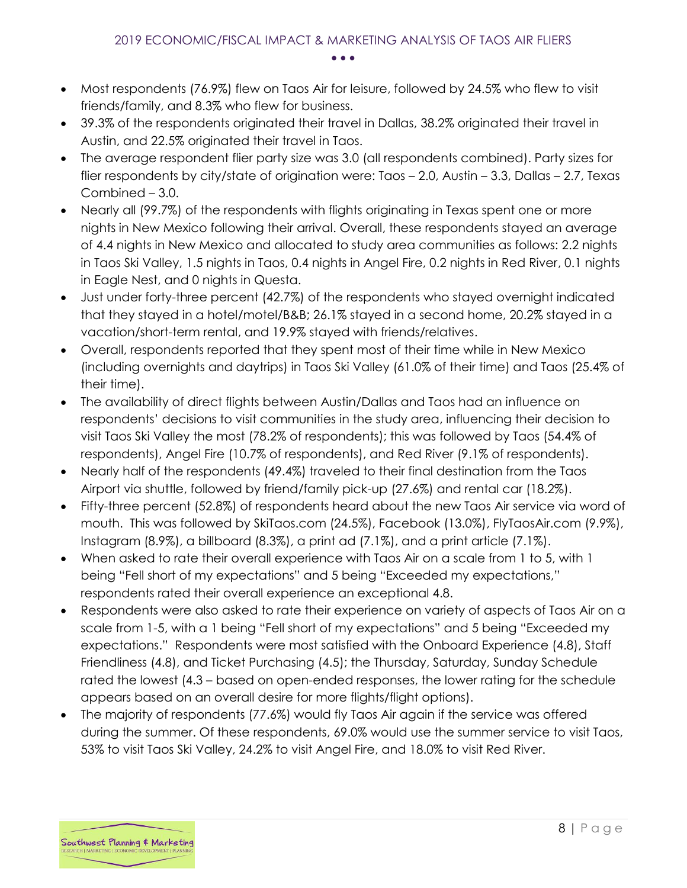- Most respondents (76.9%) flew on Taos Air for leisure, followed by 24.5% who flew to visit friends/family, and 8.3% who flew for business.
- 39.3% of the respondents originated their travel in Dallas, 38.2% originated their travel in Austin, and 22.5% originated their travel in Taos.
- The average respondent flier party size was 3.0 (all respondents combined). Party sizes for flier respondents by city/state of origination were: Taos – 2.0, Austin – 3.3, Dallas – 2.7, Texas Combined – 3.0.
- Nearly all (99.7%) of the respondents with flights originating in Texas spent one or more nights in New Mexico following their arrival. Overall, these respondents stayed an average of 4.4 nights in New Mexico and allocated to study area communities as follows: 2.2 nights in Taos Ski Valley, 1.5 nights in Taos, 0.4 nights in Angel Fire, 0.2 nights in Red River, 0.1 nights in Eagle Nest, and 0 nights in Questa.
- Just under forty-three percent (42.7%) of the respondents who stayed overnight indicated that they stayed in a hotel/motel/B&B; 26.1% stayed in a second home, 20.2% stayed in a vacation/short-term rental, and 19.9% stayed with friends/relatives.
- Overall, respondents reported that they spent most of their time while in New Mexico (including overnights and daytrips) in Taos Ski Valley (61.0% of their time) and Taos (25.4% of their time).
- The availability of direct flights between Austin/Dallas and Taos had an influence on respondents' decisions to visit communities in the study area, influencing their decision to visit Taos Ski Valley the most (78.2% of respondents); this was followed by Taos (54.4% of respondents), Angel Fire (10.7% of respondents), and Red River (9.1% of respondents).
- Nearly half of the respondents (49.4%) traveled to their final destination from the Taos Airport via shuttle, followed by friend/family pick-up (27.6%) and rental car (18.2%).
- Fifty-three percent (52.8%) of respondents heard about the new Taos Air service via word of mouth. This was followed by SkiTaos.com (24.5%), Facebook (13.0%), FlyTaosAir.com (9.9%), Instagram (8.9%), a billboard (8.3%), a print ad (7.1%), and a print article (7.1%).
- When asked to rate their overall experience with Taos Air on a scale from 1 to 5, with 1 being "Fell short of my expectations" and 5 being "Exceeded my expectations," respondents rated their overall experience an exceptional 4.8.
- Respondents were also asked to rate their experience on variety of aspects of Taos Air on a scale from 1-5, with a 1 being "Fell short of my expectations" and 5 being "Exceeded my expectations." Respondents were most satisfied with the Onboard Experience (4.8), Staff Friendliness (4.8), and Ticket Purchasing (4.5); the Thursday, Saturday, Sunday Schedule rated the lowest (4.3 – based on open-ended responses, the lower rating for the schedule appears based on an overall desire for more flights/flight options).
- The majority of respondents (77.6%) would fly Taos Air again if the service was offered during the summer. Of these respondents, 69.0% would use the summer service to visit Taos, 53% to visit Taos Ski Valley, 24.2% to visit Angel Fire, and 18.0% to visit Red River.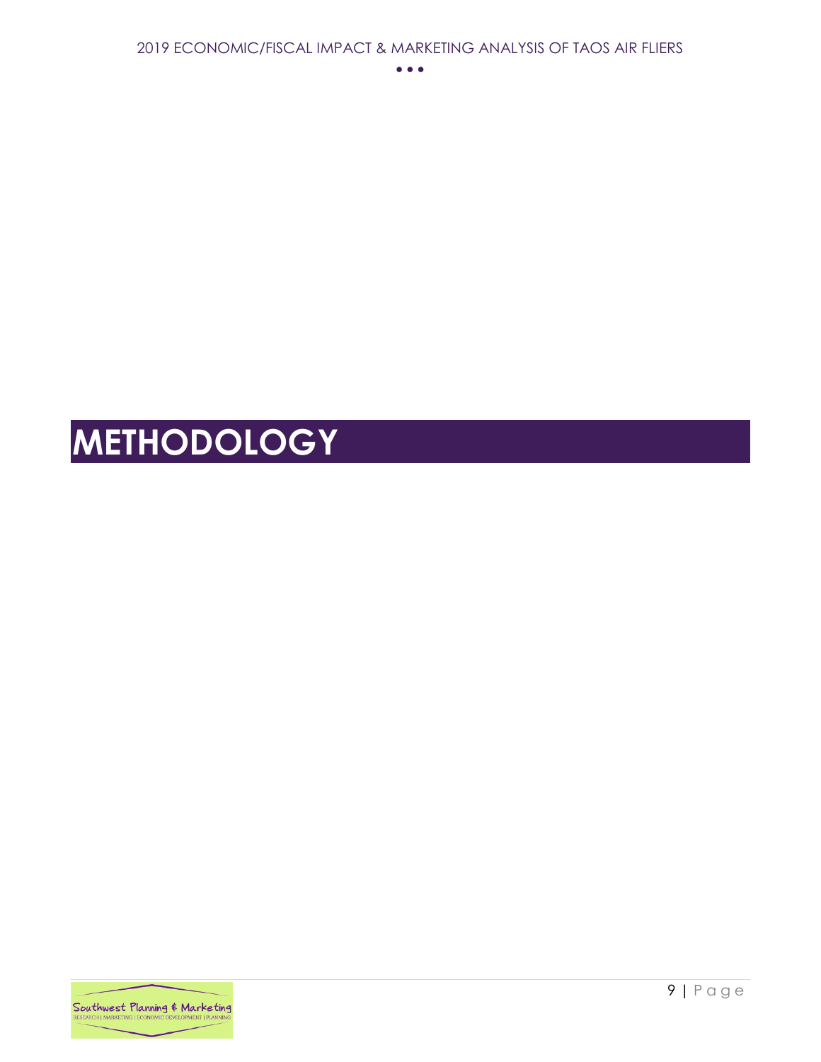# METHODOLOGY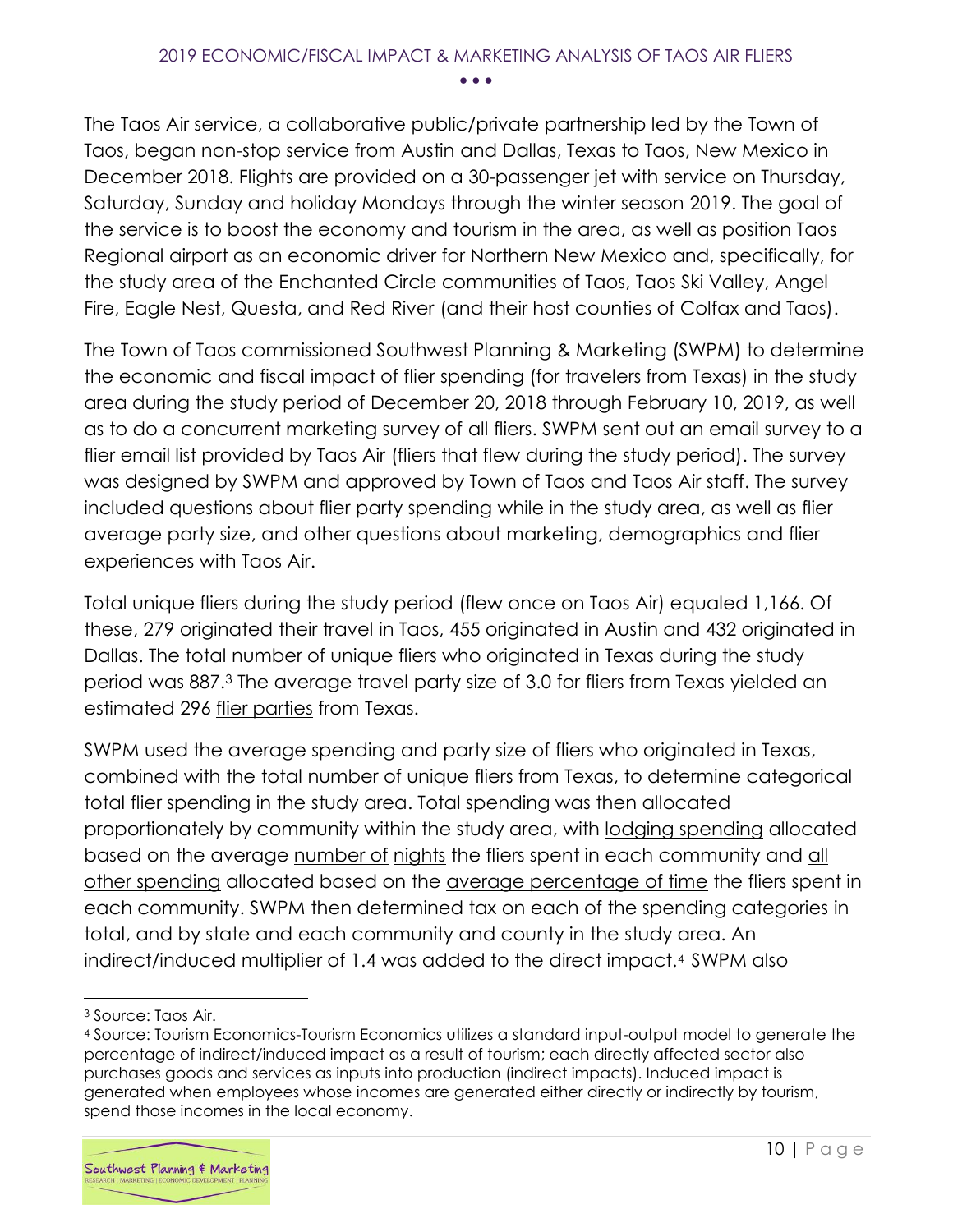The Taos Air service, a collaborative public/private partnership led by the Town of Taos, began non-stop service from Austin and Dallas, Texas to Taos, New Mexico in December 2018. Flights are provided on a 30-passenger jet with service on Thursday, Saturday, Sunday and holiday Mondays through the winter season 2019. The goal of the service is to boost the economy and tourism in the area, as well as position Taos Regional airport as an economic driver for Northern New Mexico and, specifically, for the study area of the Enchanted Circle communities of Taos, Taos Ski Valley, Angel Fire, Eagle Nest, Questa, and Red River (and their host counties of Colfax and Taos).

The Town of Taos commissioned Southwest Planning & Marketing (SWPM) to determine the economic and fiscal impact of flier spending (for travelers from Texas) in the study area during the study period of December 20, 2018 through February 10, 2019, as well as to do a concurrent marketing survey of all fliers. SWPM sent out an email survey to a flier email list provided by Taos Air (fliers that flew during the study period). The survey was designed by SWPM and approved by Town of Taos and Taos Air staff. The survey included questions about flier party spending while in the study area, as well as flier average party size, and other questions about marketing, demographics and flier experiences with Taos Air.

Total unique fliers during the study period (flew once on Taos Air) equaled 1,166. Of these, 279 originated their travel in Taos, 455 originated in Austin and 432 originated in Dallas. The total number of unique fliers who originated in Texas during the study period was 887.[3] The average travel party size of 3.0 for fliers from Texas yielded an estimated 296 flier parties from Texas.

SWPM used the average spending and party size of fliers who originated in Texas, combined with the total number of unique fliers from Texas, to determine categorical total flier spending in the study area. Total spending was then allocated proportionately by community within the study area, with lodging spending allocated based on the average number of nights the fliers spent in each community and all other spending allocated based on the average percentage of time the fliers spent in each community. SWPM then determined tax on each of the spending categories in total, and by state and each community and county in the study area. An indirect/induced multiplier of 1.4 was added to the direct impact.[4] SWPM also

[3] Source: Taos Air.

[4] Source: Tourism Economics-Tourism Economics utilizes a standard input-output model to generate the percentage of indirect/induced impact as a result of tourism; each directly affected sector also purchases goods and services as inputs into production (indirect impacts). Induced impact is generated when employees whose incomes are generated either directly or indirectly by tourism, spend those incomes in the local economy.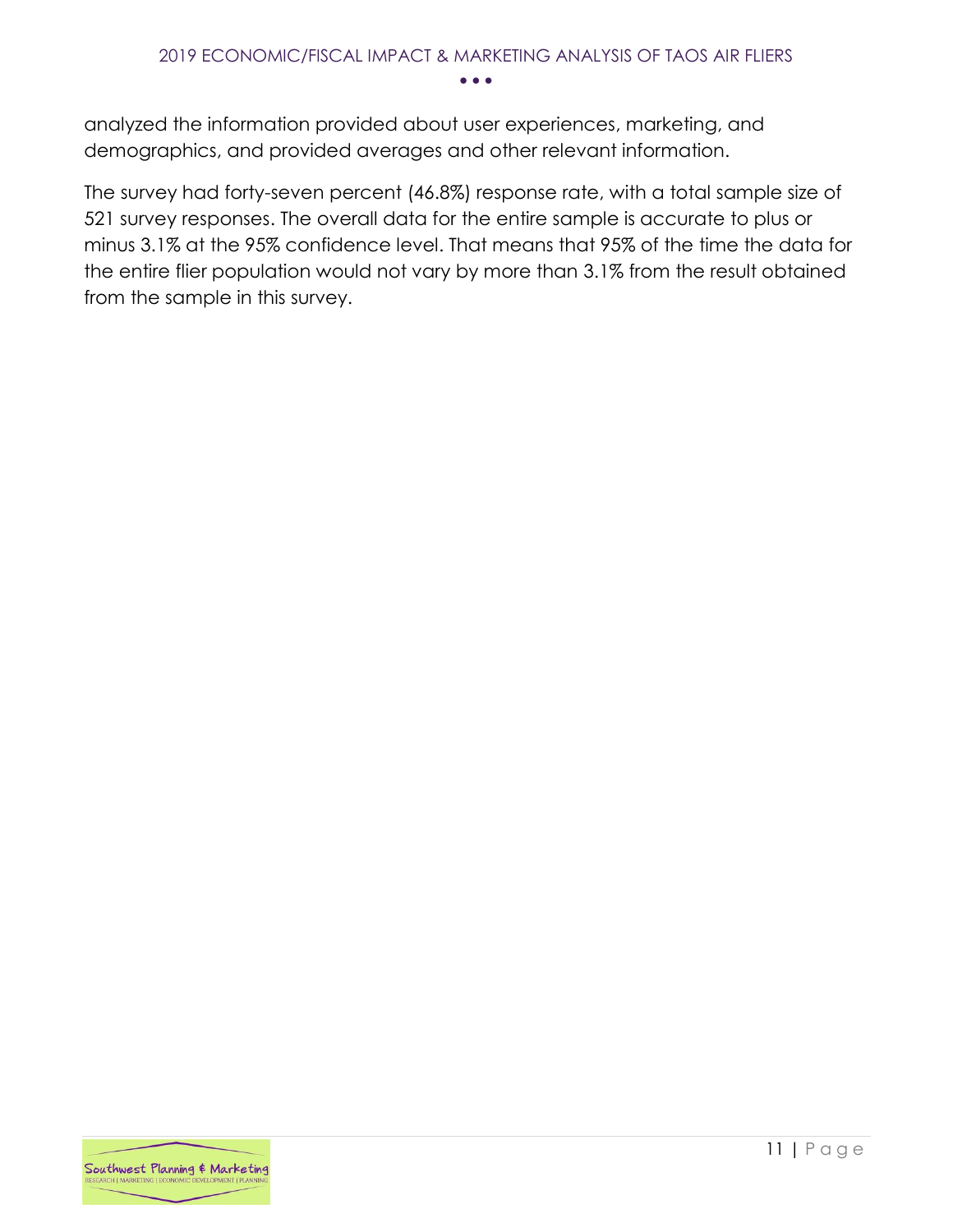analyzed the information provided about user experiences, marketing, and demographics, and provided averages and other relevant information.

The survey had forty-seven percent (46.8%) response rate, with a total sample size of 521 survey responses. The overall data for the entire sample is accurate to plus or minus 3.1% at the 95% confidence level. That means that 95% of the time the data for the entire flier population would not vary by more than 3.1% from the result obtained from the sample in this survey.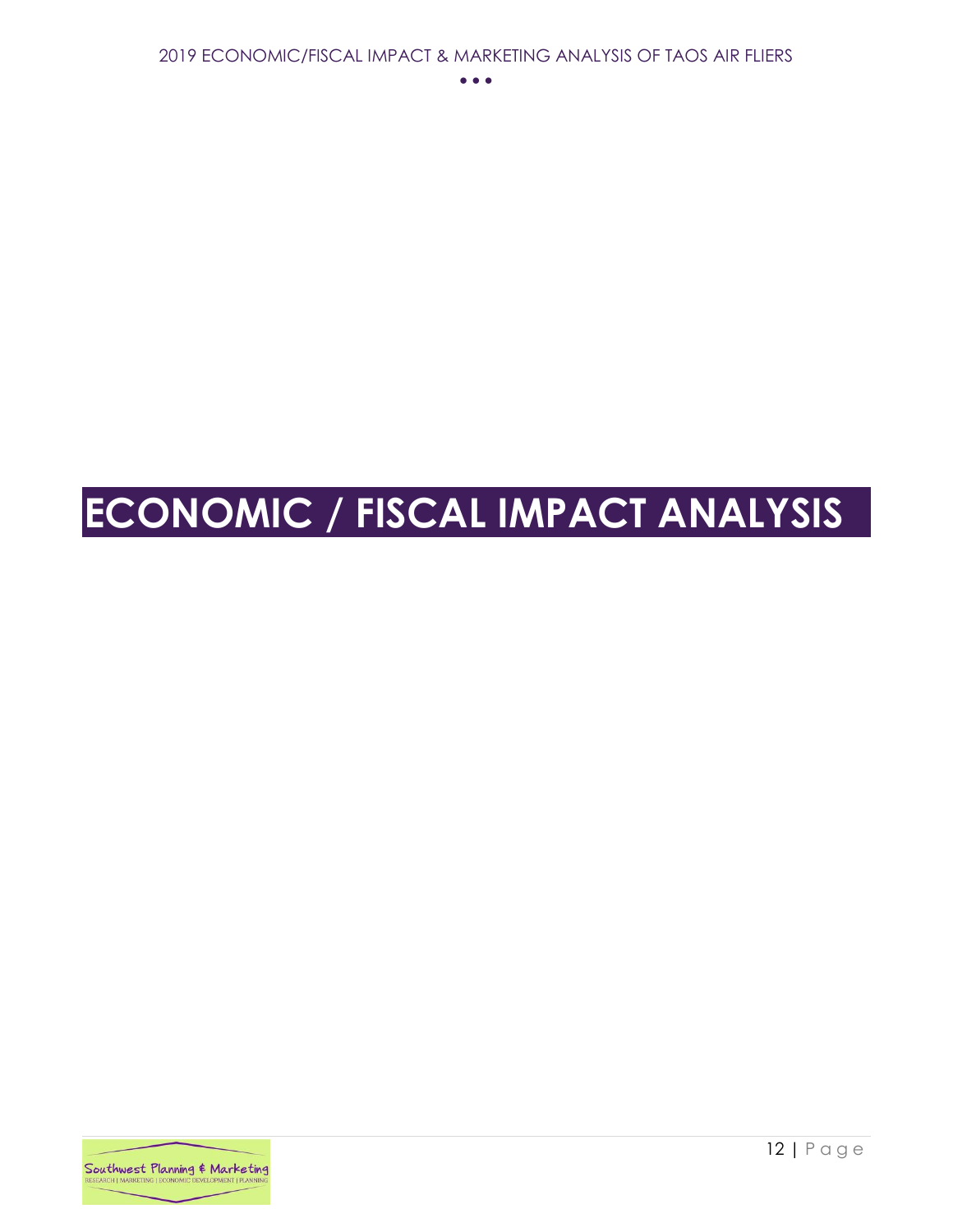# ECONOMIC / FISCAL IMPACT ANALYSIS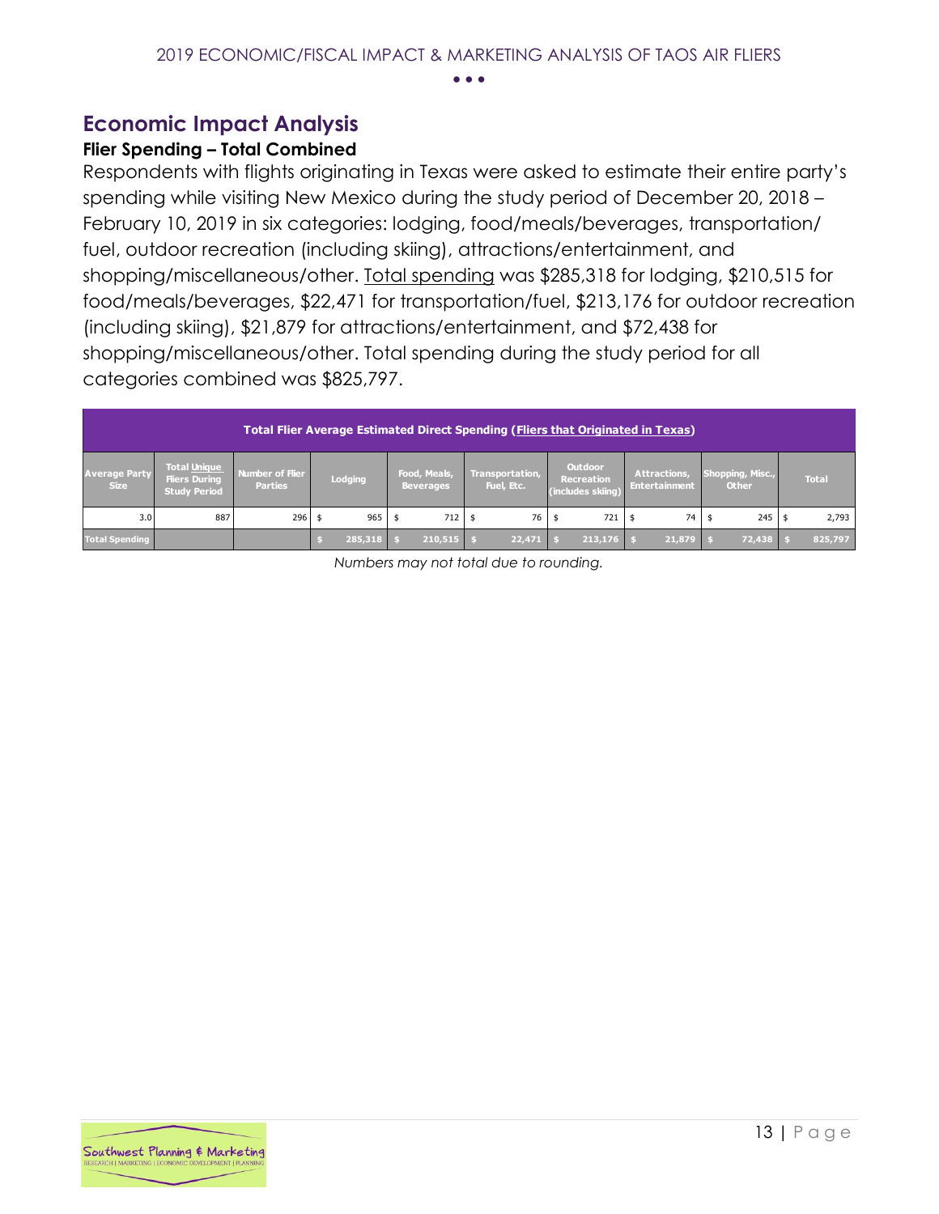## Economic Impact Analysis

### Flier Spending – Total Combined

Respondents with flights originating in Texas were asked to estimate their entire party's spending while visiting New Mexico during the study period of December 20, 2018 – February 10, 2019 in six categories: lodging, food/meals/beverages, transportation/fuel, outdoor recreation (including skiing), attractions/entertainment, and shopping/miscellaneous/other. Total spending was $285,318 for lodging, $210,515 for food/meals/beverages, $22,471 for transportation/fuel, $213,176 for outdoor recreation (including skiing), $21,879 for attractions/entertainment, and $72,438 for shopping/miscellaneous/other. Total spending during the study period for all categories combined was $825,797.

**Total Flier Average Estimated Direct Spending (Fliers that Originated in Texas)**

| Average Party Size | Total Unique Fliers During Study Period | Number of Flier Parties | Lodging | Food, Meals, Beverages | Transportation, Fuel, Etc. | Outdoor Recreation (includes skiing) | Attractions, Entertainment | Shopping, Misc., Other | Total |
|---|---|---|---|---|---|---|---|---|---|
| 3.0 | 887 | 296 | $ 965 | $ 712 | $ 76 | $ 721 | $ 74 | $ 245 | $ 2,793 |
| Total Spending | | | $ 285,318 | $ 210,515 | $ 22,471 | $ 213,176 | $ 21,879 | $ 72,438 | $ 825,797 |

*Numbers may not total due to rounding.*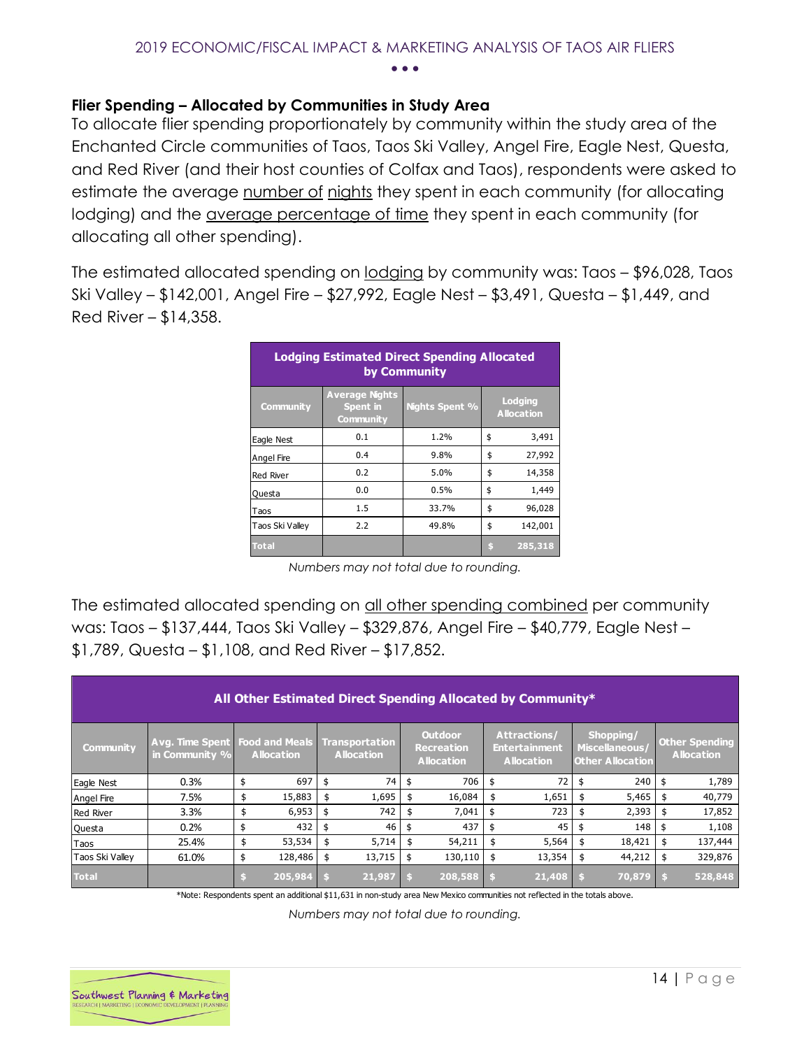## Flier Spending – Allocated by Communities in Study Area

To allocate flier spending proportionately by community within the study area of the Enchanted Circle communities of Taos, Taos Ski Valley, Angel Fire, Eagle Nest, Questa, and Red River (and their host counties of Colfax and Taos), respondents were asked to estimate the average number of nights they spent in each community (for allocating lodging) and the average percentage of time they spent in each community (for allocating all other spending).

The estimated allocated spending on lodging by community was: Taos – $96,028, Taos Ski Valley – $142,001, Angel Fire – $27,992, Eagle Nest – $3,491, Questa – $1,449, and Red River – $14,358.

| Lodging Estimated Direct Spending Allocated by Community | | | |
|---|---|---|---|
| Community | Average Nights Spent in Community | Nights Spent % | Lodging Allocation |
| Eagle Nest | 0.1 | 1.2% | $ 3,491 |
| Angel Fire | 0.4 | 9.8% | $ 27,992 |
| Red River | 0.2 | 5.0% | $ 14,358 |
| Questa | 0.0 | 0.5% | $ 1,449 |
| Taos | 1.5 | 33.7% | $ 96,028 |
| Taos Ski Valley | 2.2 | 49.8% | $ 142,001 |
| Total | | | $ 285,318 |

*Numbers may not total due to rounding.*

The estimated allocated spending on all other spending combined per community was: Taos – $137,444, Taos Ski Valley – $329,876, Angel Fire – $40,779, Eagle Nest – $1,789, Questa – $1,108, and Red River – $17,852.

| All Other Estimated Direct Spending Allocated by Community* | | | | | | | |
|---|---|---|---|---|---|---|---|
| Community | Avg. Time Spent in Community % | Food and Meals Allocation | Transportation Allocation | Outdoor Recreation Allocation | Attractions/ Entertainment Allocation | Shopping/ Miscellaneous/ Other Allocation | Other Spending Allocation |
| Eagle Nest | 0.3% | $ 697 | $ 74 | $ 706 | $ 72 | $ 240 | $ 1,789 |
| Angel Fire | 7.5% | $ 15,883 | $ 1,695 | $ 16,084 | $ 1,651 | $ 5,465 | $ 40,779 |
| Red River | 3.3% | $ 6,953 | $ 742 | $ 7,041 | $ 723 | $ 2,393 | $ 17,852 |
| Questa | 0.2% | $ 432 | $ 46 | $ 437 | $ 45 | $ 148 | $ 1,108 |
| Taos | 25.4% | $ 53,534 | $ 5,714 | $ 54,211 | $ 5,564 | $ 18,421 | $ 137,444 |
| Taos Ski Valley | 61.0% | $ 128,486 | $ 13,715 | $ 130,110 | $ 13,354 | $ 44,212 | $ 329,876 |
| Total | | $ 205,984 | $ 21,987 | $ 208,588 | $ 21,408 | $ 70,879 | $ 528,848 |

*Note: Respondents spent an additional $11,631 in non-study area New Mexico communities not reflected in the totals above.

*Numbers may not total due to rounding.*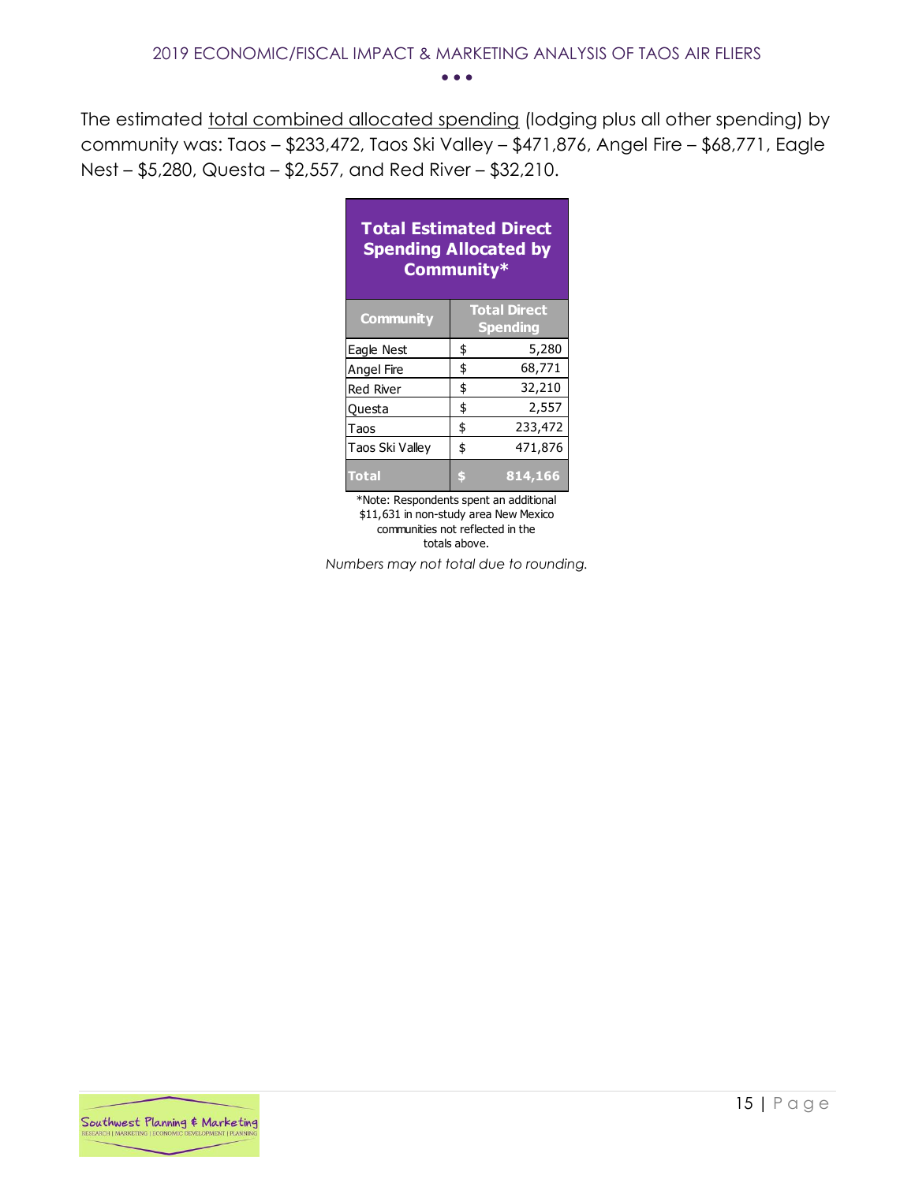The estimated <u>total combined allocated spending</u> (lodging plus all other spending) by community was: Taos – $233,472, Taos Ski Valley – $471,876, Angel Fire – $68,771, Eagle Nest – $5,280, Questa – $2,557, and Red River – $32,210.

**Total Estimated Direct Spending Allocated by Community***

| Community | Total Direct Spending |
|---|---|
| Eagle Nest | $ 5,280 |
| Angel Fire | $ 68,771 |
| Red River | $ 32,210 |
| Questa | $ 2,557 |
| Taos | $ 233,472 |
| Taos Ski Valley | $ 471,876 |
| **Total** | **$ 814,166** |

*Note: Respondents spent an additional $11,631 in non-study area New Mexico communities not reflected in the totals above.

*Numbers may not total due to rounding.*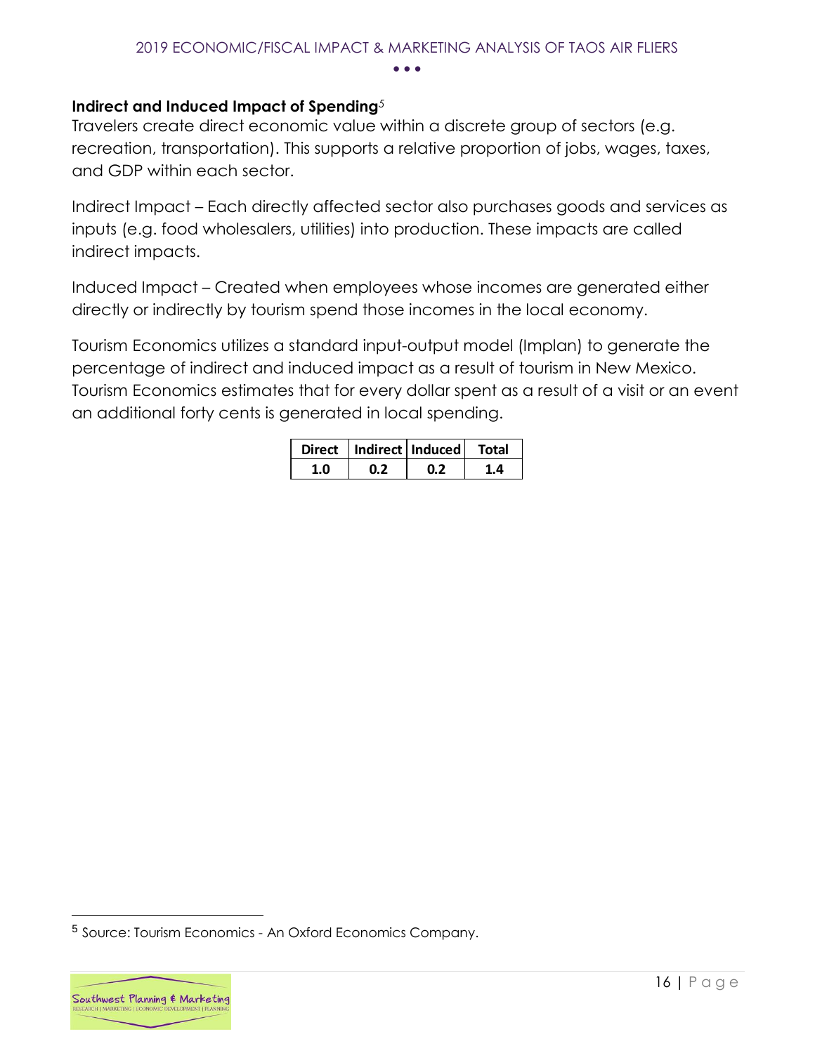### Indirect and Induced Impact of Spending[5]

Travelers create direct economic value within a discrete group of sectors (e.g. recreation, transportation). This supports a relative proportion of jobs, wages, taxes, and GDP within each sector.

Indirect Impact – Each directly affected sector also purchases goods and services as inputs (e.g. food wholesalers, utilities) into production. These impacts are called indirect impacts.

Induced Impact – Created when employees whose incomes are generated either directly or indirectly by tourism spend those incomes in the local economy.

Tourism Economics utilizes a standard input-output model (Implan) to generate the percentage of indirect and induced impact as a result of tourism in New Mexico. Tourism Economics estimates that for every dollar spent as a result of a visit or an event an additional forty cents is generated in local spending.

| Direct | Indirect | Induced | Total |
|---|---|---|---|
| 1.0 | 0.2 | 0.2 | 1.4 |

[5] Source: Tourism Economics - An Oxford Economics Company.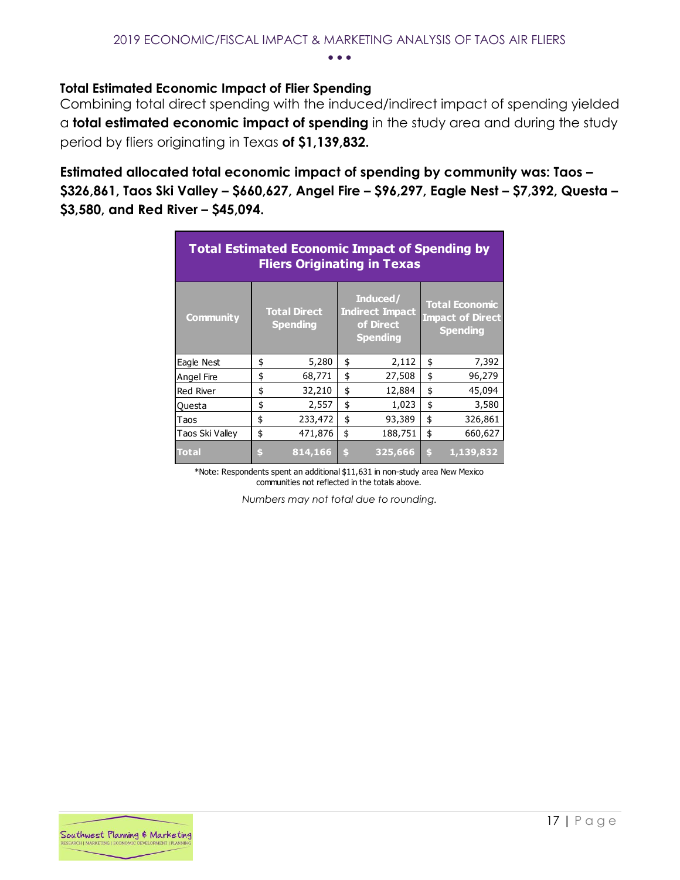### Total Estimated Economic Impact of Flier Spending

Combining total direct spending with the induced/indirect impact of spending yielded a **total estimated economic impact of spending** in the study area and during the study period by fliers originating in Texas **of $1,139,832.**

**Estimated allocated total economic impact of spending by community was: Taos – $326,861, Taos Ski Valley – $660,627, Angel Fire – $96,297, Eagle Nest – $7,392, Questa – $3,580, and Red River – $45,094.**

| Total Estimated Economic Impact of Spending by Fliers Originating in Texas | | | |
|---|---|---|---|
| Community | Total Direct Spending | Induced/ Indirect Impact of Direct Spending | Total Economic Impact of Direct Spending |
| Eagle Nest | $ 5,280 | $ 2,112 | $ 7,392 |
| Angel Fire | $ 68,771 | $ 27,508 | $ 96,279 |
| Red River | $ 32,210 | $ 12,884 | $ 45,094 |
| Questa | $ 2,557 | $ 1,023 | $ 3,580 |
| Taos | $ 233,472 | $ 93,389 | $ 326,861 |
| Taos Ski Valley | $ 471,876 | $ 188,751 | $ 660,627 |
| **Total** | **$ 814,166** | **$ 325,666** | **$ 1,139,832** |

*Note: Respondents spent an additional $11,631 in non-study area New Mexico communities not reflected in the totals above.

*Numbers may not total due to rounding.*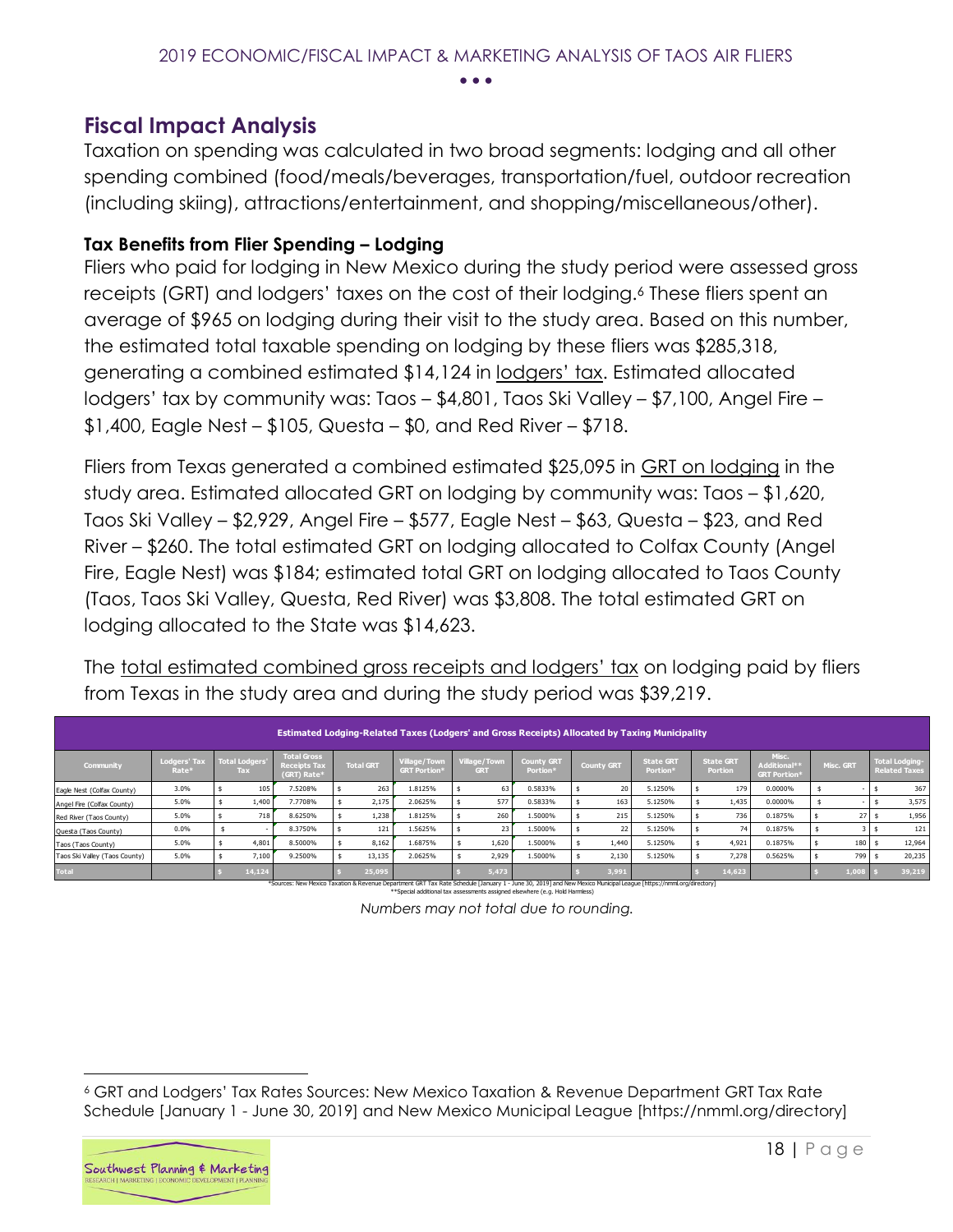## Fiscal Impact Analysis

Taxation on spending was calculated in two broad segments: lodging and all other spending combined (food/meals/beverages, transportation/fuel, outdoor recreation (including skiing), attractions/entertainment, and shopping/miscellaneous/other).

### Tax Benefits from Flier Spending – Lodging

Fliers who paid for lodging in New Mexico during the study period were assessed gross receipts (GRT) and lodgers' taxes on the cost of their lodging.[6] These fliers spent an average of $965 on lodging during their visit to the study area. Based on this number, the estimated total taxable spending on lodging by these fliers was $285,318, generating a combined estimated $14,124 in lodgers' tax. Estimated allocated lodgers' tax by community was: Taos – $4,801, Taos Ski Valley – $7,100, Angel Fire – $1,400, Eagle Nest – $105, Questa – $0, and Red River – $718.

Fliers from Texas generated a combined estimated $25,095 in GRT on lodging in the study area. Estimated allocated GRT on lodging by community was: Taos – $1,620, Taos Ski Valley – $2,929, Angel Fire – $577, Eagle Nest – $63, Questa – $23, and Red River – $260. The total estimated GRT on lodging allocated to Colfax County (Angel Fire, Eagle Nest) was $184; estimated total GRT on lodging allocated to Taos County (Taos, Taos Ski Valley, Questa, Red River) was $3,808. The total estimated GRT on lodging allocated to the State was $14,623.

The total estimated combined gross receipts and lodgers' tax on lodging paid by fliers from Texas in the study area and during the study period was $39,219.

| Estimated Lodging-Related Taxes (Lodgers' and Gross Receipts) Allocated by Taxing Municipality | | | | | | | | | | | | | |
|---|---|---|---|---|---|---|---|---|---|---|---|---|---|
| Community | Lodgers' Tax Rate* | Total Lodgers' Tax | Total Gross Receipts Tax (GRT) Rate* | Total GRT | Village/Town GRT Portion* | Village/Town GRT | County GRT Portion* | County GRT | State GRT Portion* | State GRT Portion | Misc. Additional** GRT Portion* | Misc. GRT | Total Lodging-Related Taxes |
| Eagle Nest (Colfax County) | 3.0% | $ 105 | 7.5208% | $ 263 | 1.8125% | $ 63 | 0.5833% | $ 20 | 5.1250% | $ 179 | 0.0000% | $ - | $ 367 |
| Angel Fire (Colfax County) | 5.0% | $ 1,400 | 7.7708% | $ 2,175 | 2.0625% | $ 577 | 0.5833% | $ 163 | 5.1250% | $ 1,435 | 0.0000% | $ - | $ 3,575 |
| Red River (Taos County) | 5.0% | $ 718 | 8.6250% | $ 1,238 | 1.8125% | $ 260 | 1.5000% | $ 215 | 5.1250% | $ 736 | 0.1875% | $ 27 | $ 1,956 |
| Questa (Taos County) | 0.0% | $ - | 8.3750% | $ 121 | 1.5625% | $ 23 | 1.5000% | $ 22 | 5.1250% | $ 74 | 0.1875% | $ 3 | $ 121 |
| Taos (Taos County) | 5.0% | $ 4,801 | 8.5000% | $ 8,162 | 1.6875% | $ 1,620 | 1.5000% | $ 1,440 | 5.1250% | $ 4,921 | 0.1875% | $ 180 | $ 12,964 |
| Taos Ski Valley (Taos County) | 5.0% | $ 7,100 | 9.2500% | $ 13,135 | 2.0625% | $ 2,929 | 1.5000% | $ 2,130 | 5.1250% | $ 7,278 | 0.5625% | $ 799 | $ 20,235 |
| Total | | $ 14,124 | | $ 25,095 | | $ 5,473 | | $ 3,991 | | $ 14,623 | | $ 1,008 | $ 39,219 |

*Sources: New Mexico Taxation & Revenue Department GRT Tax Rate Schedule [January 1 - June 30, 2019] and New Mexico Municipal League [https://nmml.org/directory]
**Special additional tax assessments assigned elsewhere (e.g. Hold Harmless)

*Numbers may not total due to rounding.*

[6] GRT and Lodgers' Tax Rates Sources: New Mexico Taxation & Revenue Department GRT Tax Rate Schedule [January 1 - June 30, 2019] and New Mexico Municipal League [https://nmml.org/directory]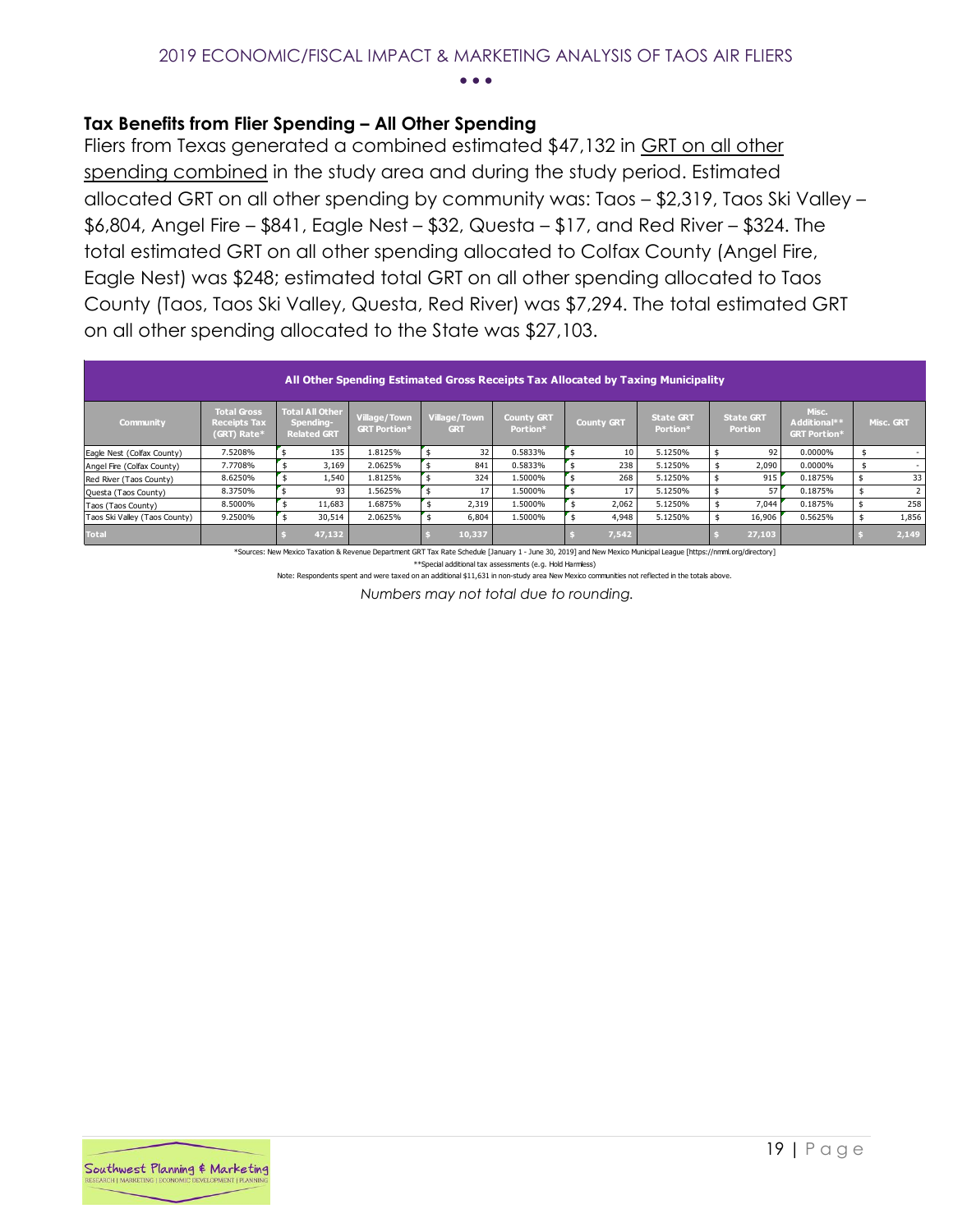## Tax Benefits from Flier Spending – All Other Spending

Fliers from Texas generated a combined estimated $47,132 in GRT on all other spending combined in the study area and during the study period. Estimated allocated GRT on all other spending by community was: Taos – $2,319, Taos Ski Valley – $6,804, Angel Fire – $841, Eagle Nest – $32, Questa – $17, and Red River – $324. The total estimated GRT on all other spending allocated to Colfax County (Angel Fire, Eagle Nest) was $248; estimated total GRT on all other spending allocated to Taos County (Taos, Taos Ski Valley, Questa, Red River) was $7,294. The total estimated GRT on all other spending allocated to the State was $27,103.

**All Other Spending Estimated Gross Receipts Tax Allocated by Taxing Municipality**

| Community | Total Gross Receipts Tax (GRT) Rate* | Total All Other Spending-Related GRT | Village/Town GRT Portion* | Village/Town GRT | County GRT Portion* | County GRT | State GRT Portion* | State GRT Portion | Misc. Additional** GRT Portion* | Misc. GRT |
|---|---|---|---|---|---|---|---|---|---|---|
| Eagle Nest (Colfax County) | 7.5208% | $ 135 | 1.8125% | $ 32 | 0.5833% | $ 10 | 5.1250% | $ 92 | 0.0000% | $ - |
| Angel Fire (Colfax County) | 7.7708% | $ 3,169 | 2.0625% | $ 841 | 0.5833% | $ 238 | 5.1250% | $ 2,090 | 0.0000% | $ - |
| Red River (Taos County) | 8.6250% | $ 1,540 | 1.8125% | $ 324 | 1.5000% | $ 268 | 5.1250% | $ 915 | 0.1875% | $ 33 |
| Questa (Taos County) | 8.3750% | $ 93 | 1.5625% | $ 17 | 1.5000% | $ 17 | 5.1250% | $ 57 | 0.1875% | $ 2 |
| Taos (Taos County) | 8.5000% | $ 11,683 | 1.6875% | $ 2,319 | 1.5000% | $ 2,062 | 5.1250% | $ 7,044 | 0.1875% | $ 258 |
| Taos Ski Valley (Taos County) | 9.2500% | $ 30,514 | 2.0625% | $ 6,804 | 1.5000% | $ 4,948 | 5.1250% | $ 16,906 | 0.5625% | $ 1,856 |
| **Total** | | **$ 47,132** | | **$ 10,337** | | **$ 7,542** | | **$ 27,103** | | **$ 2,149** |

*Sources: New Mexico Taxation & Revenue Department GRT Tax Rate Schedule [January 1 - June 30, 2019] and New Mexico Municipal League [https://nmml.org/directory]

**Special additional tax assessments (e.g. Hold Harmless)

Note: Respondents spent and were taxed on an additional $11,631 in non-study area New Mexico communities not reflected in the totals above.

*Numbers may not total due to rounding.*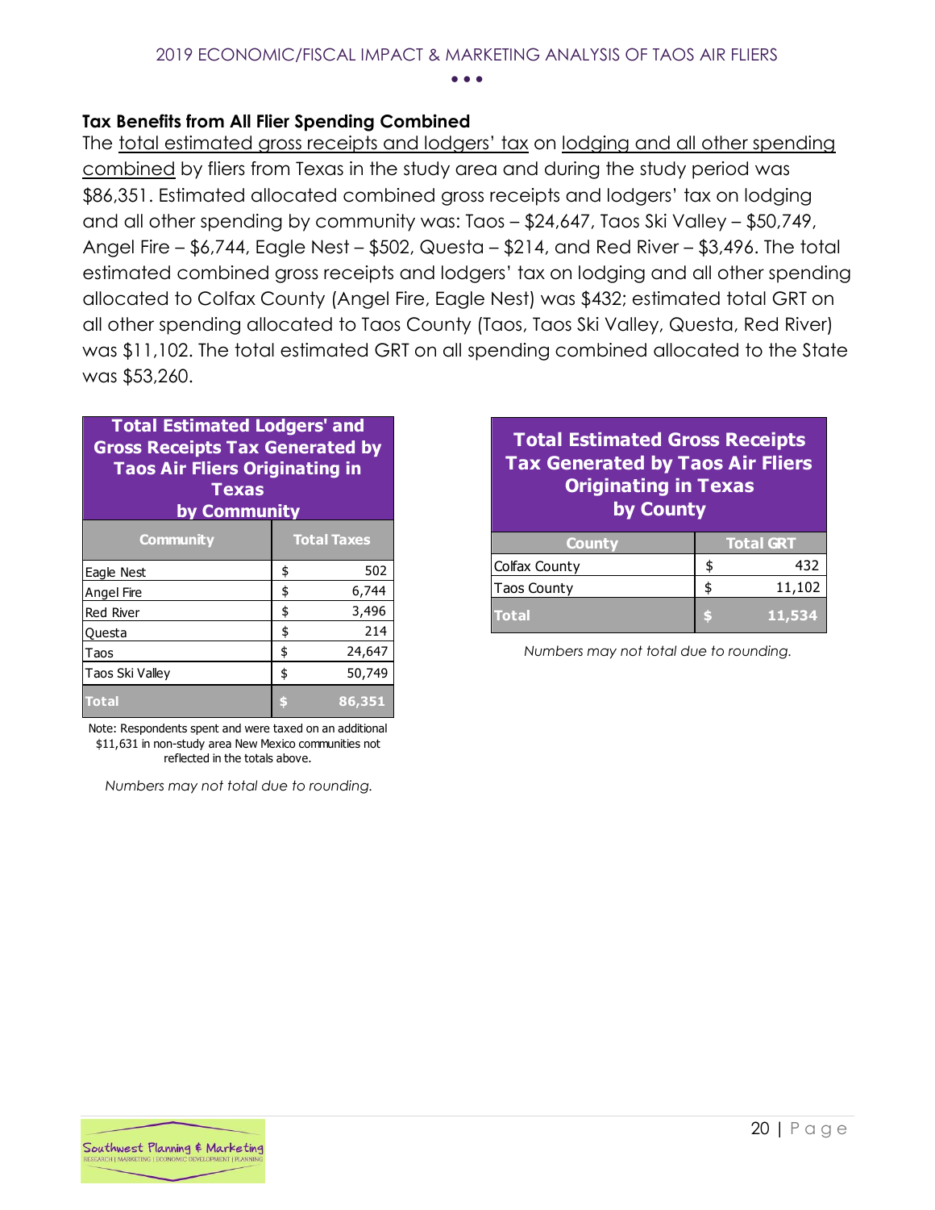### Tax Benefits from All Flier Spending Combined

The total estimated gross receipts and lodgers' tax on lodging and all other spending combined by fliers from Texas in the study area and during the study period was $86,351. Estimated allocated combined gross receipts and lodgers' tax on lodging and all other spending by community was: Taos – $24,647, Taos Ski Valley – $50,749, Angel Fire – $6,744, Eagle Nest – $502, Questa – $214, and Red River – $3,496. The total estimated combined gross receipts and lodgers' tax on lodging and all other spending allocated to Colfax County (Angel Fire, Eagle Nest) was $432; estimated total GRT on all other spending allocated to Taos County (Taos, Taos Ski Valley, Questa, Red River) was $11,102. The total estimated GRT on all spending combined allocated to the State was $53,260.

**Total Estimated Lodgers' and Gross Receipts Tax Generated by Taos Air Fliers Originating in Texas by Community**

| Community | Total Taxes | |
|---|---|---|
| Eagle Nest | $ | 502 |
| Angel Fire | $ | 6,744 |
| Red River | $ | 3,496 |
| Questa | $ | 214 |
| Taos | $ | 24,647 |
| Taos Ski Valley | $ | 50,749 |
| **Total** | **$** | **86,351** |

Note: Respondents spent and were taxed on an additional $11,631 in non-study area New Mexico communities not reflected in the totals above.

*Numbers may not total due to rounding.*

**Total Estimated Gross Receipts Tax Generated by Taos Air Fliers Originating in Texas by County**

| County | Total GRT | |
|---|---|---|
| Colfax County | $ | 432 |
| Taos County | $ | 11,102 |
| **Total** | **$** | **11,534** |

*Numbers may not total due to rounding.*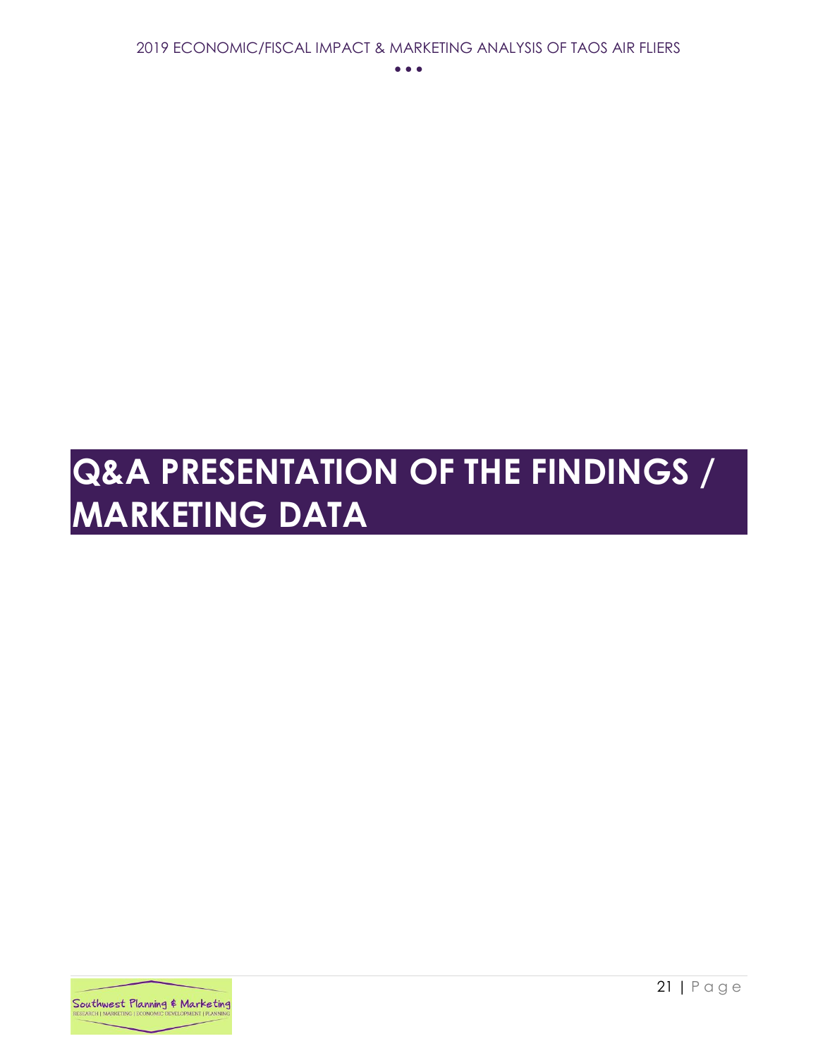# Q&A PRESENTATION OF THE FINDINGS / MARKETING DATA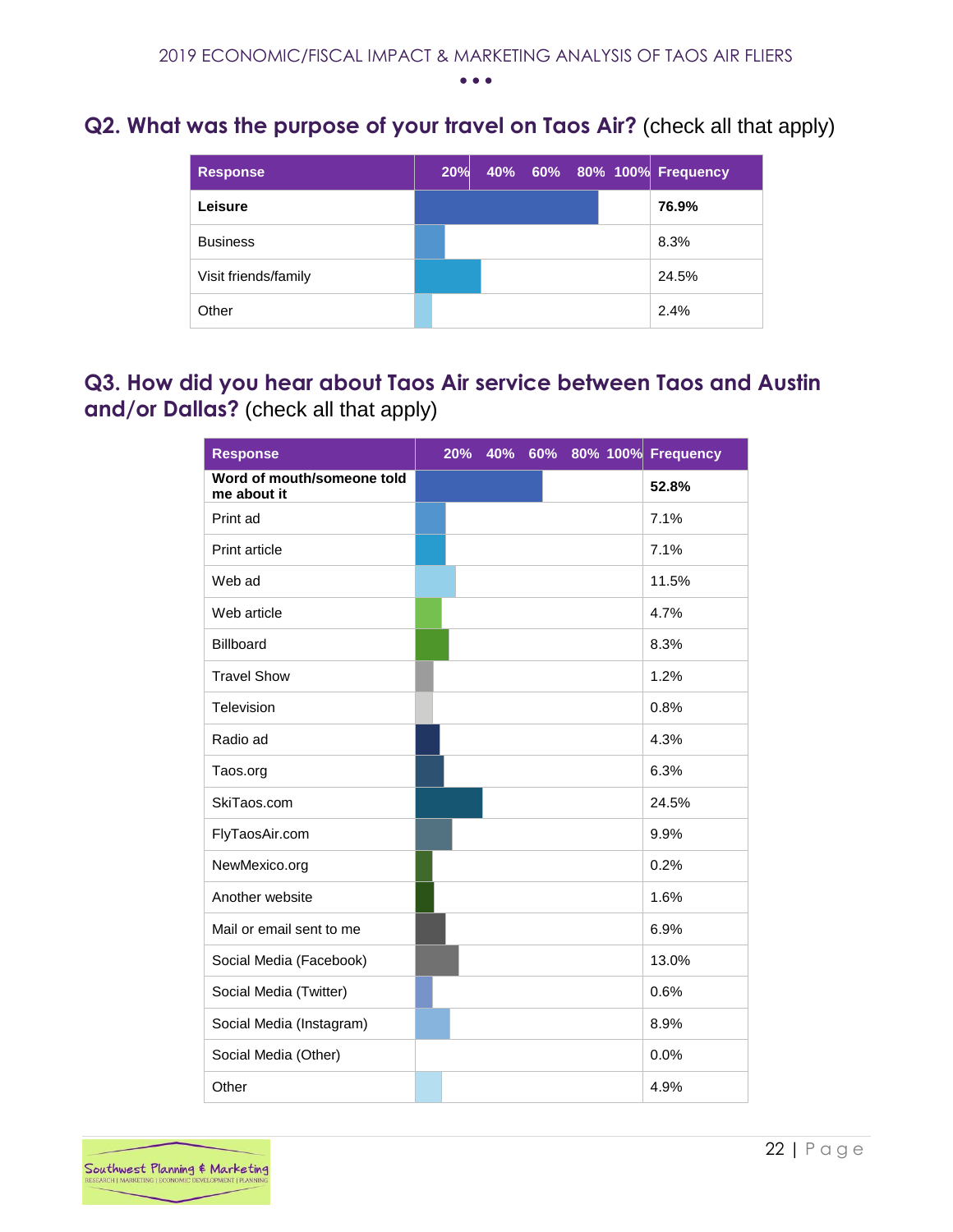## Q2. What was the purpose of your travel on Taos Air? (check all that apply)

| Response | 20% 40% 60% 80% 100% | Frequency |
|---|---|---|
| **Leisure** | | **76.9%** |
| Business | | 8.3% |
| Visit friends/family | | 24.5% |
| Other | | 2.4% |

## Q3. How did you hear about Taos Air service between Taos and Austin and/or Dallas? (check all that apply)

| Response | 20% 40% 60% 80% 100% | Frequency |
|---|---|---|
| **Word of mouth/someone told me about it** | | **52.8%** |
| Print ad | | 7.1% |
| Print article | | 7.1% |
| Web ad | | 11.5% |
| Web article | | 4.7% |
| Billboard | | 8.3% |
| Travel Show | | 1.2% |
| Television | | 0.8% |
| Radio ad | | 4.3% |
| Taos.org | | 6.3% |
| SkiTaos.com | | 24.5% |
| FlyTaosAir.com | | 9.9% |
| NewMexico.org | | 0.2% |
| Another website | | 1.6% |
| Mail or email sent to me | | 6.9% |
| Social Media (Facebook) | | 13.0% |
| Social Media (Twitter) | | 0.6% |
| Social Media (Instagram) | | 8.9% |
| Social Media (Other) | | 0.0% |
| Other | | 4.9% |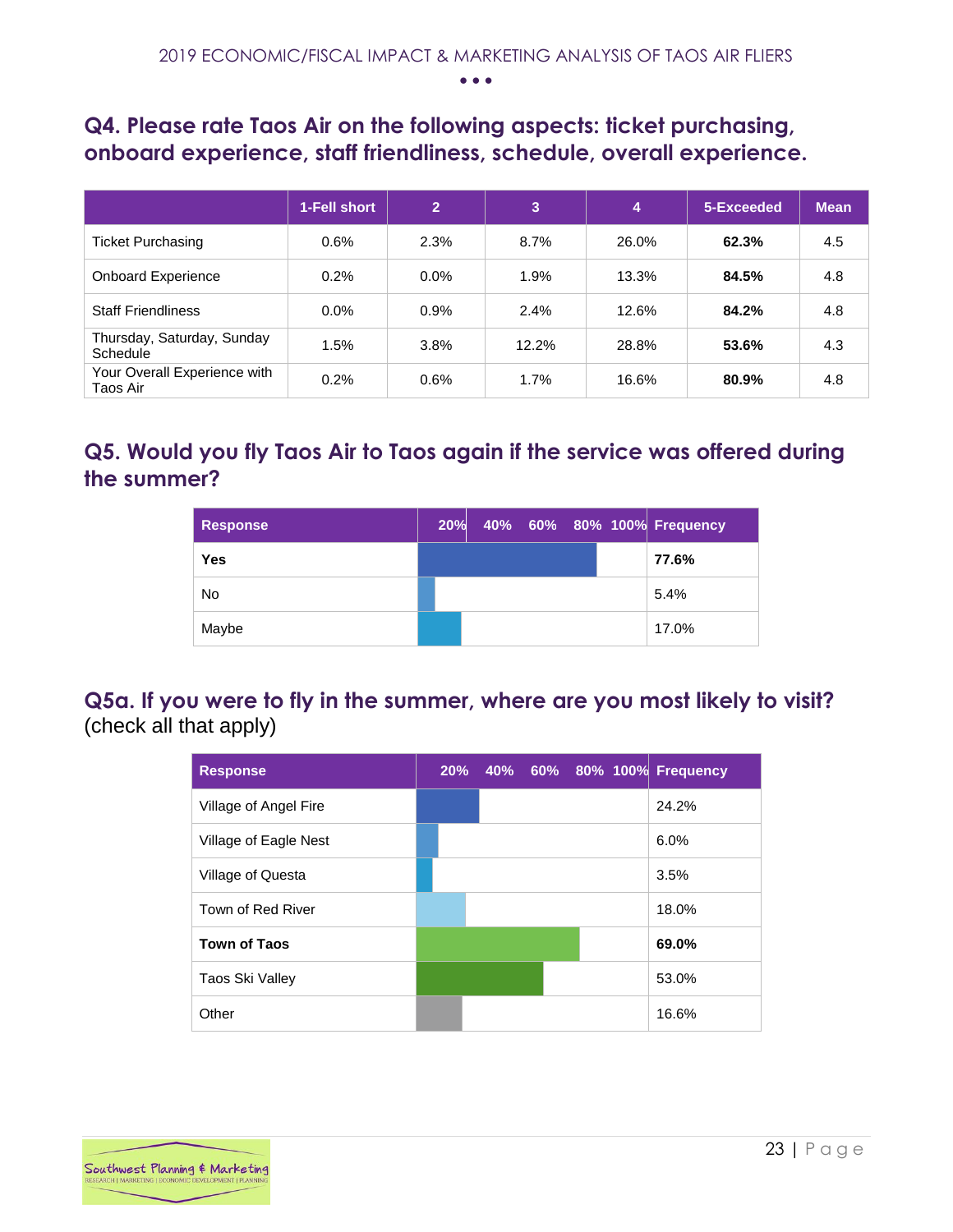## Q4. Please rate Taos Air on the following aspects: ticket purchasing, onboard experience, staff friendliness, schedule, overall experience.

| | 1-Fell short | 2 | 3 | 4 | 5-Exceeded | Mean |
|---|---|---|---|---|---|---|
| Ticket Purchasing | 0.6% | 2.3% | 8.7% | 26.0% | **62.3%** | 4.5 |
| Onboard Experience | 0.2% | 0.0% | 1.9% | 13.3% | **84.5%** | 4.8 |
| Staff Friendliness | 0.0% | 0.9% | 2.4% | 12.6% | **84.2%** | 4.8 |
| Thursday, Saturday, Sunday Schedule | 1.5% | 3.8% | 12.2% | 28.8% | **53.6%** | 4.3 |
| Your Overall Experience with Taos Air | 0.2% | 0.6% | 1.7% | 16.6% | **80.9%** | 4.8 |

## Q5. Would you fly Taos Air to Taos again if the service was offered during the summer?

| Response | Frequency |
|---|---|
| **Yes** | **77.6%** |
| No | 5.4% |
| Maybe | 17.0% |

## Q5a. If you were to fly in the summer, where are you most likely to visit? (check all that apply)

| Response | Frequency |
|---|---|
| Village of Angel Fire | 24.2% |
| Village of Eagle Nest | 6.0% |
| Village of Questa | 3.5% |
| Town of Red River | 18.0% |
| **Town of Taos** | **69.0%** |
| Taos Ski Valley | 53.0% |
| Other | 16.6% |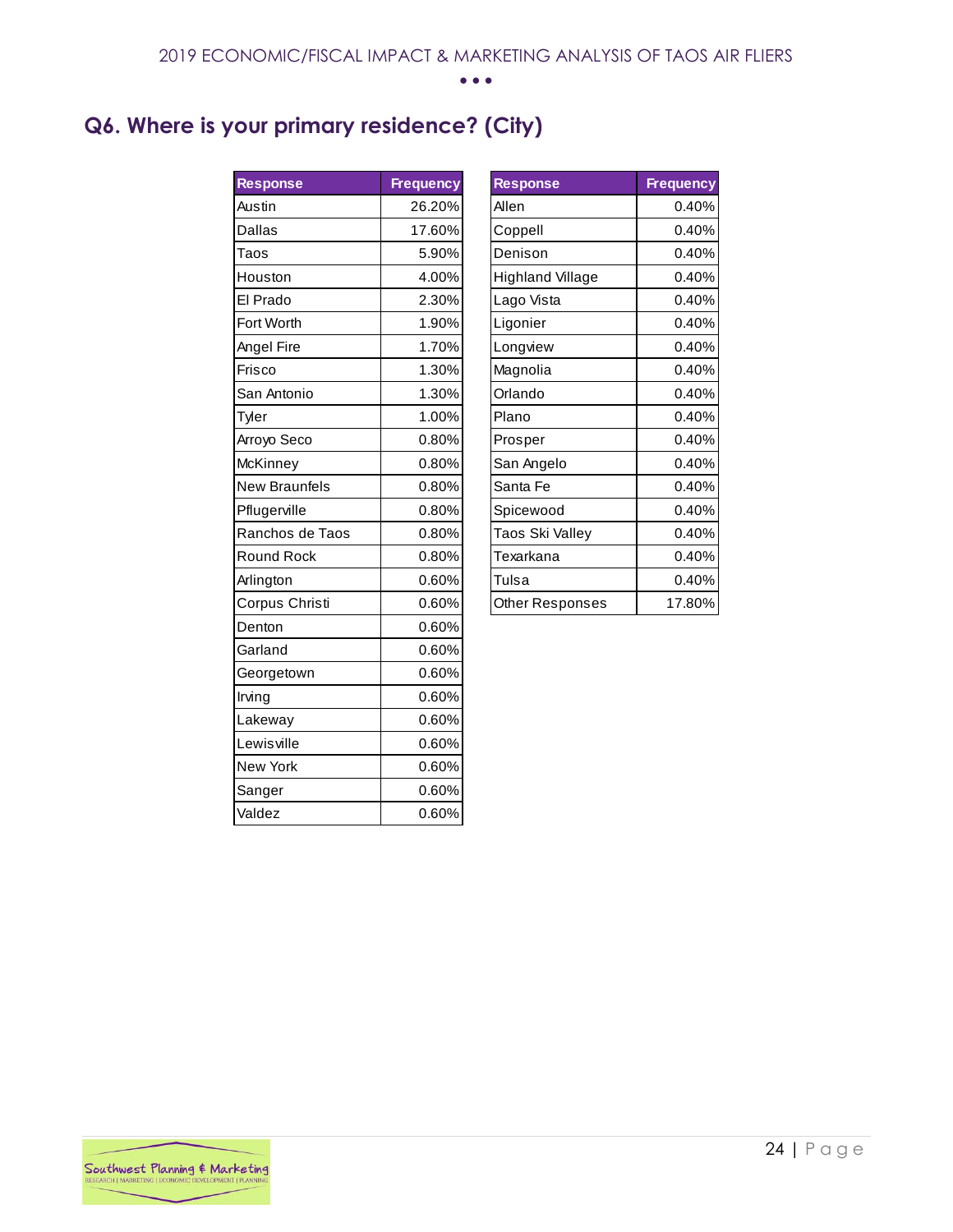## Q6. Where is your primary residence? (City)

| Response | Frequency |
|---|---|
| Austin | 26.20% |
| Dallas | 17.60% |
| Taos | 5.90% |
| Houston | 4.00% |
| El Prado | 2.30% |
| Fort Worth | 1.90% |
| Angel Fire | 1.70% |
| Frisco | 1.30% |
| San Antonio | 1.30% |
| Tyler | 1.00% |
| Arroyo Seco | 0.80% |
| McKinney | 0.80% |
| New Braunfels | 0.80% |
| Pflugerville | 0.80% |
| Ranchos de Taos | 0.80% |
| Round Rock | 0.80% |
| Arlington | 0.60% |
| Corpus Christi | 0.60% |
| Denton | 0.60% |
| Garland | 0.60% |
| Georgetown | 0.60% |
| Irving | 0.60% |
| Lakeway | 0.60% |
| Lewisville | 0.60% |
| New York | 0.60% |
| Sanger | 0.60% |
| Valdez | 0.60% |

| Response | Frequency |
|---|---|
| Allen | 0.40% |
| Coppell | 0.40% |
| Denison | 0.40% |
| Highland Village | 0.40% |
| Lago Vista | 0.40% |
| Ligonier | 0.40% |
| Longview | 0.40% |
| Magnolia | 0.40% |
| Orlando | 0.40% |
| Plano | 0.40% |
| Prosper | 0.40% |
| San Angelo | 0.40% |
| Santa Fe | 0.40% |
| Spicewood | 0.40% |
| Taos Ski Valley | 0.40% |
| Texarkana | 0.40% |
| Tulsa | 0.40% |
| Other Responses | 17.80% |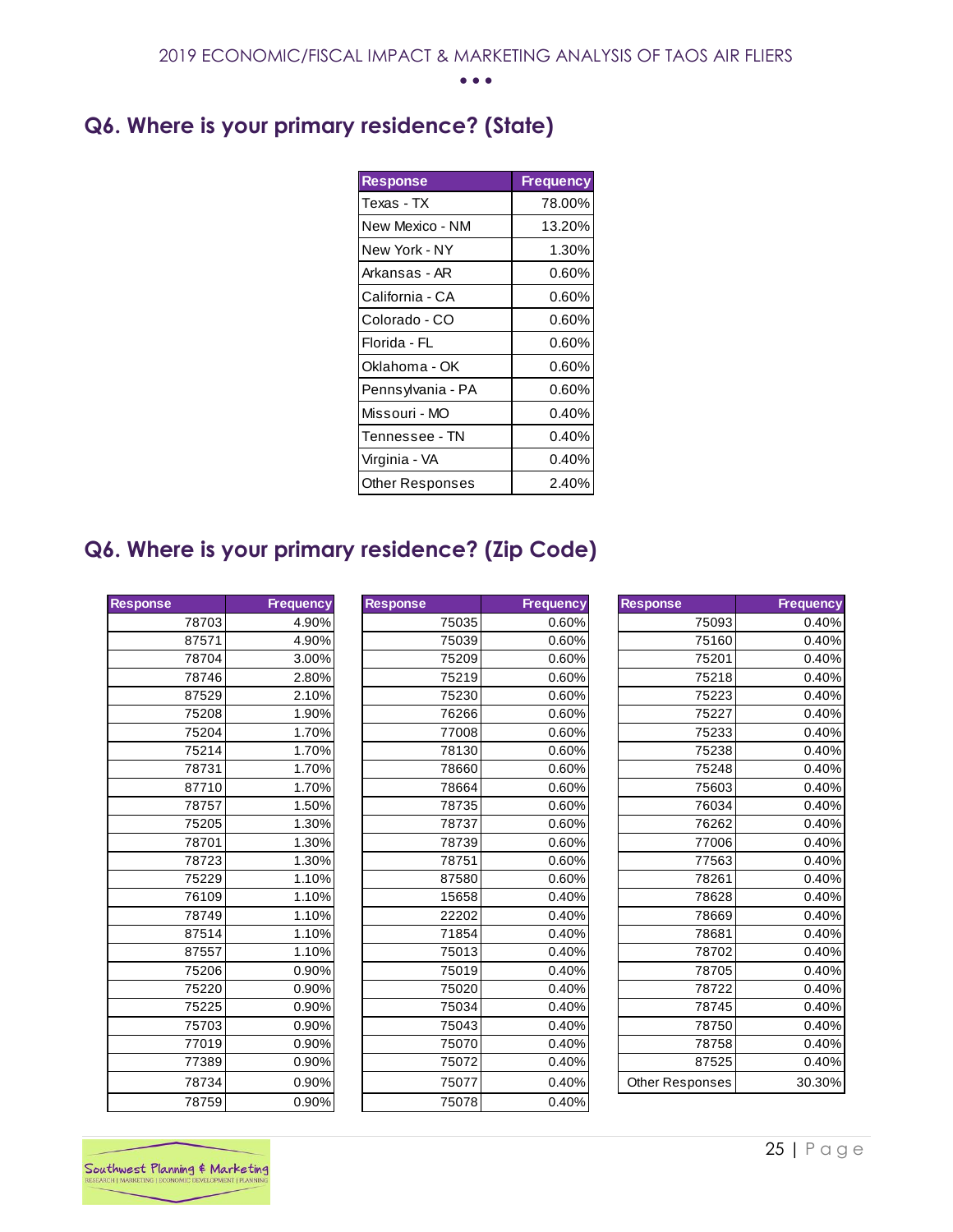## Q6. Where is your primary residence? (State)

| Response | Frequency |
|---|---|
| Texas - TX | 78.00% |
| New Mexico - NM | 13.20% |
| New York - NY | 1.30% |
| Arkansas - AR | 0.60% |
| California - CA | 0.60% |
| Colorado - CO | 0.60% |
| Florida - FL | 0.60% |
| Oklahoma - OK | 0.60% |
| Pennsylvania - PA | 0.60% |
| Missouri - MO | 0.40% |
| Tennessee - TN | 0.40% |
| Virginia - VA | 0.40% |
| Other Responses | 2.40% |

## Q6. Where is your primary residence? (Zip Code)

| Response | Frequency |
|---|---|
| 78703 | 4.90% |
| 87571 | 4.90% |
| 78704 | 3.00% |
| 78746 | 2.80% |
| 87529 | 2.10% |
| 75208 | 1.90% |
| 75204 | 1.70% |
| 75214 | 1.70% |
| 78731 | 1.70% |
| 87710 | 1.70% |
| 78757 | 1.50% |
| 75205 | 1.30% |
| 78701 | 1.30% |
| 78723 | 1.30% |
| 75229 | 1.10% |
| 76109 | 1.10% |
| 78749 | 1.10% |
| 87514 | 1.10% |
| 87557 | 1.10% |
| 75206 | 0.90% |
| 75220 | 0.90% |
| 75225 | 0.90% |
| 75703 | 0.90% |
| 77019 | 0.90% |
| 77389 | 0.90% |
| 78734 | 0.90% |
| 78759 | 0.90% |

| Response | Frequency |
|---|---|
| 75035 | 0.60% |
| 75039 | 0.60% |
| 75209 | 0.60% |
| 75219 | 0.60% |
| 75230 | 0.60% |
| 76266 | 0.60% |
| 77008 | 0.60% |
| 78130 | 0.60% |
| 78660 | 0.60% |
| 78664 | 0.60% |
| 78735 | 0.60% |
| 78737 | 0.60% |
| 78739 | 0.60% |
| 78751 | 0.60% |
| 87580 | 0.60% |
| 15658 | 0.40% |
| 22202 | 0.40% |
| 71854 | 0.40% |
| 75013 | 0.40% |
| 75019 | 0.40% |
| 75020 | 0.40% |
| 75034 | 0.40% |
| 75043 | 0.40% |
| 75070 | 0.40% |
| 75072 | 0.40% |
| 75077 | 0.40% |
| 75078 | 0.40% |

| Response | Frequency |
|---|---|
| 75093 | 0.40% |
| 75160 | 0.40% |
| 75201 | 0.40% |
| 75218 | 0.40% |
| 75223 | 0.40% |
| 75227 | 0.40% |
| 75233 | 0.40% |
| 75238 | 0.40% |
| 75248 | 0.40% |
| 75603 | 0.40% |
| 76034 | 0.40% |
| 76262 | 0.40% |
| 77006 | 0.40% |
| 77563 | 0.40% |
| 78261 | 0.40% |
| 78628 | 0.40% |
| 78669 | 0.40% |
| 78681 | 0.40% |
| 78702 | 0.40% |
| 78705 | 0.40% |
| 78722 | 0.40% |
| 78745 | 0.40% |
| 78750 | 0.40% |
| 78758 | 0.40% |
| 87525 | 0.40% |
| Other Responses | 30.30% |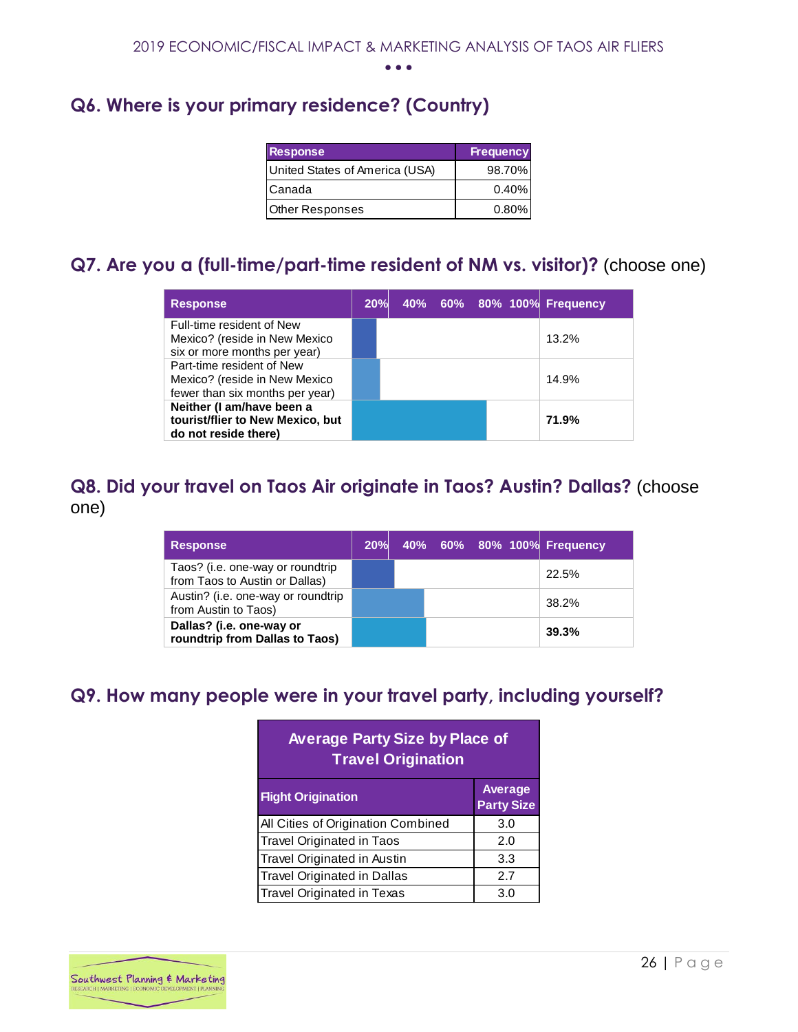## Q6. Where is your primary residence? (Country)

| Response | Frequency |
|---|---|
| United States of America (USA) | 98.70% |
| Canada | 0.40% |
| Other Responses | 0.80% |

## Q7. Are you a (full-time/part-time resident of NM vs. visitor)? (choose one)

| Response | Frequency |
|---|---|
| Full-time resident of New Mexico? (reside in New Mexico six or more months per year) | 13.2% |
| Part-time resident of New Mexico? (reside in New Mexico fewer than six months per year) | 14.9% |
| **Neither (I am/have been a tourist/flier to New Mexico, but do not reside there)** | **71.9%** |

## Q8. Did your travel on Taos Air originate in Taos? Austin? Dallas? (choose one)

| Response | Frequency |
|---|---|
| Taos? (i.e. one-way or roundtrip from Taos to Austin or Dallas) | 22.5% |
| Austin? (i.e. one-way or roundtrip from Austin to Taos) | 38.2% |
| **Dallas? (i.e. one-way or roundtrip from Dallas to Taos)** | **39.3%** |

## Q9. How many people were in your travel party, including yourself?

**Average Party Size by Place of Travel Origination**

| Flight Origination | Average Party Size |
|---|---|
| All Cities of Origination Combined | 3.0 |
| Travel Originated in Taos | 2.0 |
| Travel Originated in Austin | 3.3 |
| Travel Originated in Dallas | 2.7 |
| Travel Originated in Texas | 3.0 |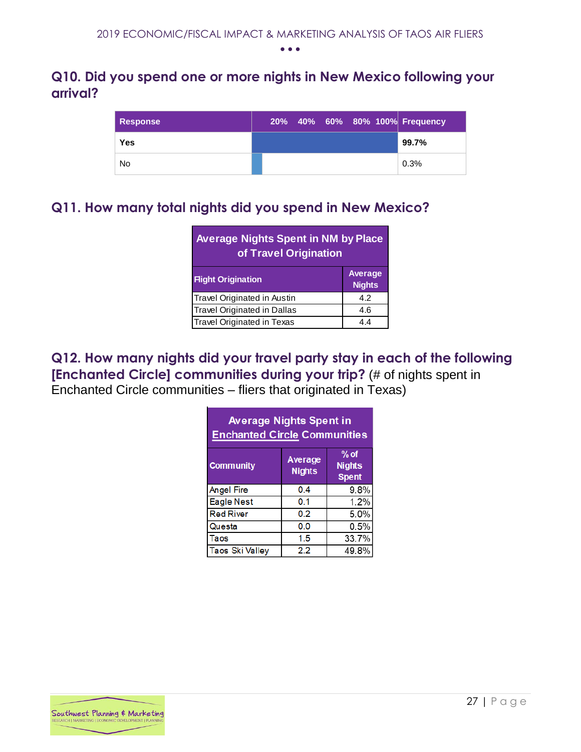## Q10. Did you spend one or more nights in New Mexico following your arrival?

| Response | 20% 40% 60% 80% 100% | Frequency |
|---|---|---|
| **Yes** | | **99.7%** |
| No | | 0.3% |

## Q11. How many total nights did you spend in New Mexico?

| Average Nights Spent in NM by Place of Travel Origination | |
|---|---|
| **Flight Origination** | **Average Nights** |
| Travel Originated in Austin | 4.2 |
| Travel Originated in Dallas | 4.6 |
| Travel Originated in Texas | 4.4 |

## Q12. How many nights did your travel party stay in each of the following [Enchanted Circle] communities during your trip? (# of nights spent in Enchanted Circle communities – fliers that originated in Texas)

| Average Nights Spent in Enchanted Circle Communities | | |
|---|---|---|
| **Community** | **Average Nights** | **% of Nights Spent** |
| Angel Fire | 0.4 | 9.8% |
| Eagle Nest | 0.1 | 1.2% |
| Red River | 0.2 | 5.0% |
| Questa | 0.0 | 0.5% |
| Taos | 1.5 | 33.7% |
| Taos Ski Valley | 2.2 | 49.8% |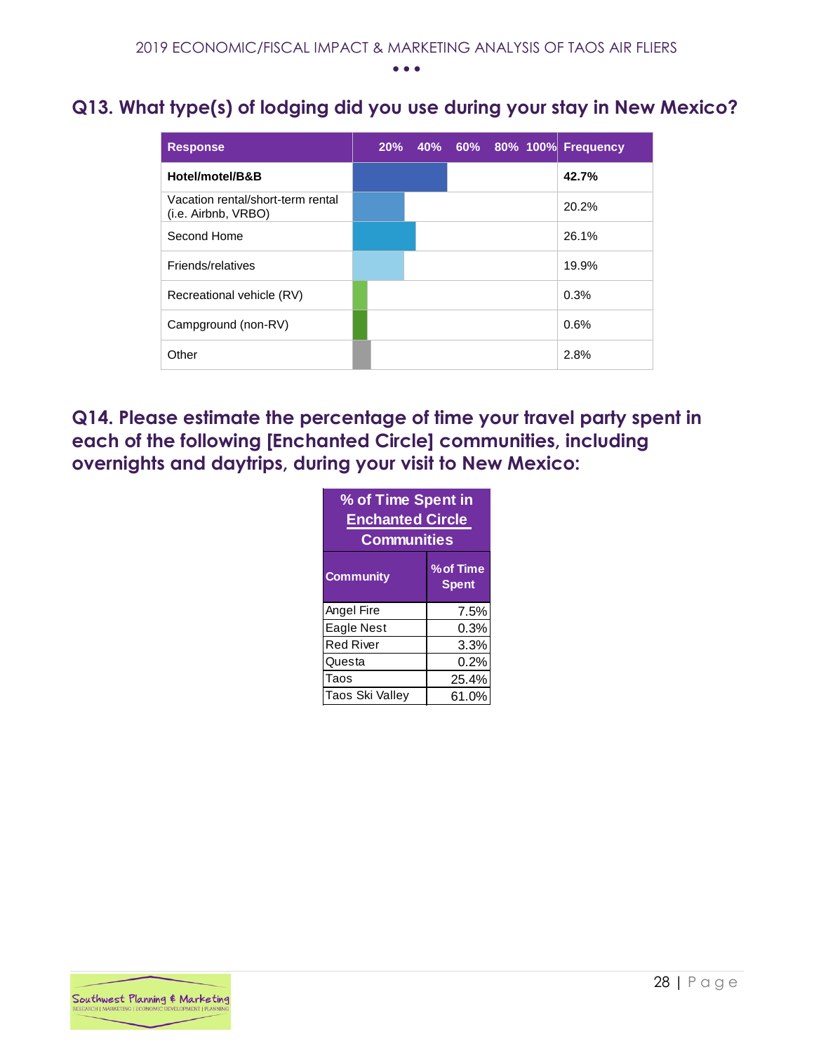## Q13. What type(s) of lodging did you use during your stay in New Mexico?

| Response | Frequency |
|---|---|
| **Hotel/motel/B&B** | **42.7%** |
| Vacation rental/short-term rental (i.e. Airbnb, VRBO) | 20.2% |
| Second Home | 26.1% |
| Friends/relatives | 19.9% |
| Recreational vehicle (RV) | 0.3% |
| Campground (non-RV) | 0.6% |
| Other | 2.8% |

## Q14. Please estimate the percentage of time your travel party spent in each of the following [Enchanted Circle] communities, including overnights and daytrips, during your visit to New Mexico:

| % of Time Spent in Enchanted Circle Communities | |
|---|---|
| **Community** | **% of Time Spent** |
| Angel Fire | 7.5% |
| Eagle Nest | 0.3% |
| Red River | 3.3% |
| Questa | 0.2% |
| Taos | 25.4% |
| Taos Ski Valley | 61.0% |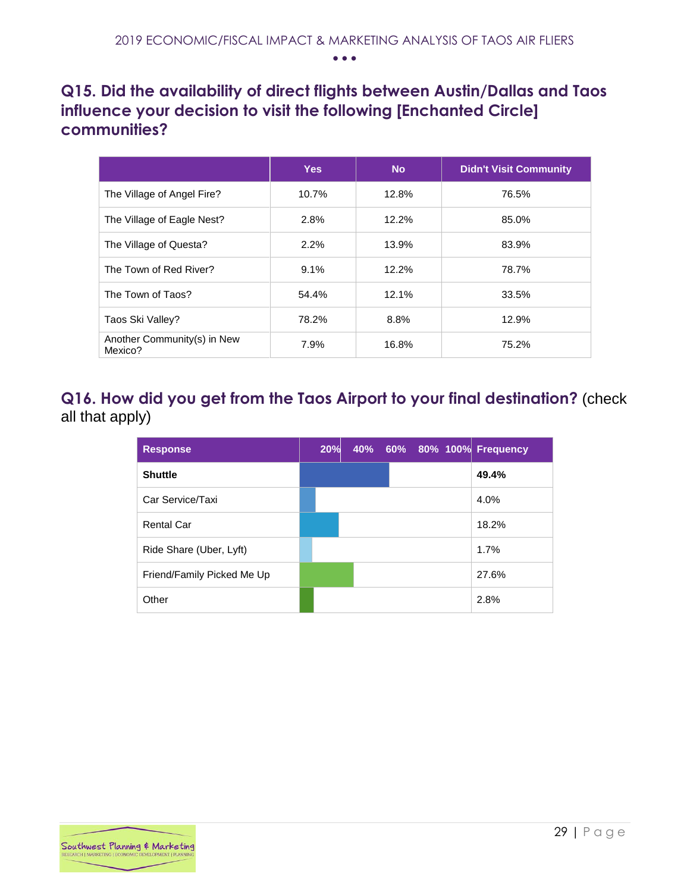## Q15. Did the availability of direct flights between Austin/Dallas and Taos influence your decision to visit the following [Enchanted Circle] communities?

| | Yes | No | Didn't Visit Community |
|---|---|---|---|
| The Village of Angel Fire? | 10.7% | 12.8% | 76.5% |
| The Village of Eagle Nest? | 2.8% | 12.2% | 85.0% |
| The Village of Questa? | 2.2% | 13.9% | 83.9% |
| The Town of Red River? | 9.1% | 12.2% | 78.7% |
| The Town of Taos? | 54.4% | 12.1% | 33.5% |
| Taos Ski Valley? | 78.2% | 8.8% | 12.9% |
| Another Community(s) in New Mexico? | 7.9% | 16.8% | 75.2% |

## Q16. How did you get from the Taos Airport to your final destination? (check all that apply)

| Response | Frequency |
|---|---|
| **Shuttle** | **49.4%** |
| Car Service/Taxi | 4.0% |
| Rental Car | 18.2% |
| Ride Share (Uber, Lyft) | 1.7% |
| Friend/Family Picked Me Up | 27.6% |
| Other | 2.8% |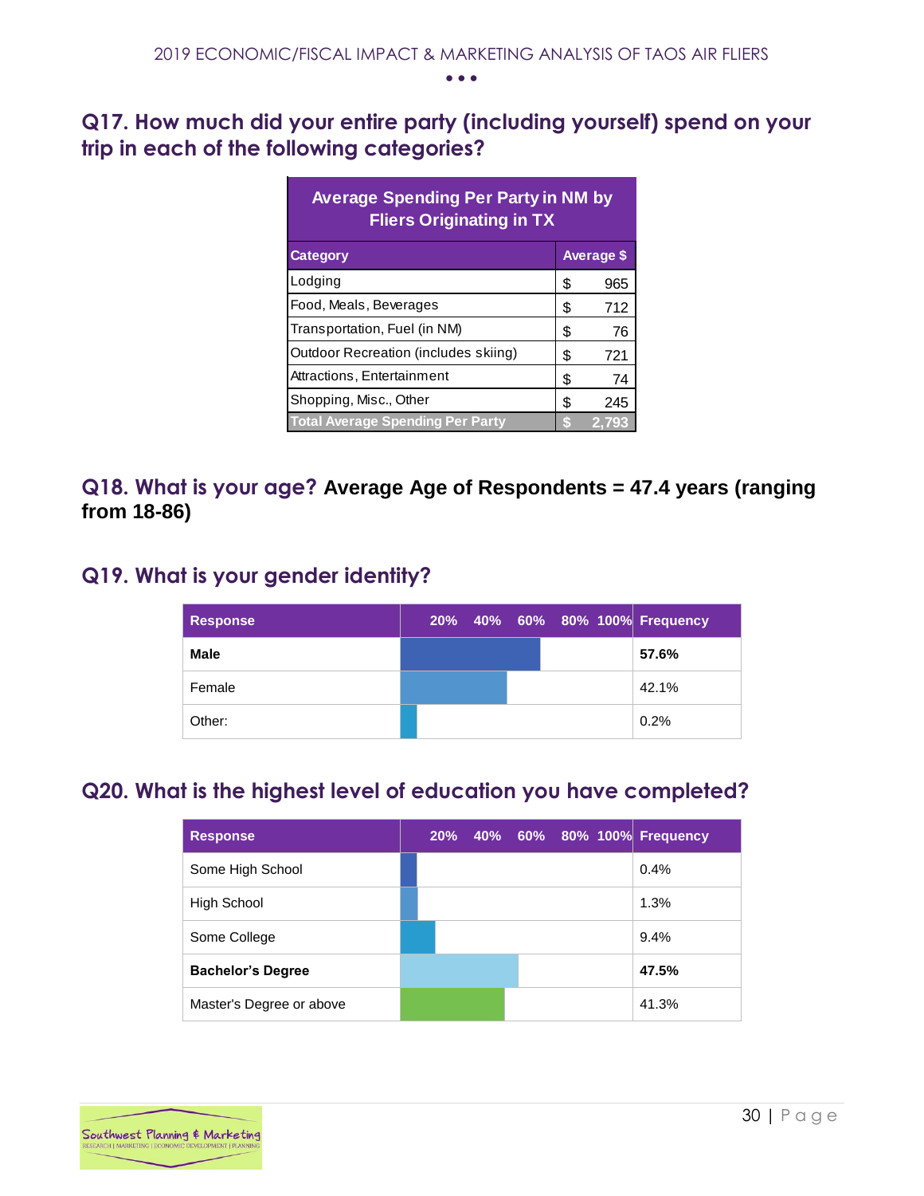## Q17. How much did your entire party (including yourself) spend on your trip in each of the following categories?

| Average Spending Per Party in NM by Fliers Originating in TX | |
|---|---|
| **Category** | **Average $** |
| Lodging | $ 965 |
| Food, Meals, Beverages | $ 712 |
| Transportation, Fuel (in NM) | $ 76 |
| Outdoor Recreation (includes skiing) | $ 721 |
| Attractions, Entertainment | $ 74 |
| Shopping, Misc., Other | $ 245 |
| **Total Average Spending Per Party** | **$ 2,793** |

## Q18. What is your age? **Average Age of Respondents = 47.4 years (ranging from 18-86)**

## Q19. What is your gender identity?

| Response | Frequency |
|---|---|
| **Male** | **57.6%** |
| Female | 42.1% |
| Other: | 0.2% |

## Q20. What is the highest level of education you have completed?

| Response | Frequency |
|---|---|
| Some High School | 0.4% |
| High School | 1.3% |
| Some College | 9.4% |
| **Bachelor's Degree** | **47.5%** |
| Master's Degree or above | 41.3% |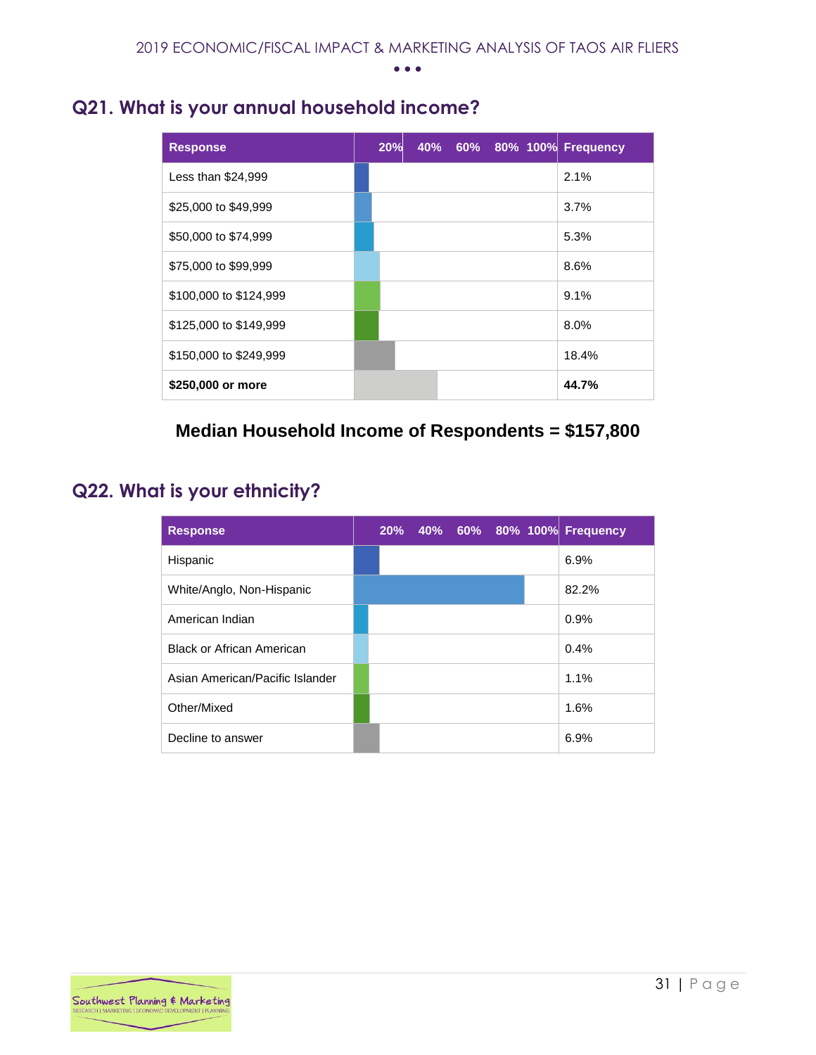## Q21. What is your annual household income?

| Response | 20% 40% 60% 80% 100% | Frequency |
|---|---|---|
| Less than $24,999 | | 2.1% |
| $25,000 to $49,999 | | 3.7% |
| $50,000 to $74,999 | | 5.3% |
| $75,000 to $99,999 | | 8.6% |
| $100,000 to $124,999 | | 9.1% |
| $125,000 to $149,999 | | 8.0% |
| $150,000 to $249,999 | | 18.4% |
| **$250,000 or more** | | **44.7%** |

**Median Household Income of Respondents = $157,800**

## Q22. What is your ethnicity?

| Response | 20% 40% 60% 80% 100% | Frequency |
|---|---|---|
| Hispanic | | 6.9% |
| White/Anglo, Non-Hispanic | | 82.2% |
| American Indian | | 0.9% |
| Black or African American | | 0.4% |
| Asian American/Pacific Islander | | 1.1% |
| Other/Mixed | | 1.6% |
| Decline to answer | | 6.9% |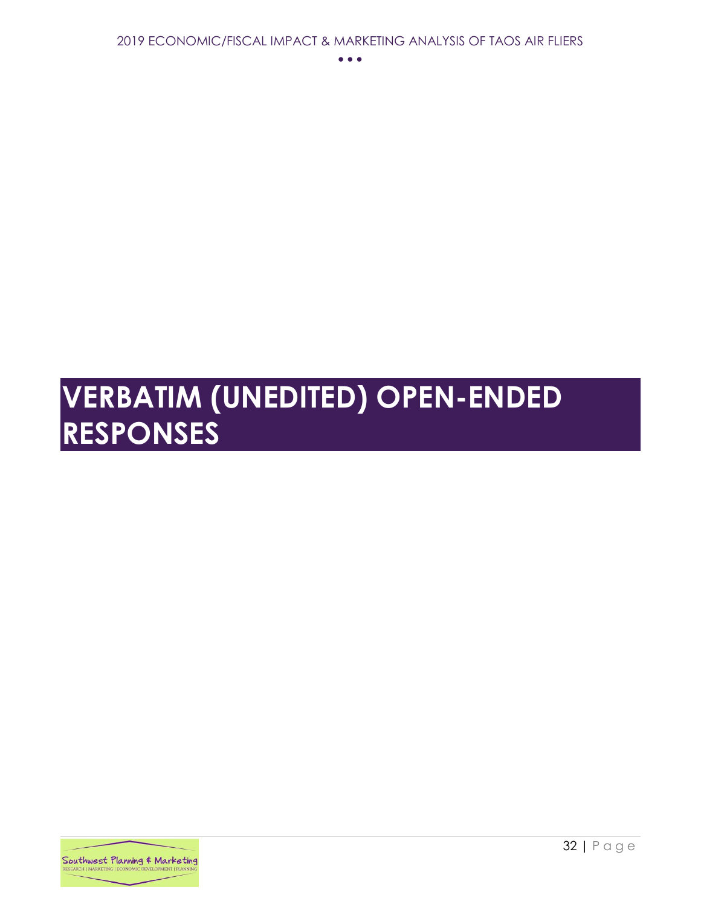# VERBATIM (UNEDITED) OPEN-ENDED RESPONSES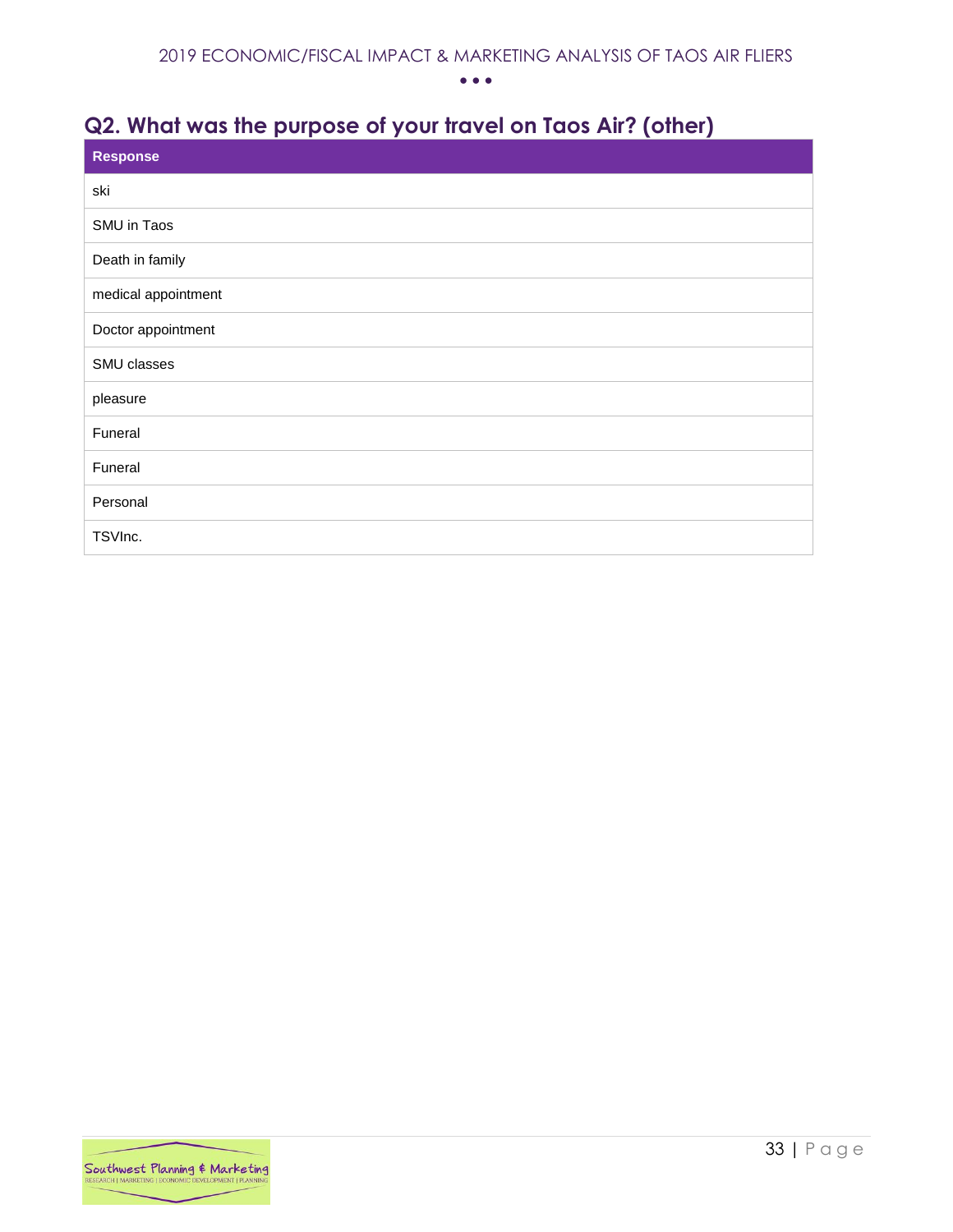## Q2. What was the purpose of your travel on Taos Air? (other)

| Response |
| --- |
| ski |
| SMU in Taos |
| Death in family |
| medical appointment |
| Doctor appointment |
| SMU classes |
| pleasure |
| Funeral |
| Funeral |
| Personal |
| TSVInc. |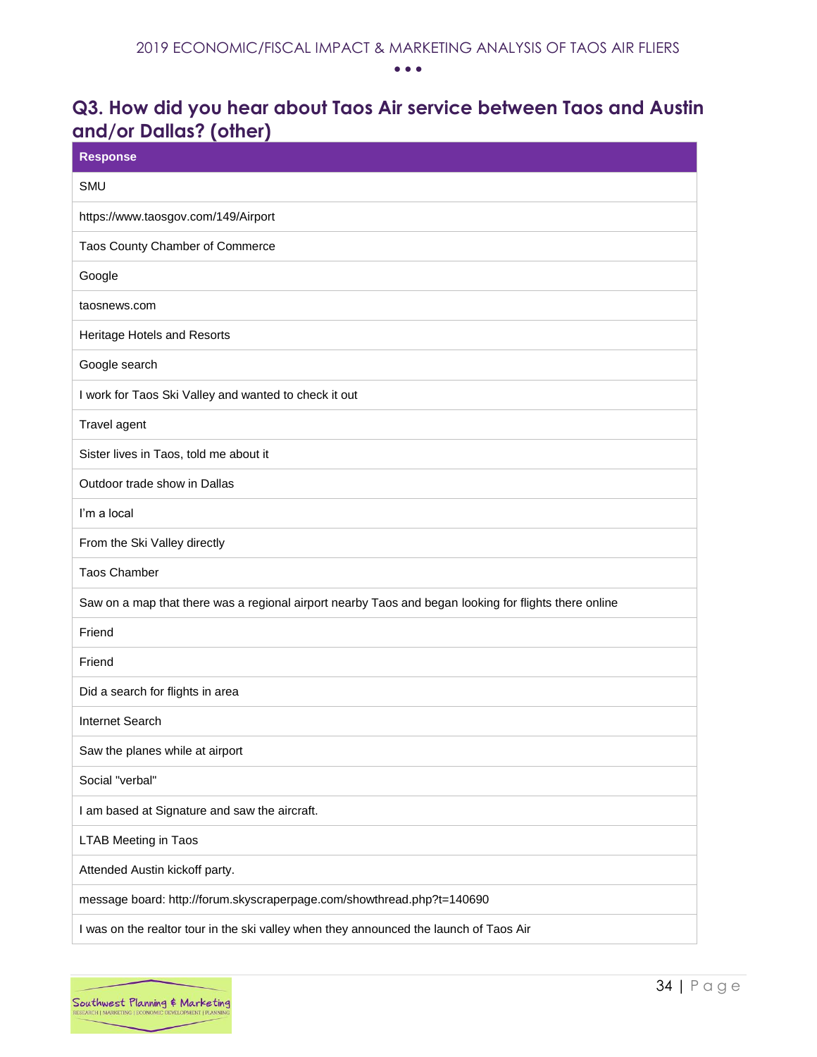## Q3. How did you hear about Taos Air service between Taos and Austin and/or Dallas? (other)

| Response |
|---|
| SMU |
| https://www.taosgov.com/149/Airport |
| Taos County Chamber of Commerce |
| Google |
| taosnews.com |
| Heritage Hotels and Resorts |
| Google search |
| I work for Taos Ski Valley and wanted to check it out |
| Travel agent |
| Sister lives in Taos, told me about it |
| Outdoor trade show in Dallas |
| I'm a local |
| From the Ski Valley directly |
| Taos Chamber |
| Saw on a map that there was a regional airport nearby Taos and began looking for flights there online |
| Friend |
| Friend |
| Did a search for flights in area |
| Internet Search |
| Saw the planes while at airport |
| Social "verbal" |
| I am based at Signature and saw the aircraft. |
| LTAB Meeting in Taos |
| Attended Austin kickoff party. |
| message board: http://forum.skyscraperpage.com/showthread.php?t=140690 |
| I was on the realtor tour in the ski valley when they announced the launch of Taos Air |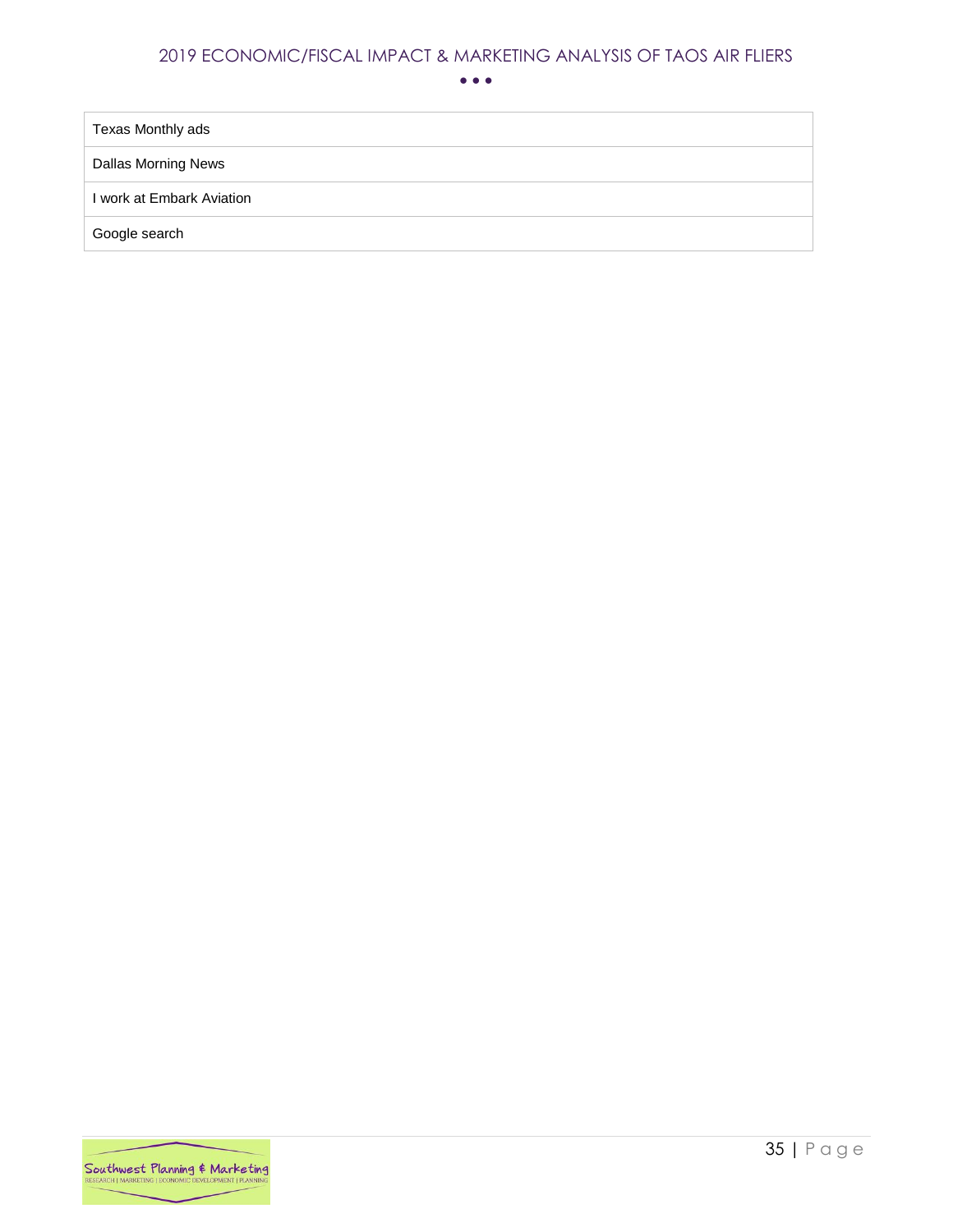| |
|---|
| Texas Monthly ads |
| Dallas Morning News |
| I work at Embark Aviation |
| Google search |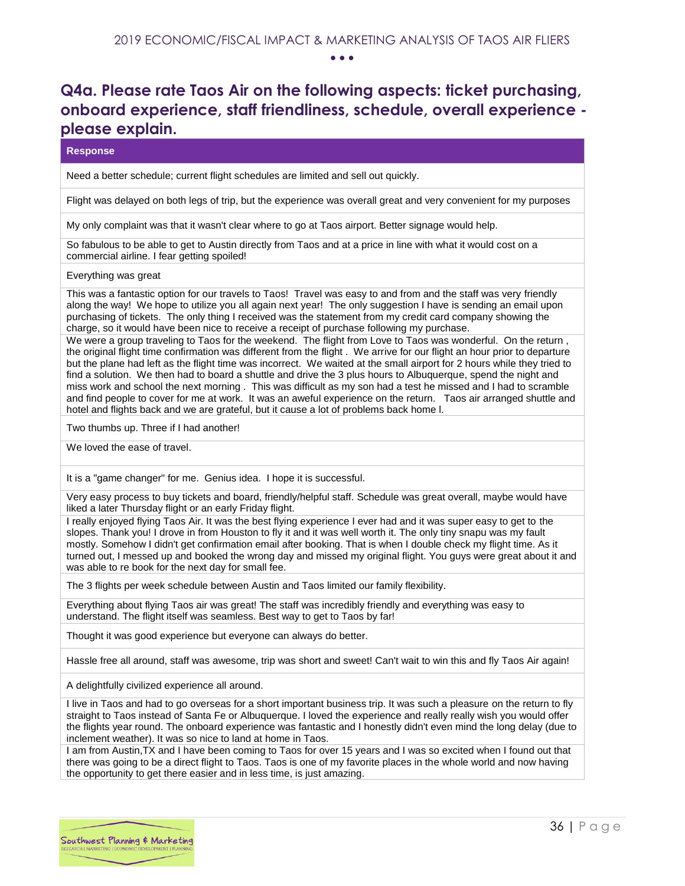## Q4a. Please rate Taos Air on the following aspects: ticket purchasing, onboard experience, staff friendliness, schedule, overall experience - please explain.

| Response |
|---|
| Need a better schedule; current flight schedules are limited and sell out quickly. |
| Flight was delayed on both legs of trip, but the experience was overall great and very convenient for my purposes |
| My only complaint was that it wasn't clear where to go at Taos airport. Better signage would help. |
| So fabulous to be able to get to Austin directly from Taos and at a price in line with what it would cost on a commercial airline. I fear getting spoiled! |
| Everything was great |
| This was a fantastic option for our travels to Taos! Travel was easy to and from and the staff was very friendly along the way! We hope to utilize you all again next year! The only suggestion I have is sending an email upon purchasing of tickets. The only thing I received was the statement from my credit card company showing the charge, so it would have been nice to receive a receipt of purchase following my purchase. |
| We were a group traveling to Taos for the weekend. The flight from Love to Taos was wonderful. On the return , the original flight time confirmation was different from the flight . We arrive for our flight an hour prior to departure but the plane had left as the flight time was incorrect. We waited at the small airport for 2 hours while they tried to find a solution. We then had to board a shuttle and drive the 3 plus hours to Albuquerque, spend the night and miss work and school the next morning . This was difficult as my son had a test he missed and I had to scramble and find people to cover for me at work. It was an aweful experience on the return. Taos air arranged shuttle and hotel and flights back and we are grateful, but it cause a lot of problems back home l. |
| Two thumbs up. Three if I had another! |
| We loved the ease of travel. |
| It is a "game changer" for me. Genius idea. I hope it is successful. |
| Very easy process to buy tickets and board, friendly/helpful staff. Schedule was great overall, maybe would have liked a later Thursday flight or an early Friday flight. |
| I really enjoyed flying Taos Air. It was the best flying experience I ever had and it was super easy to get to the slopes. Thank you! I drove in from Houston to fly it and it was well worth it. The only tiny snapu was my fault mostly. Somehow I didn't get confirmation email after booking. That is when I double check my flight time. As it turned out, I messed up and booked the wrong day and missed my original flight. You guys were great about it and was able to re book for the next day for small fee. |
| The 3 flights per week schedule between Austin and Taos limited our family flexibility. |
| Everything about flying Taos air was great! The staff was incredibly friendly and everything was easy to understand. The flight itself was seamless. Best way to get to Taos by far! |
| Thought it was good experience but everyone can always do better. |
| Hassle free all around, staff was awesome, trip was short and sweet! Can't wait to win this and fly Taos Air again! |
| A delightfully civilized experience all around. |
| I live in Taos and had to go overseas for a short important business trip. It was such a pleasure on the return to fly straight to Taos instead of Santa Fe or Albuquerque. I loved the experience and really really wish you would offer the flights year round. The onboard experience was fantastic and I honestly didn't even mind the long delay (due to inclement weather). It was so nice to land at home in Taos. |
| I am from Austin,TX and I have been coming to Taos for over 15 years and I was so excited when I found out that there was going to be a direct flight to Taos. Taos is one of my favorite places in the whole world and now having the opportunity to get there easier and in less time, is just amazing. |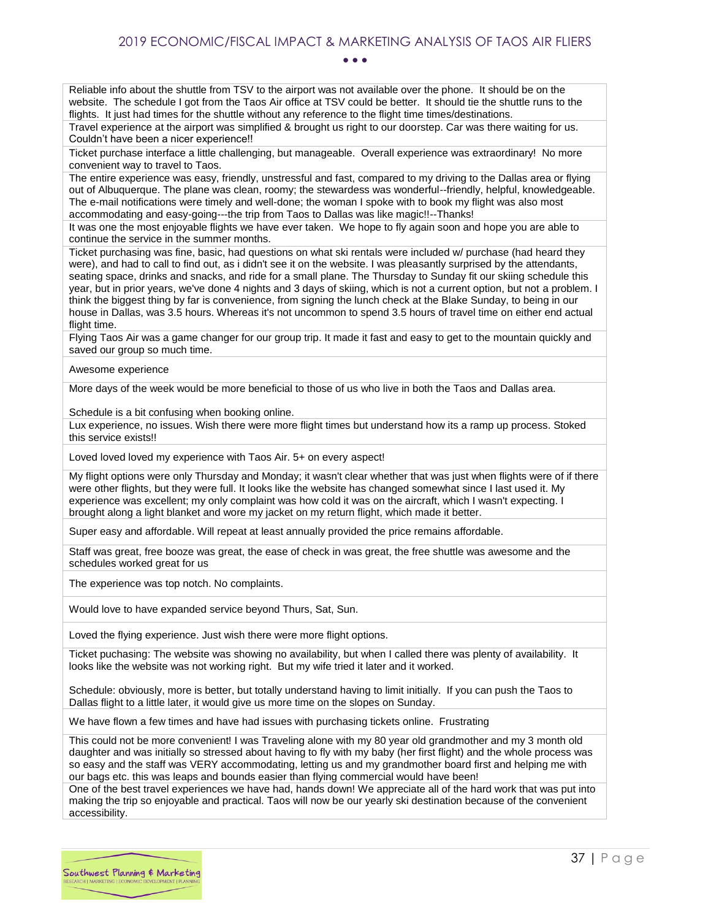| |
|---|
| Reliable info about the shuttle from TSV to the airport was not available over the phone. It should be on the website. The schedule I got from the Taos Air office at TSV could be better. It should tie the shuttle runs to the flights. It just had times for the shuttle without any reference to the flight time times/destinations. |
| Travel experience at the airport was simplified & brought us right to our doorstep. Car was there waiting for us. Couldn't have been a nicer experience!! |
| Ticket purchase interface a little challenging, but manageable. Overall experience was extraordinary! No more convenient way to travel to Taos. |
| The entire experience was easy, friendly, unstressful and fast, compared to my driving to the Dallas area or flying out of Albuquerque. The plane was clean, roomy; the stewardess was wonderful--friendly, helpful, knowledgeable. The e-mail notifications were timely and well-done; the woman I spoke with to book my flight was also most accommodating and easy-going---the trip from Taos to Dallas was like magic!!--Thanks! |
| It was one the most enjoyable flights we have ever taken. We hope to fly again soon and hope you are able to continue the service in the summer months. |
| Ticket purchasing was fine, basic, had questions on what ski rentals were included w/ purchase (had heard they were), and had to call to find out, as i didn't see it on the website. I was pleasantly surprised by the attendants, seating space, drinks and snacks, and ride for a small plane. The Thursday to Sunday fit our skiing schedule this year, but in prior years, we've done 4 nights and 3 days of skiing, which is not a current option, but not a problem. I think the biggest thing by far is convenience, from signing the lunch check at the Blake Sunday, to being in our house in Dallas, was 3.5 hours. Whereas it's not uncommon to spend 3.5 hours of travel time on either end actual flight time. |
| Flying Taos Air was a game changer for our group trip. It made it fast and easy to get to the mountain quickly and saved our group so much time. |
| Awesome experience |
| More days of the week would be more beneficial to those of us who live in both the Taos and Dallas area.<br><br>Schedule is a bit confusing when booking online. |
| Lux experience, no issues. Wish there were more flight times but understand how its a ramp up process. Stoked this service exists!! |
| Loved loved loved my experience with Taos Air. 5+ on every aspect! |
| My flight options were only Thursday and Monday; it wasn't clear whether that was just when flights were of if there were other flights, but they were full. It looks like the website has changed somewhat since I last used it. My experience was excellent; my only complaint was how cold it was on the aircraft, which I wasn't expecting. I brought along a light blanket and wore my jacket on my return flight, which made it better. |
| Super easy and affordable. Will repeat at least annually provided the price remains affordable. |
| Staff was great, free booze was great, the ease of check in was great, the free shuttle was awesome and the schedules worked great for us |
| The experience was top notch. No complaints. |
| Would love to have expanded service beyond Thurs, Sat, Sun. |
| Loved the flying experience. Just wish there were more flight options. |
| Ticket puchasing: The website was showing no availability, but when I called there was plenty of availability. It looks like the website was not working right. But my wife tried it later and it worked.<br><br>Schedule: obviously, more is better, but totally understand having to limit initially. If you can push the Taos to Dallas flight to a little later, it would give us more time on the slopes on Sunday. |
| We have flown a few times and have had issues with purchasing tickets online. Frustrating |
| This could not be more convenient! I was Traveling alone with my 80 year old grandmother and my 3 month old daughter and was initially so stressed about having to fly with my baby (her first flight) and the whole process was so easy and the staff was VERY accommodating, letting us and my grandmother board first and helping me with our bags etc. this was leaps and bounds easier than flying commercial would have been! |
| One of the best travel experiences we have had, hands down! We appreciate all of the hard work that was put into making the trip so enjoyable and practical. Taos will now be our yearly ski destination because of the convenient accessibility. |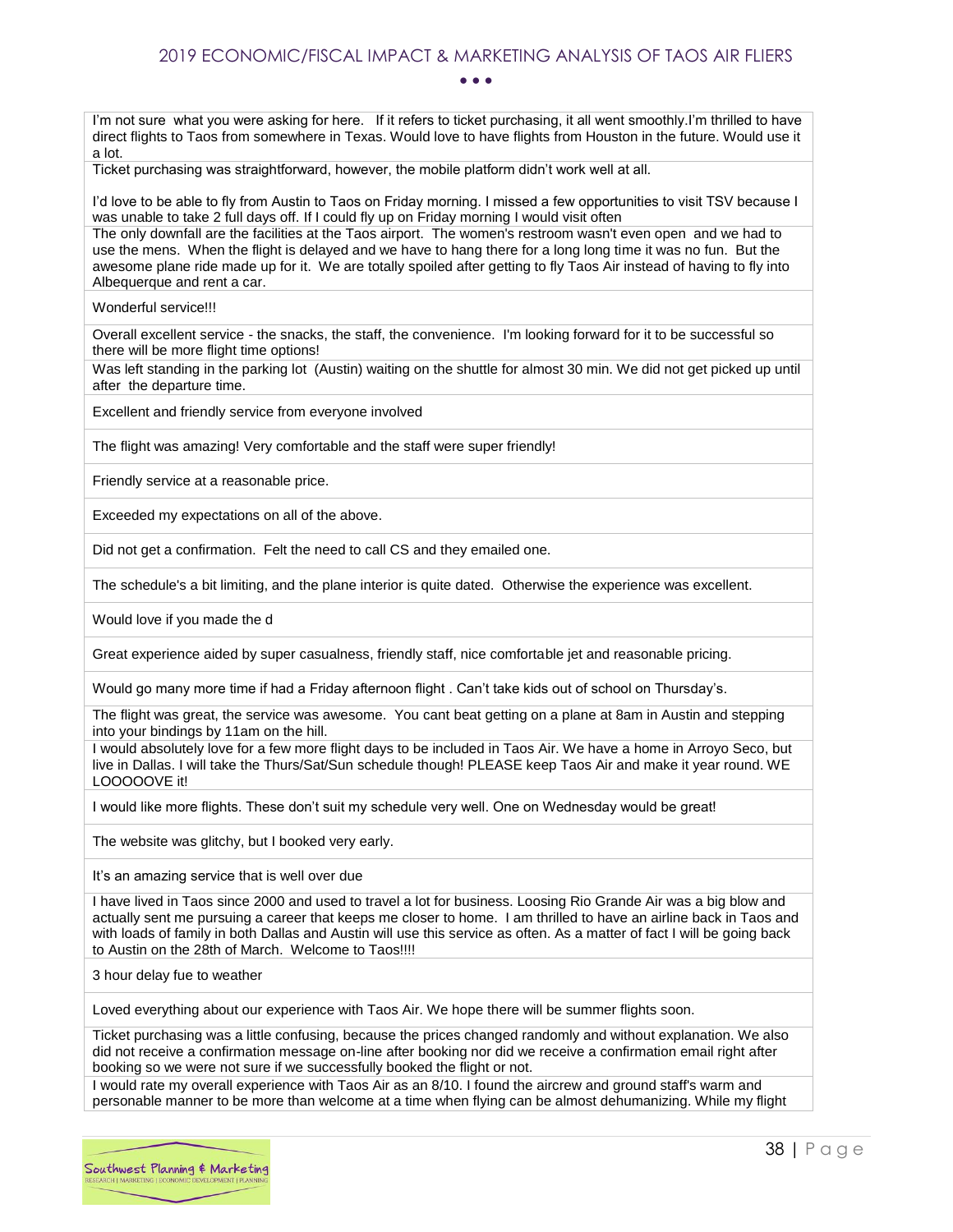| |
|---|
| I'm not sure what you were asking for here. If it refers to ticket purchasing, it all went smoothly.I'm thrilled to have direct flights to Taos from somewhere in Texas. Would love to have flights from Houston in the future. Would use it a lot. |
| Ticket purchasing was straightforward, however, the mobile platform didn't work well at all. I'd love to be able to fly from Austin to Taos on Friday morning. I missed a few opportunities to visit TSV because I was unable to take 2 full days off. If I could fly up on Friday morning I would visit often |
| The only downfall are the facilities at the Taos airport. The women's restroom wasn't even open and we had to use the mens. When the flight is delayed and we have to hang there for a long long time it was no fun. But the awesome plane ride made up for it. We are totally spoiled after getting to fly Taos Air instead of having to fly into Albequerque and rent a car. |
| Wonderful service!!! |
| Overall excellent service - the snacks, the staff, the convenience. I'm looking forward for it to be successful so there will be more flight time options! |
| Was left standing in the parking lot (Austin) waiting on the shuttle for almost 30 min. We did not get picked up until after the departure time. |
| Excellent and friendly service from everyone involved |
| The flight was amazing! Very comfortable and the staff were super friendly! |
| Friendly service at a reasonable price. |
| Exceeded my expectations on all of the above. |
| Did not get a confirmation. Felt the need to call CS and they emailed one. |
| The schedule's a bit limiting, and the plane interior is quite dated. Otherwise the experience was excellent. |
| Would love if you made the d |
| Great experience aided by super casualness, friendly staff, nice comfortable jet and reasonable pricing. |
| Would go many more time if had a Friday afternoon flight . Can't take kids out of school on Thursday's. |
| The flight was great, the service was awesome. You cant beat getting on a plane at 8am in Austin and stepping into your bindings by 11am on the hill. |
| I would absolutely love for a few more flight days to be included in Taos Air. We have a home in Arroyo Seco, but live in Dallas. I will take the Thurs/Sat/Sun schedule though! PLEASE keep Taos Air and make it year round. WE LOOOOOVE it! |
| I would like more flights. These don't suit my schedule very well. One on Wednesday would be great! |
| The website was glitchy, but I booked very early. |
| It's an amazing service that is well over due |
| I have lived in Taos since 2000 and used to travel a lot for business. Loosing Rio Grande Air was a big blow and actually sent me pursuing a career that keeps me closer to home. I am thrilled to have an airline back in Taos and with loads of family in both Dallas and Austin will use this service as often. As a matter of fact I will be going back to Austin on the 28th of March. Welcome to Taos!!!! |
| 3 hour delay fue to weather |
| Loved everything about our experience with Taos Air. We hope there will be summer flights soon. |
| Ticket purchasing was a little confusing, because the prices changed randomly and without explanation. We also did not receive a confirmation message on-line after booking nor did we receive a confirmation email right after booking so we were not sure if we successfully booked the flight or not. |
| I would rate my overall experience with Taos Air as an 8/10. I found the aircrew and ground staff's warm and personable manner to be more than welcome at a time when flying can be almost dehumanizing. While my flight |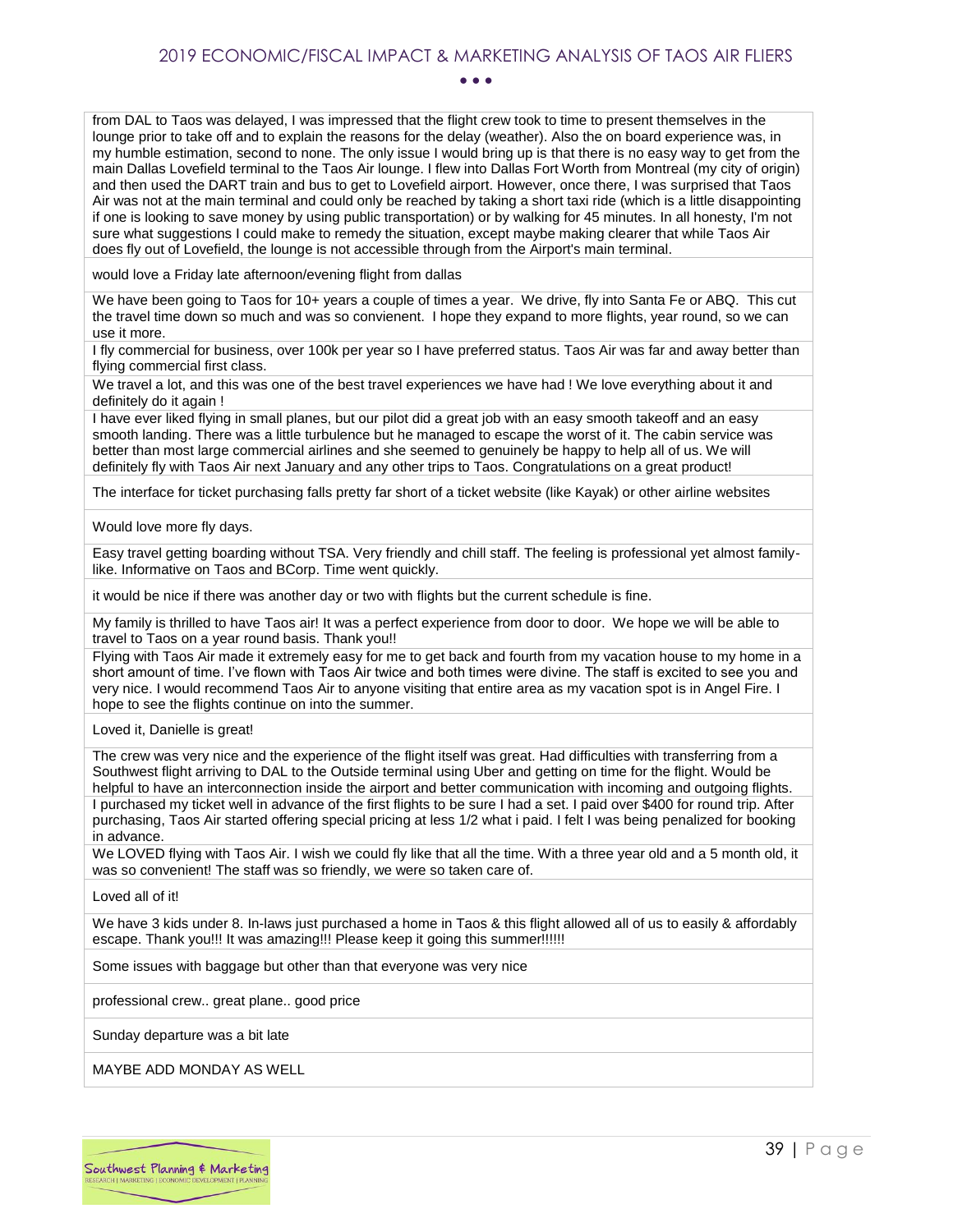| |
|---|
| from DAL to Taos was delayed, I was impressed that the flight crew took to time to present themselves in the lounge prior to take off and to explain the reasons for the delay (weather). Also the on board experience was, in my humble estimation, second to none. The only issue I would bring up is that there is no easy way to get from the main Dallas Lovefield terminal to the Taos Air lounge. I flew into Dallas Fort Worth from Montreal (my city of origin) and then used the DART train and bus to get to Lovefield airport. However, once there, I was surprised that Taos Air was not at the main terminal and could only be reached by taking a short taxi ride (which is a little disappointing if one is looking to save money by using public transportation) or by walking for 45 minutes. In all honesty, I'm not sure what suggestions I could make to remedy the situation, except maybe making clearer that while Taos Air does fly out of Lovefield, the lounge is not accessible through from the Airport's main terminal. |
| would love a Friday late afternoon/evening flight from dallas |
| We have been going to Taos for 10+ years a couple of times a year. We drive, fly into Santa Fe or ABQ. This cut the travel time down so much and was so convienent. I hope they expand to more flights, year round, so we can use it more. |
| I fly commercial for business, over 100k per year so I have preferred status. Taos Air was far and away better than flying commercial first class. |
| We travel a lot, and this was one of the best travel experiences we have had ! We love everything about it and definitely do it again ! |
| I have ever liked flying in small planes, but our pilot did a great job with an easy smooth takeoff and an easy smooth landing. There was a little turbulence but he managed to escape the worst of it. The cabin service was better than most large commercial airlines and she seemed to genuinely be happy to help all of us. We will definitely fly with Taos Air next January and any other trips to Taos. Congratulations on a great product! |
| The interface for ticket purchasing falls pretty far short of a ticket website (like Kayak) or other airline websites |
| Would love more fly days. |
| Easy travel getting boarding without TSA. Very friendly and chill staff. The feeling is professional yet almost family-like. Informative on Taos and BCorp. Time went quickly. |
| it would be nice if there was another day or two with flights but the current schedule is fine. |
| My family is thrilled to have Taos air! It was a perfect experience from door to door. We hope we will be able to travel to Taos on a year round basis. Thank you!! |
| Flying with Taos Air made it extremely easy for me to get back and fourth from my vacation house to my home in a short amount of time. I've flown with Taos Air twice and both times were divine. The staff is excited to see you and very nice. I would recommend Taos Air to anyone visiting that entire area as my vacation spot is in Angel Fire. I hope to see the flights continue on into the summer. |
| Loved it, Danielle is great! |
| The crew was very nice and the experience of the flight itself was great. Had difficulties with transferring from a Southwest flight arriving to DAL to the Outside terminal using Uber and getting on time for the flight. Would be helpful to have an interconnection inside the airport and better communication with incoming and outgoing flights. |
| I purchased my ticket well in advance of the first flights to be sure I had a set. I paid over $400 for round trip. After purchasing, Taos Air started offering special pricing at less 1/2 what i paid. I felt I was being penalized for booking in advance. |
| We LOVED flying with Taos Air. I wish we could fly like that all the time. With a three year old and a 5 month old, it was so convenient! The staff was so friendly, we were so taken care of. |
| Loved all of it! |
| We have 3 kids under 8. In-laws just purchased a home in Taos & this flight allowed all of us to easily & affordably escape. Thank you!!! It was amazing!!! Please keep it going this summer!!!!!! |
| Some issues with baggage but other than that everyone was very nice |
| professional crew.. great plane.. good price |
| Sunday departure was a bit late |
| MAYBE ADD MONDAY AS WELL |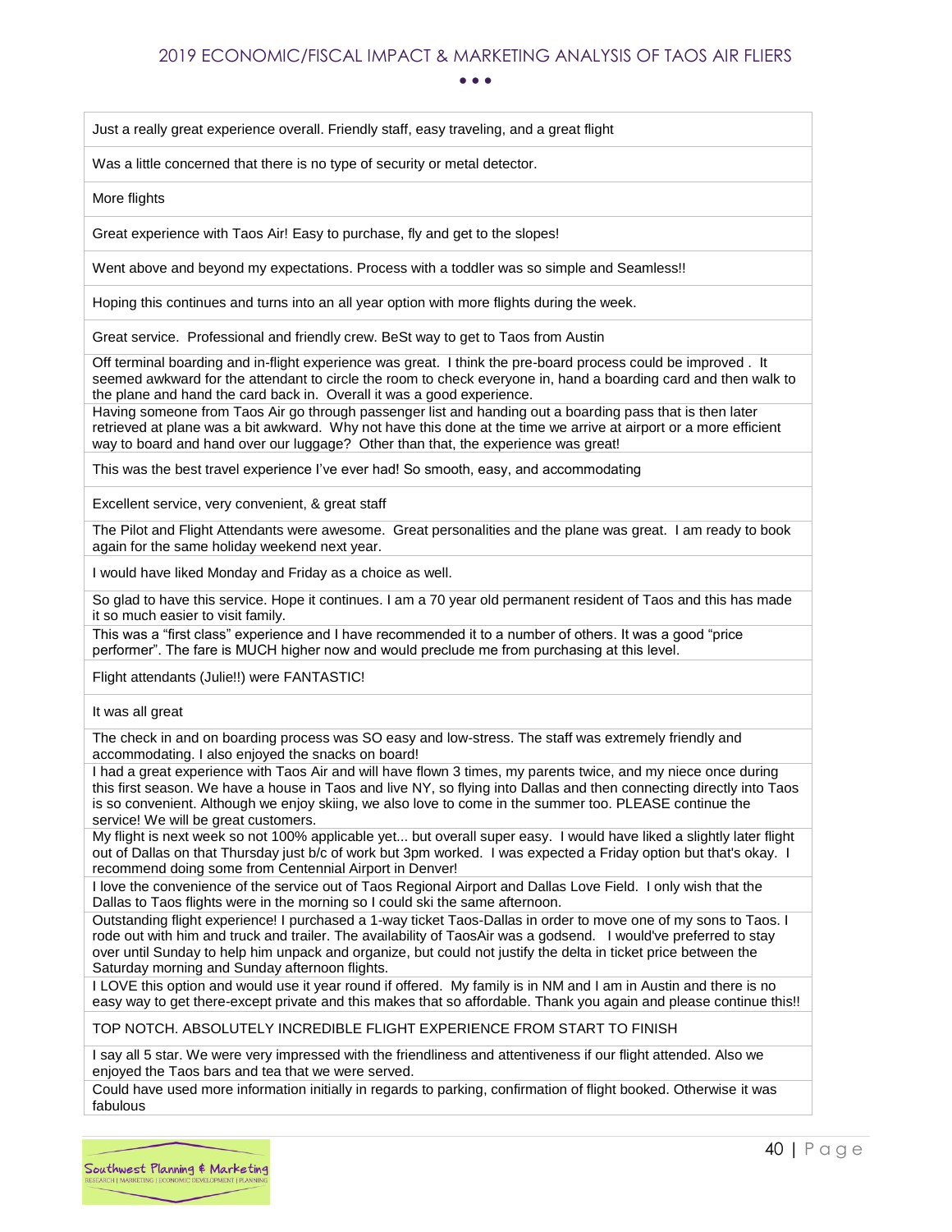| Just a really great experience overall. Friendly staff, easy traveling, and a great flight |
|---|
| Was a little concerned that there is no type of security or metal detector. |
| More flights |
| Great experience with Taos Air! Easy to purchase, fly and get to the slopes! |
| Went above and beyond my expectations. Process with a toddler was so simple and Seamless!! |
| Hoping this continues and turns into an all year option with more flights during the week. |
| Great service. Professional and friendly crew. BeSt way to get to Taos from Austin |
| Off terminal boarding and in-flight experience was great. I think the pre-board process could be improved . It seemed awkward for the attendant to circle the room to check everyone in, hand a boarding card and then walk to the plane and hand the card back in. Overall it was a good experience. |
| Having someone from Taos Air go through passenger list and handing out a boarding pass that is then later retrieved at plane was a bit awkward. Why not have this done at the time we arrive at airport or a more efficient way to board and hand over our luggage? Other than that, the experience was great! |
| This was the best travel experience I've ever had! So smooth, easy, and accommodating |
| Excellent service, very convenient, & great staff |
| The Pilot and Flight Attendants were awesome. Great personalities and the plane was great. I am ready to book again for the same holiday weekend next year. |
| I would have liked Monday and Friday as a choice as well. |
| So glad to have this service. Hope it continues. I am a 70 year old permanent resident of Taos and this has made it so much easier to visit family. |
| This was a "first class" experience and I have recommended it to a number of others. It was a good "price performer". The fare is MUCH higher now and would preclude me from purchasing at this level. |
| Flight attendants (Julie!!) were FANTASTIC! |
| It was all great |
| The check in and on boarding process was SO easy and low-stress. The staff was extremely friendly and accommodating. I also enjoyed the snacks on board! |
| I had a great experience with Taos Air and will have flown 3 times, my parents twice, and my niece once during this first season. We have a house in Taos and live NY, so flying into Dallas and then connecting directly into Taos is so convenient. Although we enjoy skiing, we also love to come in the summer too. PLEASE continue the service! We will be great customers. |
| My flight is next week so not 100% applicable yet... but overall super easy. I would have liked a slightly later flight out of Dallas on that Thursday just b/c of work but 3pm worked. I was expected a Friday option but that's okay. I recommend doing some from Centennial Airport in Denver! |
| I love the convenience of the service out of Taos Regional Airport and Dallas Love Field. I only wish that the Dallas to Taos flights were in the morning so I could ski the same afternoon. |
| Outstanding flight experience! I purchased a 1-way ticket Taos-Dallas in order to move one of my sons to Taos. I rode out with him and truck and trailer. The availability of TaosAir was a godsend. I would've preferred to stay over until Sunday to help him unpack and organize, but could not justify the delta in ticket price between the Saturday morning and Sunday afternoon flights. |
| I LOVE this option and would use it year round if offered. My family is in NM and I am in Austin and there is no easy way to get there-except private and this makes that so affordable. Thank you again and please continue this!! |
| TOP NOTCH. ABSOLUTELY INCREDIBLE FLIGHT EXPERIENCE FROM START TO FINISH |
| I say all 5 star. We were very impressed with the friendliness and attentiveness if our flight attended. Also we enjoyed the Taos bars and tea that we were served. |
| Could have used more information initially in regards to parking, confirmation of flight booked. Otherwise it was fabulous |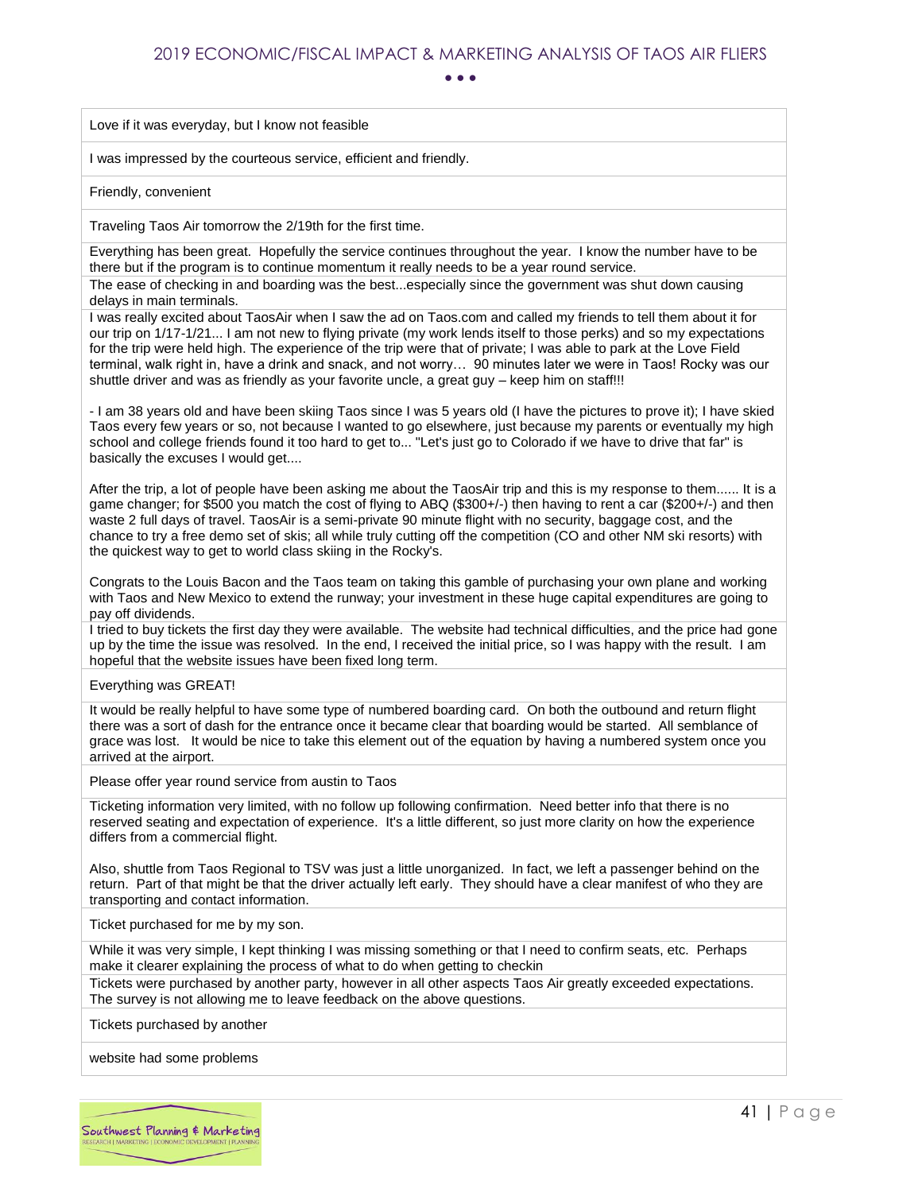| |
|---|
| Love if it was everyday, but I know not feasible |
| I was impressed by the courteous service, efficient and friendly. |
| Friendly, convenient |
| Traveling Taos Air tomorrow the 2/19th for the first time. |
| Everything has been great. Hopefully the service continues throughout the year. I know the number have to be there but if the program is to continue momentum it really needs to be a year round service. |
| The ease of checking in and boarding was the best...especially since the government was shut down causing delays in main terminals. |
| I was really excited about TaosAir when I saw the ad on Taos.com and called my friends to tell them about it for our trip on 1/17-1/21... I am not new to flying private (my work lends itself to those perks) and so my expectations for the trip were held high. The experience of the trip were that of private; I was able to park at the Love Field terminal, walk right in, have a drink and snack, and not worry… 90 minutes later we were in Taos! Rocky was our shuttle driver and was as friendly as your favorite uncle, a great guy – keep him on staff!!!<br><br>- I am 38 years old and have been skiing Taos since I was 5 years old (I have the pictures to prove it); I have skied Taos every few years or so, not because I wanted to go elsewhere, just because my parents or eventually my high school and college friends found it too hard to get to... "Let's just go to Colorado if we have to drive that far" is basically the excuses I would get....<br><br>After the trip, a lot of people have been asking me about the TaosAir trip and this is my response to them...... It is a game changer; for $500 you match the cost of flying to ABQ ($300+/-) then having to rent a car ($200+/-) and then waste 2 full days of travel. TaosAir is a semi-private 90 minute flight with no security, baggage cost, and the chance to try a free demo set of skis; all while truly cutting off the competition (CO and other NM ski resorts) with the quickest way to get to world class skiing in the Rocky's.<br><br>Congrats to the Louis Bacon and the Taos team on taking this gamble of purchasing your own plane and working with Taos and New Mexico to extend the runway; your investment in these huge capital expenditures are going to pay off dividends. |
| I tried to buy tickets the first day they were available. The website had technical difficulties, and the price had gone up by the time the issue was resolved. In the end, I received the initial price, so I was happy with the result. I am hopeful that the website issues have been fixed long term. |
| Everything was GREAT! |
| It would be really helpful to have some type of numbered boarding card. On both the outbound and return flight there was a sort of dash for the entrance once it became clear that boarding would be started. All semblance of grace was lost. It would be nice to take this element out of the equation by having a numbered system once you arrived at the airport. |
| Please offer year round service from austin to Taos |
| Ticketing information very limited, with no follow up following confirmation. Need better info that there is no reserved seating and expectation of experience. It's a little different, so just more clarity on how the experience differs from a commercial flight.<br><br>Also, shuttle from Taos Regional to TSV was just a little unorganized. In fact, we left a passenger behind on the return. Part of that might be that the driver actually left early. They should have a clear manifest of who they are transporting and contact information. |
| Ticket purchased for me by my son. |
| While it was very simple, I kept thinking I was missing something or that I need to confirm seats, etc. Perhaps make it clearer explaining the process of what to do when getting to checkin |
| Tickets were purchased by another party, however in all other aspects Taos Air greatly exceeded expectations. The survey is not allowing me to leave feedback on the above questions. |
| Tickets purchased by another |
| website had some problems |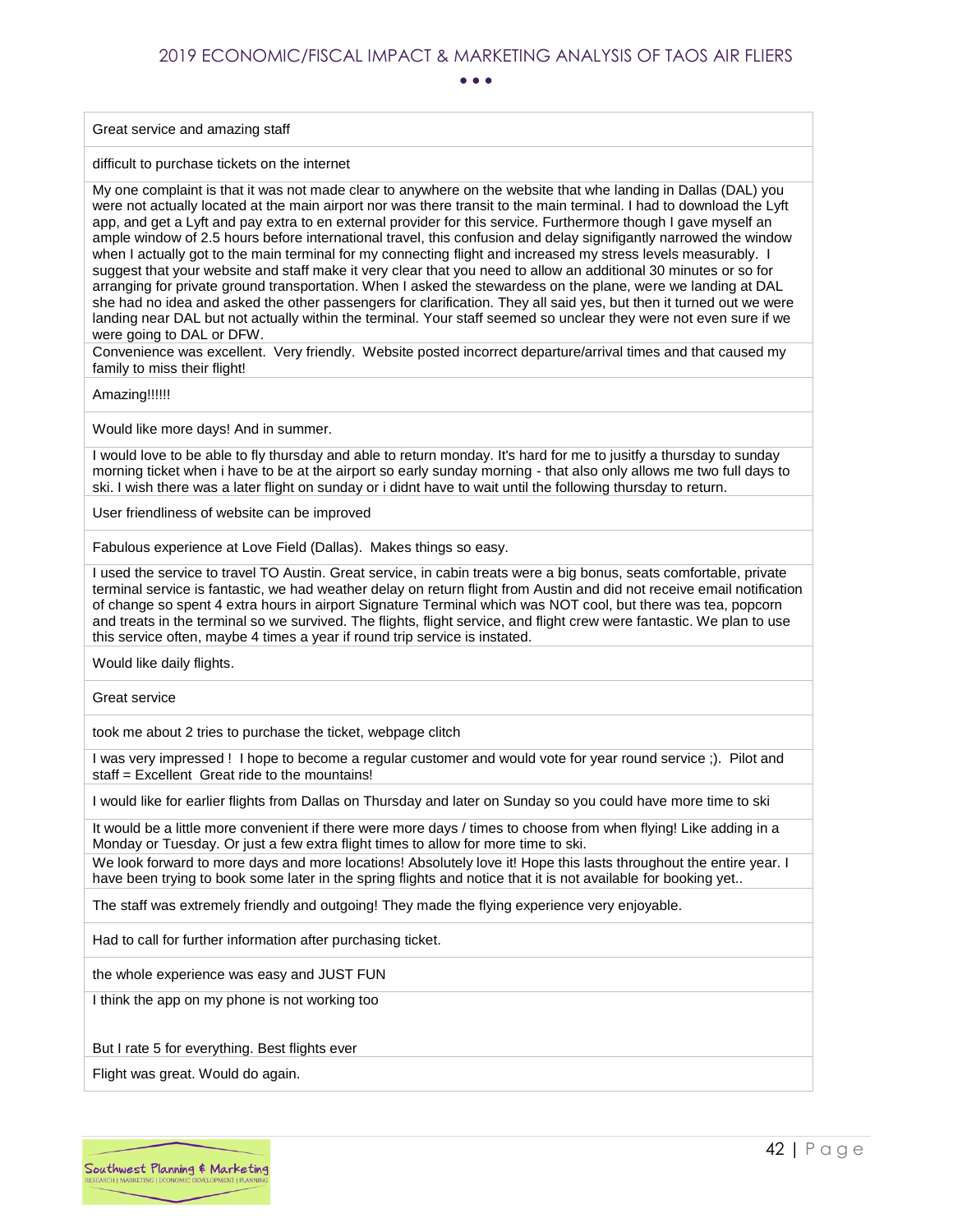| |
|---|
| Great service and amazing staff |
| difficult to purchase tickets on the internet |
| My one complaint is that it was not made clear to anywhere on the website that whe landing in Dallas (DAL) you were not actually located at the main airport nor was there transit to the main terminal. I had to download the Lyft app, and get a Lyft and pay extra to en external provider for this service. Furthermore though I gave myself an ample window of 2.5 hours before international travel, this confusion and delay signifigantly narrowed the window when I actually got to the main terminal for my connecting flight and increased my stress levels measurably. I suggest that your website and staff make it very clear that you need to allow an additional 30 minutes or so for arranging for private ground transportation. When I asked the stewardess on the plane, were we landing at DAL she had no idea and asked the other passengers for clarification. They all said yes, but then it turned out we were landing near DAL but not actually within the terminal. Your staff seemed so unclear they were not even sure if we were going to DAL or DFW. |
| Convenience was excellent. Very friendly. Website posted incorrect departure/arrival times and that caused my family to miss their flight! |
| Amazing!!!!!! |
| Would like more days! And in summer. |
| I would love to be able to fly thursday and able to return monday. It's hard for me to jusitfy a thursday to sunday morning ticket when i have to be at the airport so early sunday morning - that also only allows me two full days to ski. I wish there was a later flight on sunday or i didnt have to wait until the following thursday to return. |
| User friendliness of website can be improved |
| Fabulous experience at Love Field (Dallas). Makes things so easy. |
| I used the service to travel TO Austin. Great service, in cabin treats were a big bonus, seats comfortable, private terminal service is fantastic, we had weather delay on return flight from Austin and did not receive email notification of change so spent 4 extra hours in airport Signature Terminal which was NOT cool, but there was tea, popcorn and treats in the terminal so we survived. The flights, flight service, and flight crew were fantastic. We plan to use this service often, maybe 4 times a year if round trip service is instated. |
| Would like daily flights. |
| Great service |
| took me about 2 tries to purchase the ticket, webpage clitch |
| I was very impressed ! I hope to become a regular customer and would vote for year round service ;). Pilot and staff = Excellent Great ride to the mountains! |
| I would like for earlier flights from Dallas on Thursday and later on Sunday so you could have more time to ski |
| It would be a little more convenient if there were more days / times to choose from when flying! Like adding in a Monday or Tuesday. Or just a few extra flight times to allow for more time to ski. |
| We look forward to more days and more locations! Absolutely love it! Hope this lasts throughout the entire year. I have been trying to book some later in the spring flights and notice that it is not available for booking yet.. |
| The staff was extremely friendly and outgoing! They made the flying experience very enjoyable. |
| Had to call for further information after purchasing ticket. |
| the whole experience was easy and JUST FUN |
| I think the app on my phone is not working too<br><br>But I rate 5 for everything. Best flights ever |
| Flight was great. Would do again. |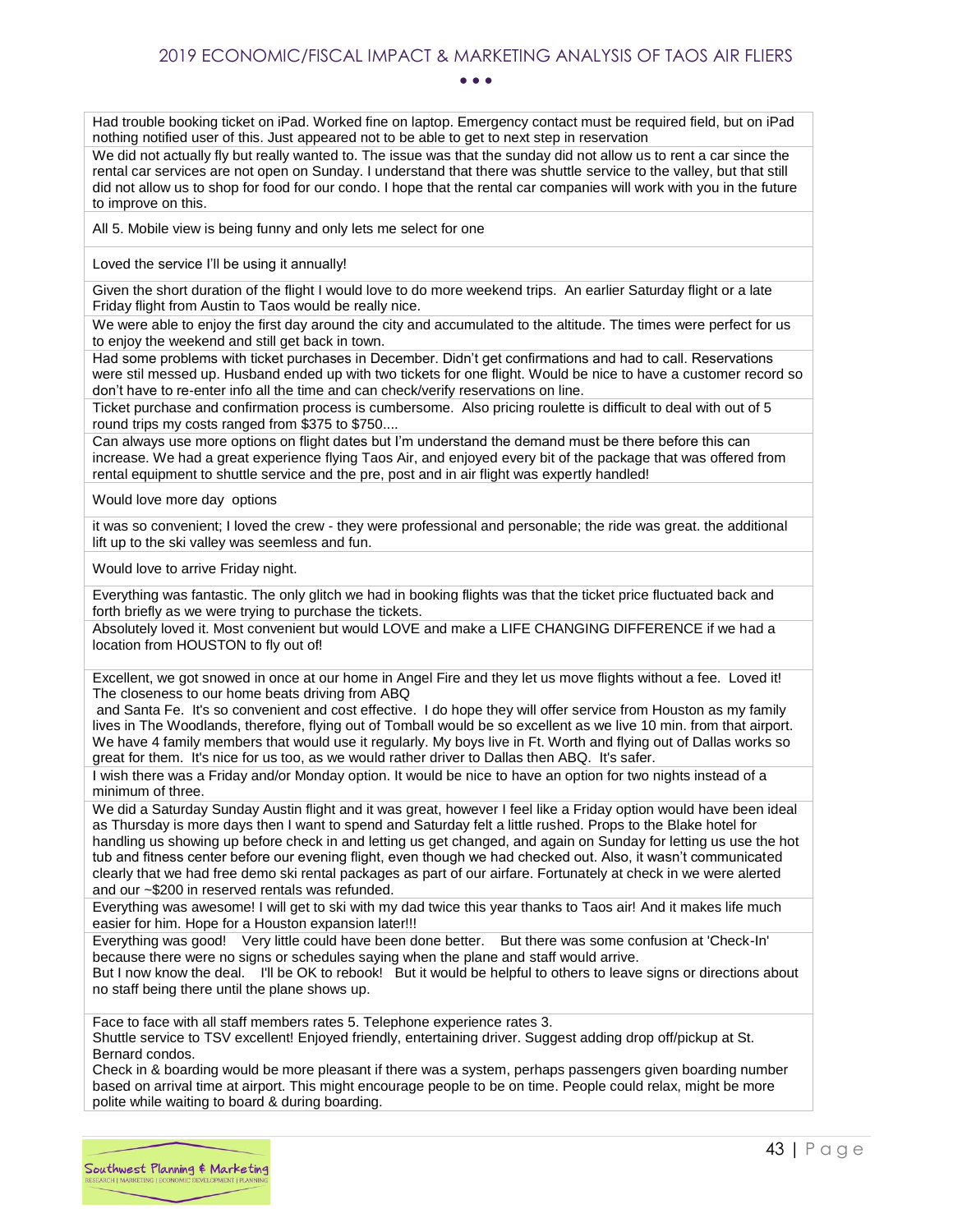| |
|---|
| Had trouble booking ticket on iPad. Worked fine on laptop. Emergency contact must be required field, but on iPad nothing notified user of this. Just appeared not to be able to get to next step in reservation |
| We did not actually fly but really wanted to. The issue was that the sunday did not allow us to rent a car since the rental car services are not open on Sunday. I understand that there was shuttle service to the valley, but that still did not allow us to shop for food for our condo. I hope that the rental car companies will work with you in the future to improve on this. |
| All 5. Mobile view is being funny and only lets me select for one |
| Loved the service I'll be using it annually! |
| Given the short duration of the flight I would love to do more weekend trips. An earlier Saturday flight or a late Friday flight from Austin to Taos would be really nice. |
| We were able to enjoy the first day around the city and accumulated to the altitude. The times were perfect for us to enjoy the weekend and still get back in town. |
| Had some problems with ticket purchases in December. Didn't get confirmations and had to call. Reservations were stil messed up. Husband ended up with two tickets for one flight. Would be nice to have a customer record so don't have to re-enter info all the time and can check/verify reservations on line. |
| Ticket purchase and confirmation process is cumbersome. Also pricing roulette is difficult to deal with out of 5 round trips my costs ranged from $375 to $750.... |
| Can always use more options on flight dates but I'm understand the demand must be there before this can increase. We had a great experience flying Taos Air, and enjoyed every bit of the package that was offered from rental equipment to shuttle service and the pre, post and in air flight was expertly handled! |
| Would love more day options |
| it was so convenient; I loved the crew - they were professional and personable; the ride was great. the additional lift up to the ski valley was seemless and fun. |
| Would love to arrive Friday night. |
| Everything was fantastic. The only glitch we had in booking flights was that the ticket price fluctuated back and forth briefly as we were trying to purchase the tickets. |
| Absolutely loved it. Most convenient but would LOVE and make a LIFE CHANGING DIFFERENCE if we had a location from HOUSTON to fly out of! |
| Excellent, we got snowed in once at our home in Angel Fire and they let us move flights without a fee. Loved it! The closeness to our home beats driving from ABQ and Santa Fe. It's so convenient and cost effective. I do hope they will offer service from Houston as my family lives in The Woodlands, therefore, flying out of Tomball would be so excellent as we live 10 min. from that airport. We have 4 family members that would use it regularly. My boys live in Ft. Worth and flying out of Dallas works so great for them. It's nice for us too, as we would rather driver to Dallas then ABQ. It's safer. |
| I wish there was a Friday and/or Monday option. It would be nice to have an option for two nights instead of a minimum of three. |
| We did a Saturday Sunday Austin flight and it was great, however I feel like a Friday option would have been ideal as Thursday is more days then I want to spend and Saturday felt a little rushed. Props to the Blake hotel for handling us showing up before check in and letting us get changed, and again on Sunday for letting us use the hot tub and fitness center before our evening flight, even though we had checked out. Also, it wasn't communicated clearly that we had free demo ski rental packages as part of our airfare. Fortunately at check in we were alerted and our ~$200 in reserved rentals was refunded. |
| Everything was awesome! I will get to ski with my dad twice this year thanks to Taos air! And it makes life much easier for him. Hope for a Houston expansion later!!! |
| Everything was good! Very little could have been done better. But there was some confusion at 'Check-In' because there were no signs or schedules saying when the plane and staff would arrive. But I now know the deal. I'll be OK to rebook! But it would be helpful to others to leave signs or directions about no staff being there until the plane shows up. |
| Face to face with all staff members rates 5. Telephone experience rates 3. Shuttle service to TSV excellent! Enjoyed friendly, entertaining driver. Suggest adding drop off/pickup at St. Bernard condos. Check in & boarding would be more pleasant if there was a system, perhaps passengers given boarding number based on arrival time at airport. This might encourage people to be on time. People could relax, might be more polite while waiting to board & during boarding. |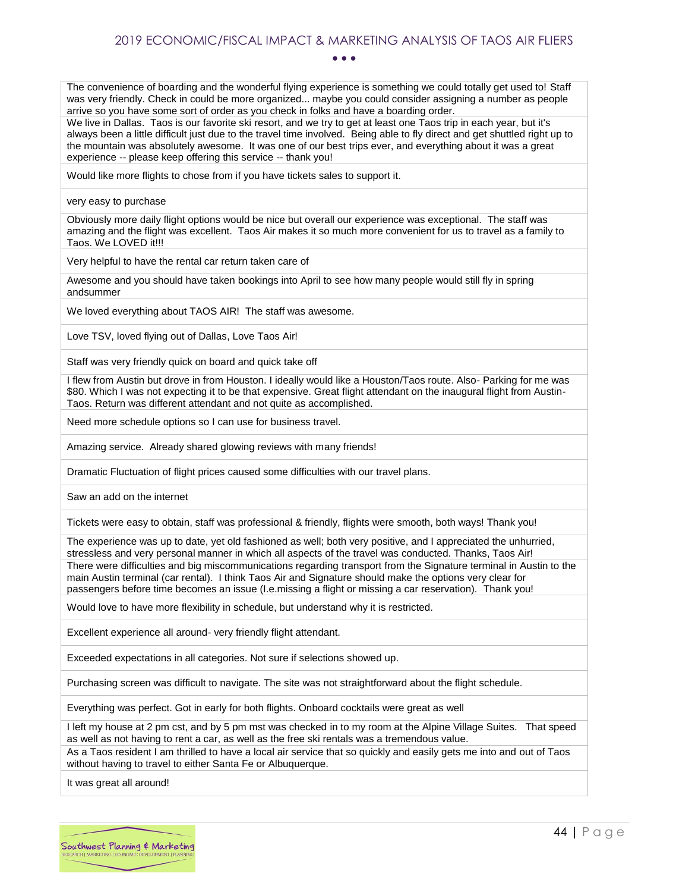| |
|---|
| The convenience of boarding and the wonderful flying experience is something we could totally get used to! Staff was very friendly. Check in could be more organized... maybe you could consider assigning a number as people arrive so you have some sort of order as you check in folks and have a boarding order. |
| We live in Dallas. Taos is our favorite ski resort, and we try to get at least one Taos trip in each year, but it's always been a little difficult just due to the travel time involved. Being able to fly direct and get shuttled right up to the mountain was absolutely awesome. It was one of our best trips ever, and everything about it was a great experience -- please keep offering this service -- thank you! |
| Would like more flights to chose from if you have tickets sales to support it. |
| very easy to purchase |
| Obviously more daily flight options would be nice but overall our experience was exceptional. The staff was amazing and the flight was excellent. Taos Air makes it so much more convenient for us to travel as a family to Taos. We LOVED it!!! |
| Very helpful to have the rental car return taken care of |
| Awesome and you should have taken bookings into April to see how many people would still fly in spring andsummer |
| We loved everything about TAOS AIR! The staff was awesome. |
| Love TSV, loved flying out of Dallas, Love Taos Air! |
| Staff was very friendly quick on board and quick take off |
| I flew from Austin but drove in from Houston. I ideally would like a Houston/Taos route. Also- Parking for me was $80. Which I was not expecting it to be that expensive. Great flight attendant on the inaugural flight from Austin-Taos. Return was different attendant and not quite as accomplished. |
| Need more schedule options so I can use for business travel. |
| Amazing service. Already shared glowing reviews with many friends! |
| Dramatic Fluctuation of flight prices caused some difficulties with our travel plans. |
| Saw an add on the internet |
| Tickets were easy to obtain, staff was professional & friendly, flights were smooth, both ways! Thank you! |
| The experience was up to date, yet old fashioned as well; both very positive, and I appreciated the unhurried, stressless and very personal manner in which all aspects of the travel was conducted. Thanks, Taos Air! |
| There were difficulties and big miscommunications regarding transport from the Signature terminal in Austin to the main Austin terminal (car rental). I think Taos Air and Signature should make the options very clear for passengers before time becomes an issue (I.e.missing a flight or missing a car reservation). Thank you! |
| Would love to have more flexibility in schedule, but understand why it is restricted. |
| Excellent experience all around- very friendly flight attendant. |
| Exceeded expectations in all categories. Not sure if selections showed up. |
| Purchasing screen was difficult to navigate. The site was not straightforward about the flight schedule. |
| Everything was perfect. Got in early for both flights. Onboard cocktails were great as well |
| I left my house at 2 pm cst, and by 5 pm mst was checked in to my room at the Alpine Village Suites. That speed as well as not having to rent a car, as well as the free ski rentals was a tremendous value. |
| As a Taos resident I am thrilled to have a local air service that so quickly and easily gets me into and out of Taos without having to travel to either Santa Fe or Albuquerque. |
| It was great all around! |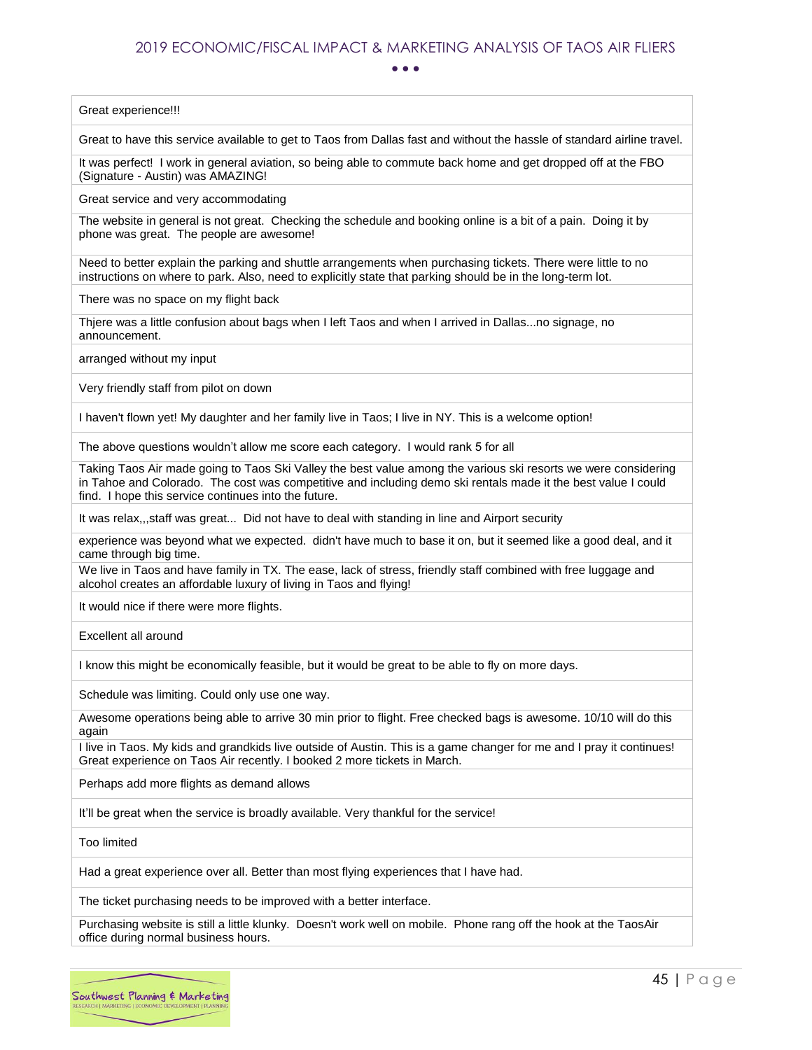| Great experience!!! |
|---|
| Great to have this service available to get to Taos from Dallas fast and without the hassle of standard airline travel. |
| It was perfect! I work in general aviation, so being able to commute back home and get dropped off at the FBO (Signature - Austin) was AMAZING! |
| Great service and very accommodating |
| The website in general is not great. Checking the schedule and booking online is a bit of a pain. Doing it by phone was great. The people are awesome! |
| Need to better explain the parking and shuttle arrangements when purchasing tickets. There were little to no instructions on where to park. Also, need to explicitly state that parking should be in the long-term lot. |
| There was no space on my flight back |
| Thjere was a little confusion about bags when I left Taos and when I arrived in Dallas...no signage, no announcement. |
| arranged without my input |
| Very friendly staff from pilot on down |
| I haven't flown yet! My daughter and her family live in Taos; I live in NY. This is a welcome option! |
| The above questions wouldn't allow me score each category. I would rank 5 for all |
| Taking Taos Air made going to Taos Ski Valley the best value among the various ski resorts we were considering in Tahoe and Colorado. The cost was competitive and including demo ski rentals made it the best value I could find. I hope this service continues into the future. |
| It was relax,,,staff was great... Did not have to deal with standing in line and Airport security |
| experience was beyond what we expected. didn't have much to base it on, but it seemed like a good deal, and it came through big time. |
| We live in Taos and have family in TX. The ease, lack of stress, friendly staff combined with free luggage and alcohol creates an affordable luxury of living in Taos and flying! |
| It would nice if there were more flights. |
| Excellent all around |
| I know this might be economically feasible, but it would be great to be able to fly on more days. |
| Schedule was limiting. Could only use one way. |
| Awesome operations being able to arrive 30 min prior to flight. Free checked bags is awesome. 10/10 will do this again |
| I live in Taos. My kids and grandkids live outside of Austin. This is a game changer for me and I pray it continues! Great experience on Taos Air recently. I booked 2 more tickets in March. |
| Perhaps add more flights as demand allows |
| It'll be great when the service is broadly available. Very thankful for the service! |
| Too limited |
| Had a great experience over all. Better than most flying experiences that I have had. |
| The ticket purchasing needs to be improved with a better interface. |
| Purchasing website is still a little klunky. Doesn't work well on mobile. Phone rang off the hook at the TaosAir office during normal business hours. |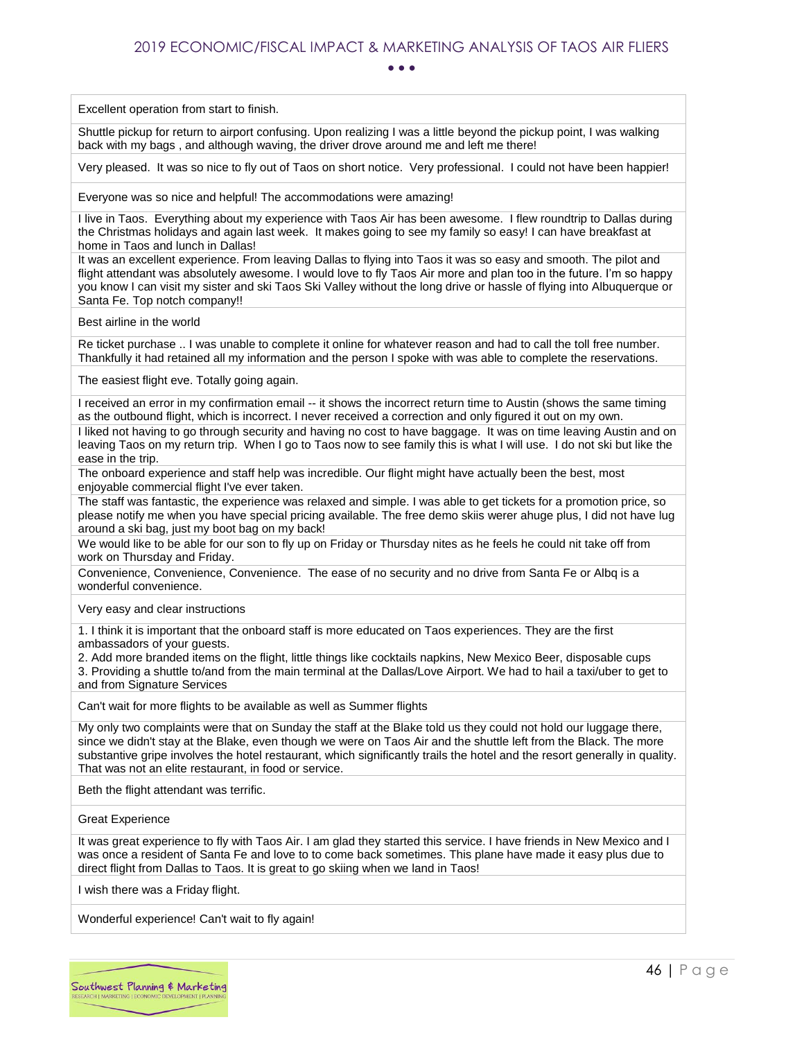| |
|---|
| Excellent operation from start to finish. |
| Shuttle pickup for return to airport confusing. Upon realizing I was a little beyond the pickup point, I was walking back with my bags , and although waving, the driver drove around me and left me there! |
| Very pleased. It was so nice to fly out of Taos on short notice. Very professional. I could not have been happier! |
| Everyone was so nice and helpful! The accommodations were amazing! |
| I live in Taos. Everything about my experience with Taos Air has been awesome. I flew roundtrip to Dallas during the Christmas holidays and again last week. It makes going to see my family so easy! I can have breakfast at home in Taos and lunch in Dallas! |
| It was an excellent experience. From leaving Dallas to flying into Taos it was so easy and smooth. The pilot and flight attendant was absolutely awesome. I would love to fly Taos Air more and plan too in the future. I'm so happy you know I can visit my sister and ski Taos Ski Valley without the long drive or hassle of flying into Albuquerque or Santa Fe. Top notch company!! |
| Best airline in the world |
| Re ticket purchase .. I was unable to complete it online for whatever reason and had to call the toll free number. Thankfully it had retained all my information and the person I spoke with was able to complete the reservations. |
| The easiest flight eve. Totally going again. |
| I received an error in my confirmation email -- it shows the incorrect return time to Austin (shows the same timing as the outbound flight, which is incorrect. I never received a correction and only figured it out on my own. |
| I liked not having to go through security and having no cost to have baggage. It was on time leaving Austin and on leaving Taos on my return trip. When I go to Taos now to see family this is what I will use. I do not ski but like the ease in the trip. |
| The onboard experience and staff help was incredible. Our flight might have actually been the best, most enjoyable commercial flight I've ever taken. |
| The staff was fantastic, the experience was relaxed and simple. I was able to get tickets for a promotion price, so please notify me when you have special pricing available. The free demo skiis werer ahuge plus, I did not have lug around a ski bag, just my boot bag on my back! |
| We would like to be able for our son to fly up on Friday or Thursday nites as he feels he could nit take off from work on Thursday and Friday. |
| Convenience, Convenience, Convenience. The ease of no security and no drive from Santa Fe or Albq is a wonderful convenience. |
| Very easy and clear instructions |
| 1. I think it is important that the onboard staff is more educated on Taos experiences. They are the first ambassadors of your guests.<br>2. Add more branded items on the flight, little things like cocktails napkins, New Mexico Beer, disposable cups<br>3. Providing a shuttle to/and from the main terminal at the Dallas/Love Airport. We had to hail a taxi/uber to get to and from Signature Services |
| Can't wait for more flights to be available as well as Summer flights |
| My only two complaints were that on Sunday the staff at the Blake told us they could not hold our luggage there, since we didn't stay at the Blake, even though we were on Taos Air and the shuttle left from the Black. The more substantive gripe involves the hotel restaurant, which significantly trails the hotel and the resort generally in quality. That was not an elite restaurant, in food or service. |
| Beth the flight attendant was terrific. |
| Great Experience |
| It was great experience to fly with Taos Air. I am glad they started this service. I have friends in New Mexico and I was once a resident of Santa Fe and love to to come back sometimes. This plane have made it easy plus due to direct flight from Dallas to Taos. It is great to go skiing when we land in Taos! |
| I wish there was a Friday flight. |
| Wonderful experience! Can't wait to fly again! |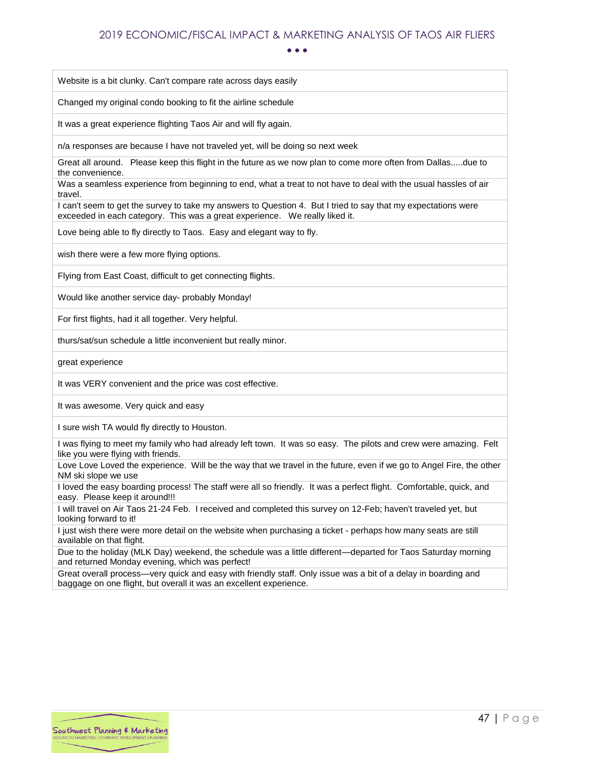| |
|---|
| Website is a bit clunky. Can't compare rate across days easily |
| Changed my original condo booking to fit the airline schedule |
| It was a great experience flighting Taos Air and will fly again. |
| n/a responses are because I have not traveled yet, will be doing so next week |
| Great all around.  Please keep this flight in the future as we now plan to come more often from Dallas.....due to the convenience. |
| Was a seamless experience from beginning to end, what a treat to not have to deal with the usual hassles of air travel. |
| I can't seem to get the survey to take my answers to Question 4. But I tried to say that my expectations were exceeded in each category. This was a great experience. We really liked it. |
| Love being able to fly directly to Taos. Easy and elegant way to fly. |
| wish there were a few more flying options. |
| Flying from East Coast, difficult to get connecting flights. |
| Would like another service day- probably Monday! |
| For first flights, had it all together. Very helpful. |
| thurs/sat/sun schedule a little inconvenient but really minor. |
| great experience |
| It was VERY convenient and the price was cost effective. |
| It was awesome. Very quick and easy |
| I sure wish TA would fly directly to Houston. |
| I was flying to meet my family who had already left town. It was so easy. The pilots and crew were amazing. Felt like you were flying with friends. |
| Love Love Loved the experience. Will be the way that we travel in the future, even if we go to Angel Fire, the other NM ski slope we use |
| I loved the easy boarding process! The staff were all so friendly. It was a perfect flight. Comfortable, quick, and easy. Please keep it around!!! |
| I will travel on Air Taos 21-24 Feb. I received and completed this survey on 12-Feb; haven't traveled yet, but looking forward to it! |
| I just wish there were more detail on the website when purchasing a ticket - perhaps how many seats are still available on that flight. |
| Due to the holiday (MLK Day) weekend, the schedule was a little different—departed for Taos Saturday morning and returned Monday evening, which was perfect! |
| Great overall process—very quick and easy with friendly staff. Only issue was a bit of a delay in boarding and baggage on one flight, but overall it was an excellent experience. |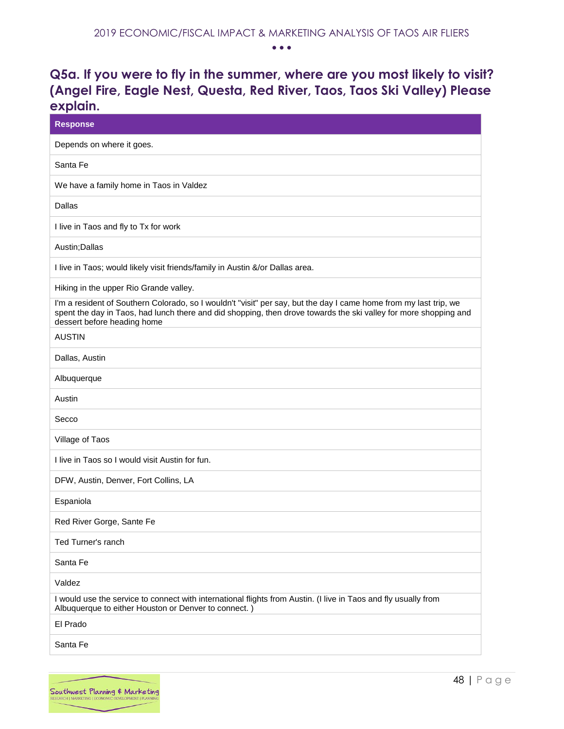## Q5a. If you were to fly in the summer, where are you most likely to visit? (Angel Fire, Eagle Nest, Questa, Red River, Taos, Taos Ski Valley) Please explain.

| Response |
|---|
| Depends on where it goes. |
| Santa Fe |
| We have a family home in Taos in Valdez |
| Dallas |
| I live in Taos and fly to Tx for work |
| Austin;Dallas |
| I live in Taos; would likely visit friends/family in Austin &/or Dallas area. |
| Hiking in the upper Rio Grande valley. |
| I'm a resident of Southern Colorado, so I wouldn't "visit" per say, but the day I came home from my last trip, we spent the day in Taos, had lunch there and did shopping, then drove towards the ski valley for more shopping and dessert before heading home |
| AUSTIN |
| Dallas, Austin |
| Albuquerque |
| Austin |
| Secco |
| Village of Taos |
| I live in Taos so I would visit Austin for fun. |
| DFW, Austin, Denver, Fort Collins, LA |
| Espaniola |
| Red River Gorge, Sante Fe |
| Ted Turner's ranch |
| Santa Fe |
| Valdez |
| I would use the service to connect with international flights from Austin. (I live in Taos and fly usually from Albuquerque to either Houston or Denver to connect. ) |
| El Prado |
| Santa Fe |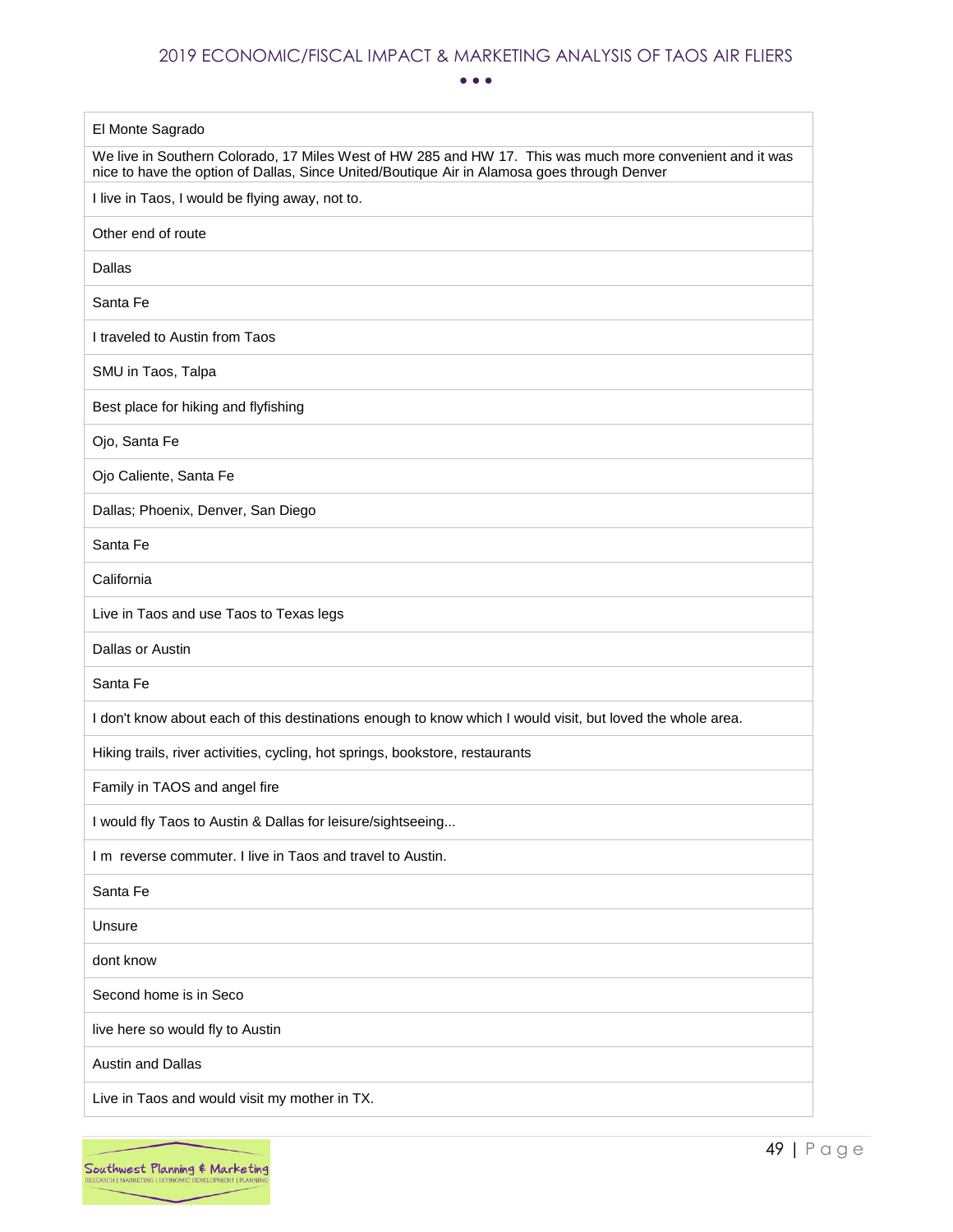| El Monte Sagrado |
| --- |
| We live in Southern Colorado, 17 Miles West of HW 285 and HW 17. This was much more convenient and it was nice to have the option of Dallas, Since United/Boutique Air in Alamosa goes through Denver |
| I live in Taos, I would be flying away, not to. |
| Other end of route |
| Dallas |
| Santa Fe |
| I traveled to Austin from Taos |
| SMU in Taos, Talpa |
| Best place for hiking and flyfishing |
| Ojo, Santa Fe |
| Ojo Caliente, Santa Fe |
| Dallas; Phoenix, Denver, San Diego |
| Santa Fe |
| California |
| Live in Taos and use Taos to Texas legs |
| Dallas or Austin |
| Santa Fe |
| I don't know about each of this destinations enough to know which I would visit, but loved the whole area. |
| Hiking trails, river activities, cycling, hot springs, bookstore, restaurants |
| Family in TAOS and angel fire |
| I would fly Taos to Austin & Dallas for leisure/sightseeing... |
| I m reverse commuter. I live in Taos and travel to Austin. |
| Santa Fe |
| Unsure |
| dont know |
| Second home is in Seco |
| live here so would fly to Austin |
| Austin and Dallas |
| Live in Taos and would visit my mother in TX. |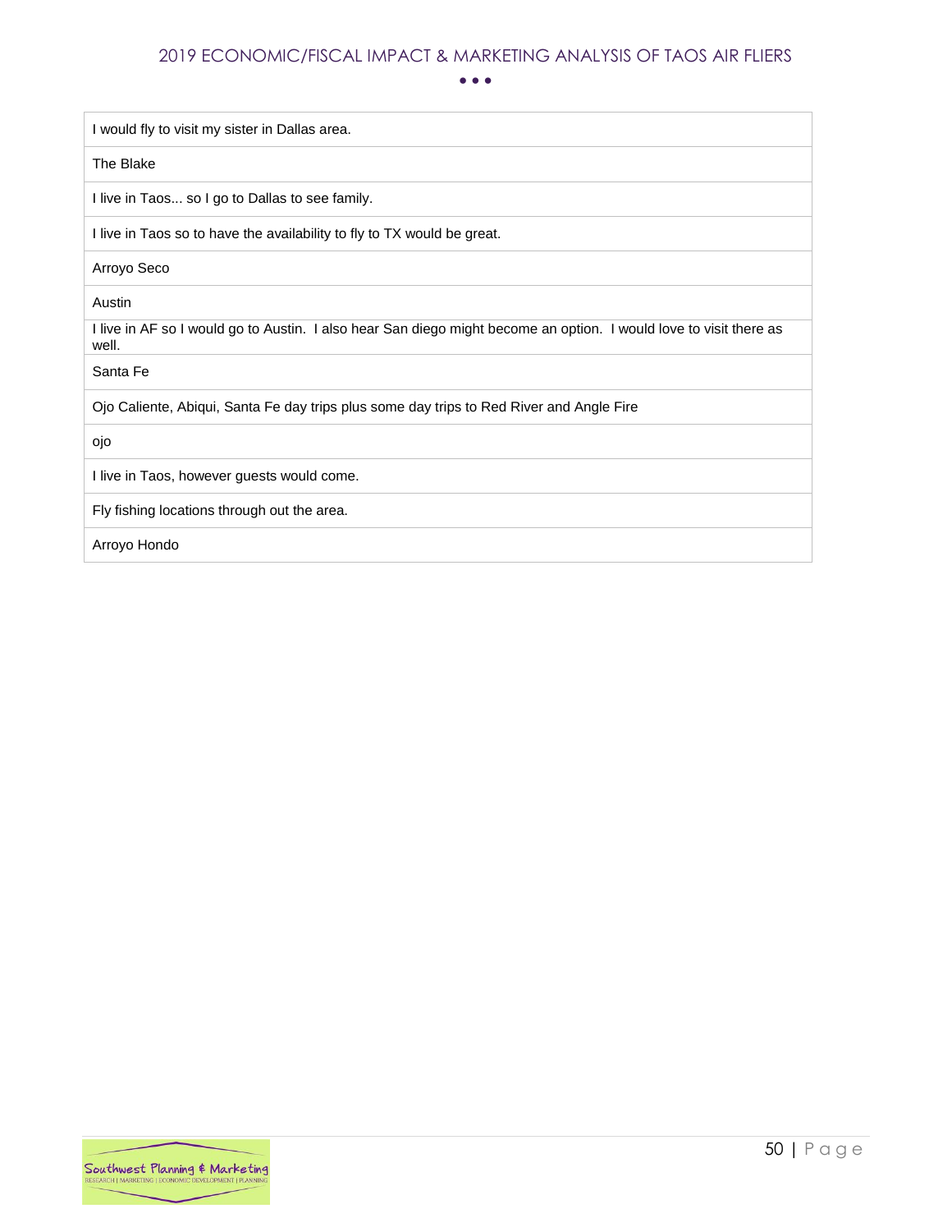| I would fly to visit my sister in Dallas area. |
| --- |
| The Blake |
| I live in Taos... so I go to Dallas to see family. |
| I live in Taos so to have the availability to fly to TX would be great. |
| Arroyo Seco |
| Austin |
| I live in AF so I would go to Austin. I also hear San diego might become an option. I would love to visit there as well. |
| Santa Fe |
| Ojo Caliente, Abiqui, Santa Fe day trips plus some day trips to Red River and Angle Fire |
| ojo |
| I live in Taos, however guests would come. |
| Fly fishing locations through out the area. |
| Arroyo Hondo |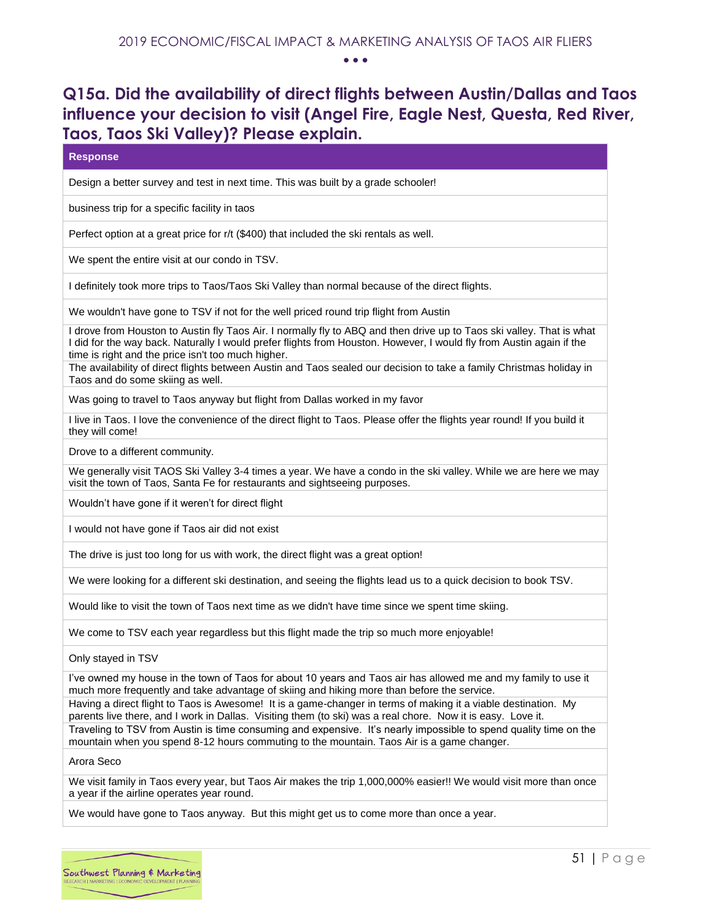## Q15a. Did the availability of direct flights between Austin/Dallas and Taos influence your decision to visit (Angel Fire, Eagle Nest, Questa, Red River, Taos, Taos Ski Valley)? Please explain.

| Response |
|---|
| Design a better survey and test in next time. This was built by a grade schooler! |
| business trip for a specific facility in taos |
| Perfect option at a great price for r/t ($400) that included the ski rentals as well. |
| We spent the entire visit at our condo in TSV. |
| I definitely took more trips to Taos/Taos Ski Valley than normal because of the direct flights. |
| We wouldn't have gone to TSV if not for the well priced round trip flight from Austin |
| I drove from Houston to Austin fly Taos Air. I normally fly to ABQ and then drive up to Taos ski valley. That is what I did for the way back. Naturally I would prefer flights from Houston. However, I would fly from Austin again if the time is right and the price isn't too much higher. |
| The availability of direct flights between Austin and Taos sealed our decision to take a family Christmas holiday in Taos and do some skiing as well. |
| Was going to travel to Taos anyway but flight from Dallas worked in my favor |
| I live in Taos. I love the convenience of the direct flight to Taos. Please offer the flights year round! If you build it they will come! |
| Drove to a different community. |
| We generally visit TAOS Ski Valley 3-4 times a year. We have a condo in the ski valley. While we are here we may visit the town of Taos, Santa Fe for restaurants and sightseeing purposes. |
| Wouldn't have gone if it weren't for direct flight |
| I would not have gone if Taos air did not exist |
| The drive is just too long for us with work, the direct flight was a great option! |
| We were looking for a different ski destination, and seeing the flights lead us to a quick decision to book TSV. |
| Would like to visit the town of Taos next time as we didn't have time since we spent time skiing. |
| We come to TSV each year regardless but this flight made the trip so much more enjoyable! |
| Only stayed in TSV |
| I've owned my house in the town of Taos for about 10 years and Taos air has allowed me and my family to use it much more frequently and take advantage of skiing and hiking more than before the service. |
| Having a direct flight to Taos is Awesome! It is a game-changer in terms of making it a viable destination. My parents live there, and I work in Dallas. Visiting them (to ski) was a real chore. Now it is easy. Love it. |
| Traveling to TSV from Austin is time consuming and expensive. It's nearly impossible to spend quality time on the mountain when you spend 8-12 hours commuting to the mountain. Taos Air is a game changer. |
| Arora Seco |
| We visit family in Taos every year, but Taos Air makes the trip 1,000,000% easier!! We would visit more than once a year if the airline operates year round. |
| We would have gone to Taos anyway. But this might get us to come more than once a year. |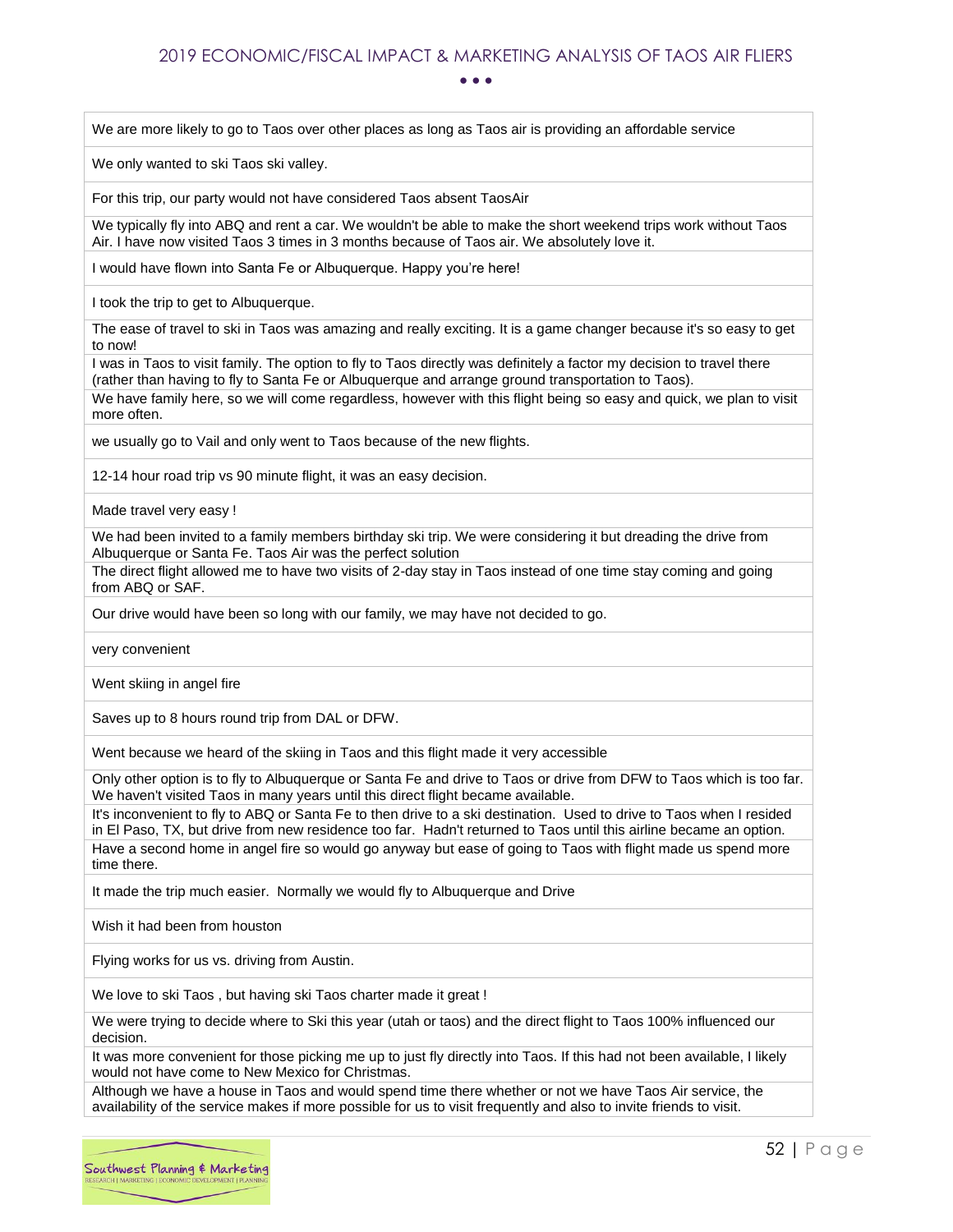| We are more likely to go to Taos over other places as long as Taos air is providing an affordable service |
|---|
| We only wanted to ski Taos ski valley. |
| For this trip, our party would not have considered Taos absent TaosAir |
| We typically fly into ABQ and rent a car. We wouldn't be able to make the short weekend trips work without Taos Air. I have now visited Taos 3 times in 3 months because of Taos air. We absolutely love it. |
| I would have flown into Santa Fe or Albuquerque. Happy you're here! |
| I took the trip to get to Albuquerque. |
| The ease of travel to ski in Taos was amazing and really exciting. It is a game changer because it's so easy to get to now! |
| I was in Taos to visit family. The option to fly to Taos directly was definitely a factor my decision to travel there (rather than having to fly to Santa Fe or Albuquerque and arrange ground transportation to Taos). |
| We have family here, so we will come regardless, however with this flight being so easy and quick, we plan to visit more often. |
| we usually go to Vail and only went to Taos because of the new flights. |
| 12-14 hour road trip vs 90 minute flight, it was an easy decision. |
| Made travel very easy ! |
| We had been invited to a family members birthday ski trip. We were considering it but dreading the drive from Albuquerque or Santa Fe. Taos Air was the perfect solution |
| The direct flight allowed me to have two visits of 2-day stay in Taos instead of one time stay coming and going from ABQ or SAF. |
| Our drive would have been so long with our family, we may have not decided to go. |
| very convenient |
| Went skiing in angel fire |
| Saves up to 8 hours round trip from DAL or DFW. |
| Went because we heard of the skiing in Taos and this flight made it very accessible |
| Only other option is to fly to Albuquerque or Santa Fe and drive to Taos or drive from DFW to Taos which is too far. We haven't visited Taos in many years until this direct flight became available. |
| It's inconvenient to fly to ABQ or Santa Fe to then drive to a ski destination. Used to drive to Taos when I resided in El Paso, TX, but drive from new residence too far. Hadn't returned to Taos until this airline became an option. |
| Have a second home in angel fire so would go anyway but ease of going to Taos with flight made us spend more time there. |
| It made the trip much easier. Normally we would fly to Albuquerque and Drive |
| Wish it had been from houston |
| Flying works for us vs. driving from Austin. |
| We love to ski Taos , but having ski Taos charter made it great ! |
| We were trying to decide where to Ski this year (utah or taos) and the direct flight to Taos 100% influenced our decision. |
| It was more convenient for those picking me up to just fly directly into Taos. If this had not been available, I likely would not have come to New Mexico for Christmas. |
| Although we have a house in Taos and would spend time there whether or not we have Taos Air service, the availability of the service makes if more possible for us to visit frequently and also to invite friends to visit. |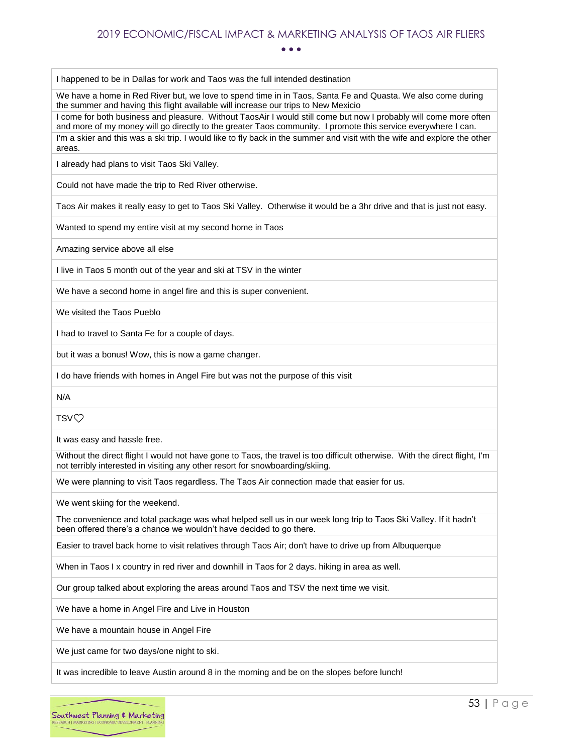| I happened to be in Dallas for work and Taos was the full intended destination |
|---|
| We have a home in Red River but, we love to spend time in in Taos, Santa Fe and Quasta. We also come during the summer and having this flight available will increase our trips to New Mexicio |
| I come for both business and pleasure.  Without TaosAir I would still come but now I probably will come more often and more of my money will go directly to the greater Taos community.  I promote this service everywhere I can. |
| I'm a skier and this was a ski trip. I would like to fly back in the summer and visit with the wife and explore the other areas. |
| I already had plans to visit Taos Ski Valley. |
| Could not have made the trip to Red River otherwise. |
| Taos Air makes it really easy to get to Taos Ski Valley.  Otherwise it would be a 3hr drive and that is just not easy. |
| Wanted to spend my entire visit at my second home in Taos |
| Amazing service above all else |
| I live in Taos 5 month out of the year and ski at TSV in the winter |
| We have a second home in angel fire and this is super convenient. |
| We visited the Taos Pueblo |
| I had to travel to Santa Fe for a couple of days. |
| but it was a bonus! Wow, this is now a game changer. |
| I do have friends with homes in Angel Fire but was not the purpose of this visit |
| N/A |
| TSV♡ |
| It was easy and hassle free. |
| Without the direct flight I would not have gone to Taos, the travel is too difficult otherwise.  With the direct flight, I'm not terribly interested in visiting any other resort for snowboarding/skiing. |
| We were planning to visit Taos regardless. The Taos Air connection made that easier for us. |
| We went skiing for the weekend. |
| The convenience and total package was what helped sell us in our week long trip to Taos Ski Valley. If it hadn't been offered there's a chance we wouldn't have decided to go there. |
| Easier to travel back home to visit relatives through Taos Air; don't have to drive up from Albuquerque |
| When in Taos I x country in red river and downhill in Taos for 2 days. hiking in area as well. |
| Our group talked about exploring the areas around Taos and TSV the next time we visit. |
| We have a home in Angel Fire and Live in Houston |
| We have a mountain house in Angel Fire |
| We just came for two days/one night to ski. |
| It was incredible to leave Austin around 8 in the morning and be on the slopes before lunch! |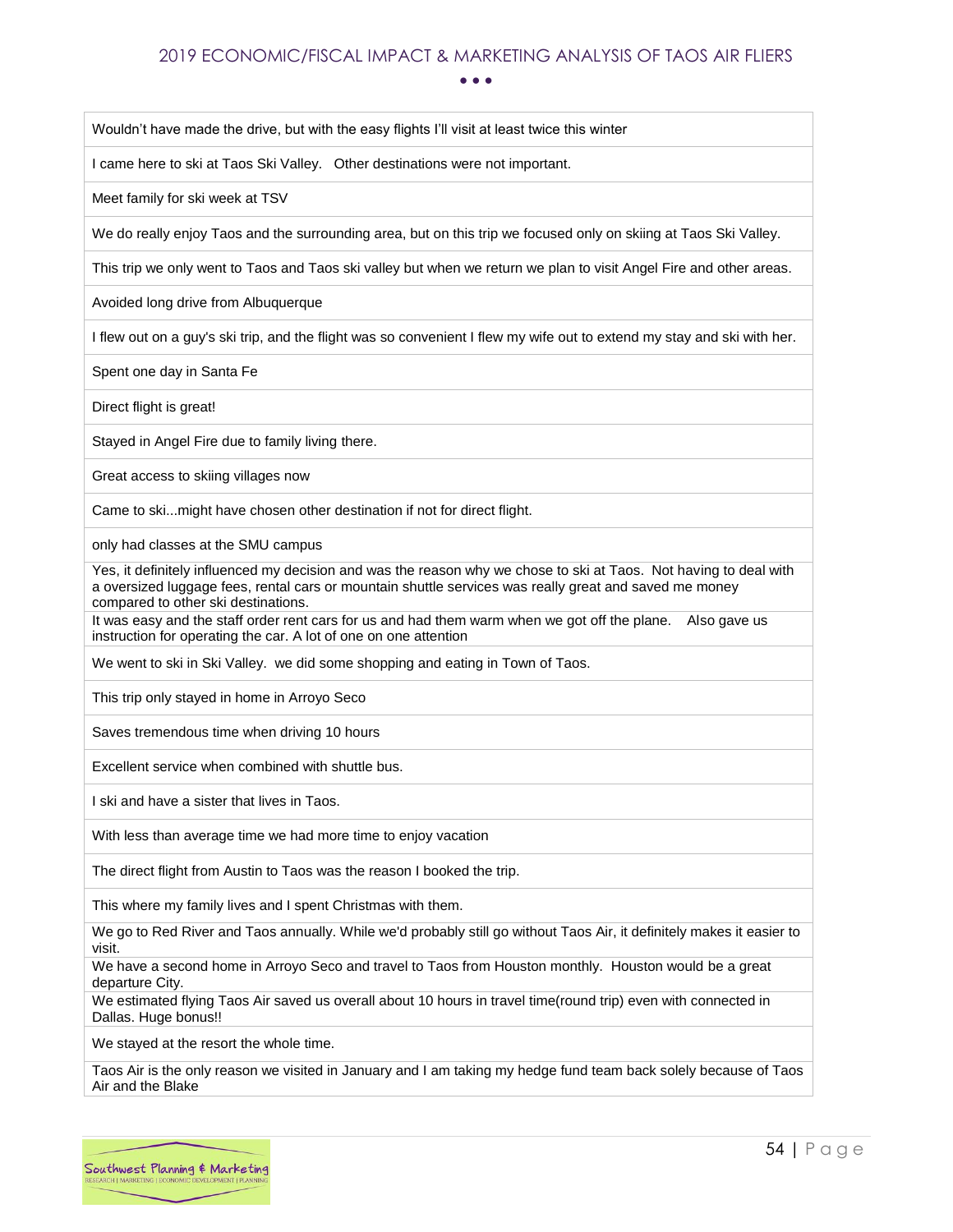| |
|---|
| Wouldn't have made the drive, but with the easy flights I'll visit at least twice this winter |
| I came here to ski at Taos Ski Valley. Other destinations were not important. |
| Meet family for ski week at TSV |
| We do really enjoy Taos and the surrounding area, but on this trip we focused only on skiing at Taos Ski Valley. |
| This trip we only went to Taos and Taos ski valley but when we return we plan to visit Angel Fire and other areas. |
| Avoided long drive from Albuquerque |
| I flew out on a guy's ski trip, and the flight was so convenient I flew my wife out to extend my stay and ski with her. |
| Spent one day in Santa Fe |
| Direct flight is great! |
| Stayed in Angel Fire due to family living there. |
| Great access to skiing villages now |
| Came to ski...might have chosen other destination if not for direct flight. |
| only had classes at the SMU campus |
| Yes, it definitely influenced my decision and was the reason why we chose to ski at Taos. Not having to deal with a oversized luggage fees, rental cars or mountain shuttle services was really great and saved me money compared to other ski destinations. |
| It was easy and the staff order rent cars for us and had them warm when we got off the plane. Also gave us instruction for operating the car. A lot of one on one attention |
| We went to ski in Ski Valley. we did some shopping and eating in Town of Taos. |
| This trip only stayed in home in Arroyo Seco |
| Saves tremendous time when driving 10 hours |
| Excellent service when combined with shuttle bus. |
| I ski and have a sister that lives in Taos. |
| With less than average time we had more time to enjoy vacation |
| The direct flight from Austin to Taos was the reason I booked the trip. |
| This where my family lives and I spent Christmas with them. |
| We go to Red River and Taos annually. While we'd probably still go without Taos Air, it definitely makes it easier to visit. |
| We have a second home in Arroyo Seco and travel to Taos from Houston monthly. Houston would be a great departure City. |
| We estimated flying Taos Air saved us overall about 10 hours in travel time(round trip) even with connected in Dallas. Huge bonus!! |
| We stayed at the resort the whole time. |
| Taos Air is the only reason we visited in January and I am taking my hedge fund team back solely because of Taos Air and the Blake |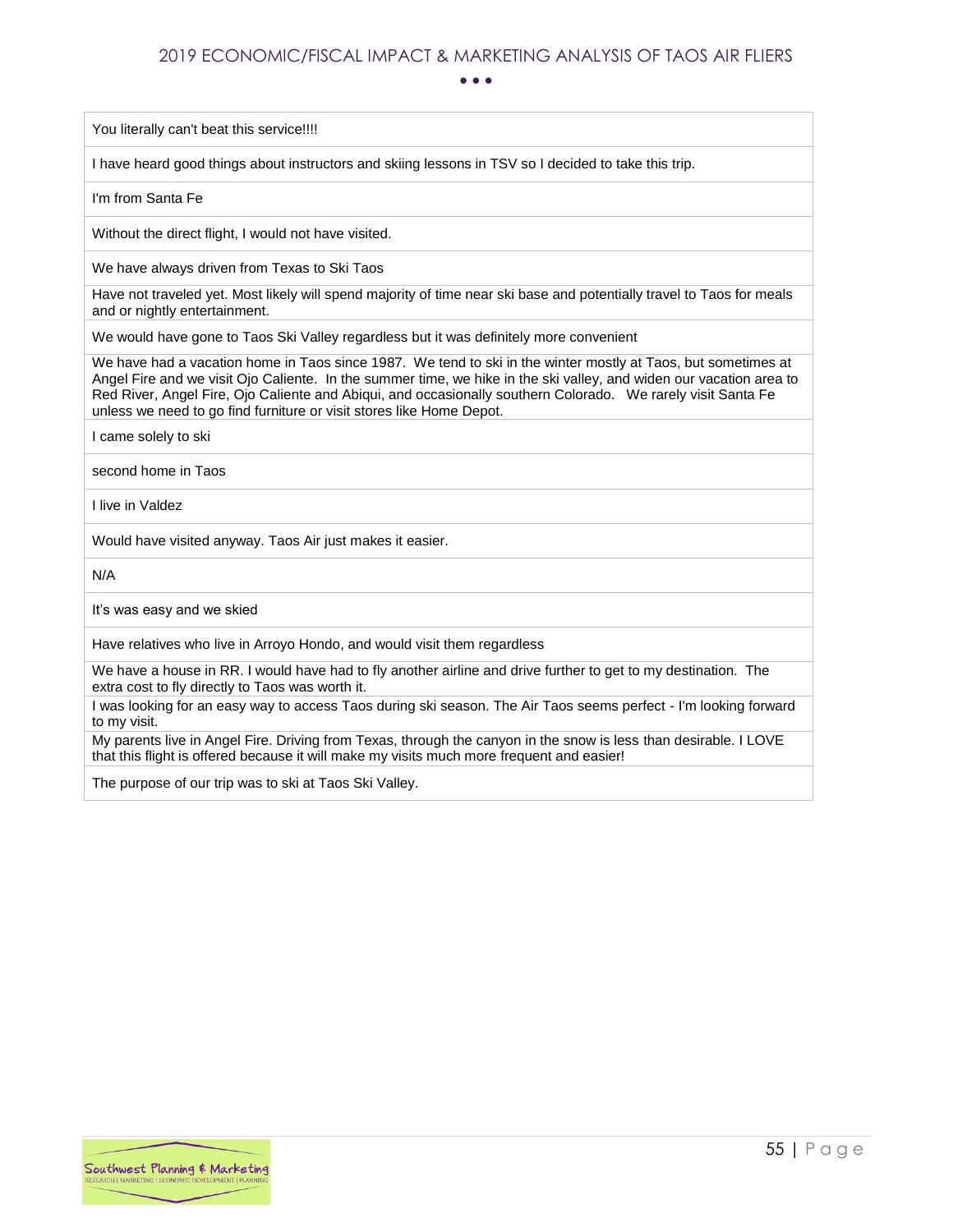| You literally can't beat this service!!!! |
| --- |
| I have heard good things about instructors and skiing lessons in TSV so I decided to take this trip. |
| I'm from Santa Fe |
| Without the direct flight, I would not have visited. |
| We have always driven from Texas to Ski Taos |
| Have not traveled yet. Most likely will spend majority of time near ski base and potentially travel to Taos for meals and or nightly entertainment. |
| We would have gone to Taos Ski Valley regardless but it was definitely more convenient |
| We have had a vacation home in Taos since 1987. We tend to ski in the winter mostly at Taos, but sometimes at Angel Fire and we visit Ojo Caliente. In the summer time, we hike in the ski valley, and widen our vacation area to Red River, Angel Fire, Ojo Caliente and Abiqui, and occasionally southern Colorado. We rarely visit Santa Fe unless we need to go find furniture or visit stores like Home Depot. |
| I came solely to ski |
| second home in Taos |
| I live in Valdez |
| Would have visited anyway. Taos Air just makes it easier. |
| N/A |
| It's was easy and we skied |
| Have relatives who live in Arroyo Hondo, and would visit them regardless |
| We have a house in RR. I would have had to fly another airline and drive further to get to my destination. The extra cost to fly directly to Taos was worth it. |
| I was looking for an easy way to access Taos during ski season. The Air Taos seems perfect - I'm looking forward to my visit. |
| My parents live in Angel Fire. Driving from Texas, through the canyon in the snow is less than desirable. I LOVE that this flight is offered because it will make my visits much more frequent and easier! |
| The purpose of our trip was to ski at Taos Ski Valley. |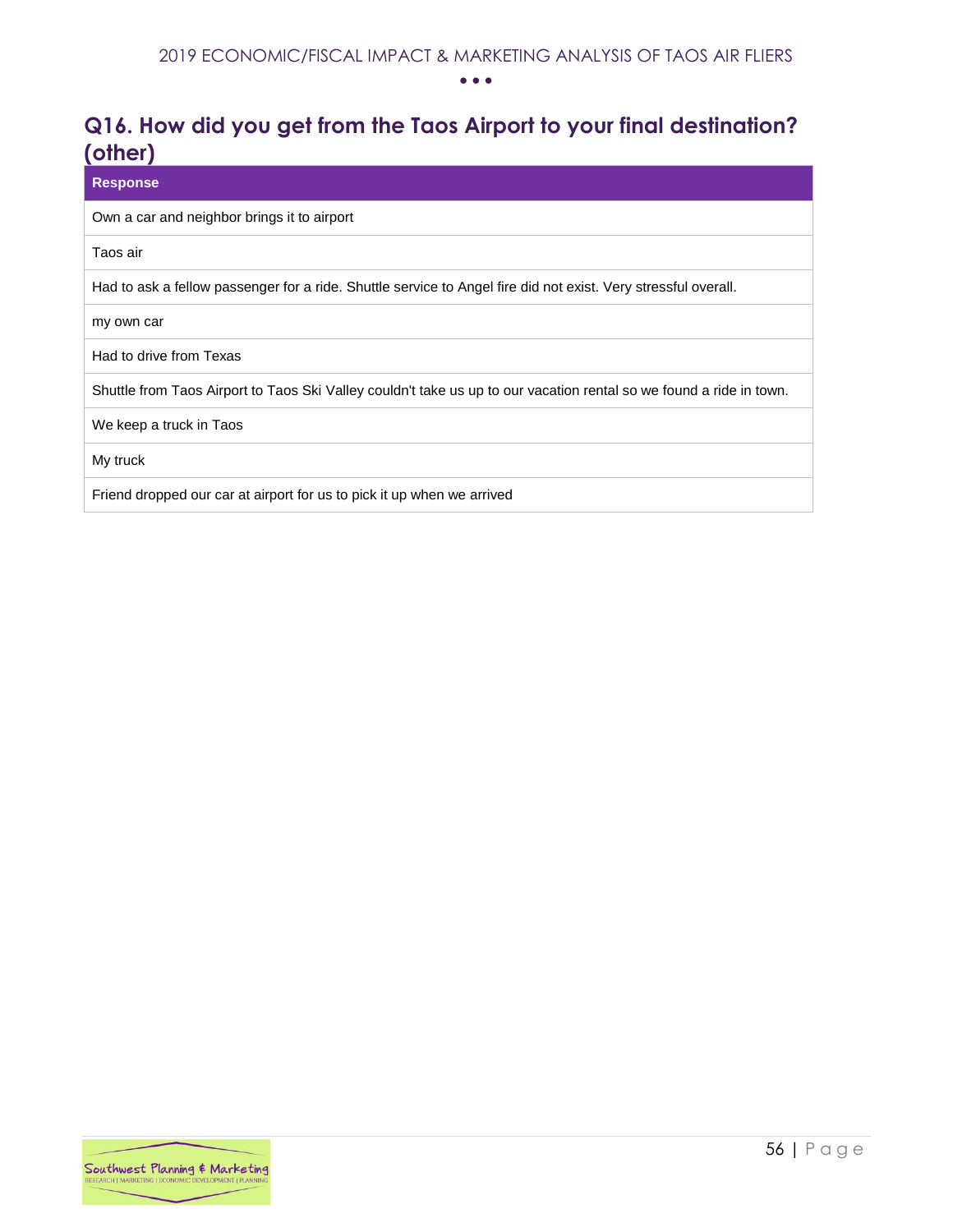## Q16. How did you get from the Taos Airport to your final destination? (other)

| Response |
|---|
| Own a car and neighbor brings it to airport |
| Taos air |
| Had to ask a fellow passenger for a ride. Shuttle service to Angel fire did not exist. Very stressful overall. |
| my own car |
| Had to drive from Texas |
| Shuttle from Taos Airport to Taos Ski Valley couldn't take us up to our vacation rental so we found a ride in town. |
| We keep a truck in Taos |
| My truck |
| Friend dropped our car at airport for us to pick it up when we arrived |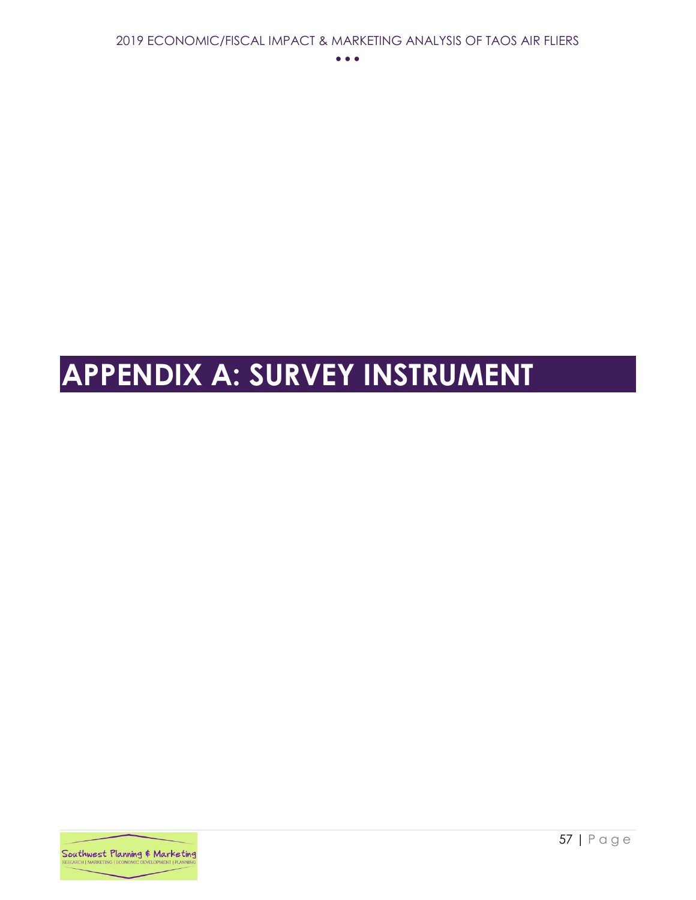# APPENDIX A: SURVEY INSTRUMENT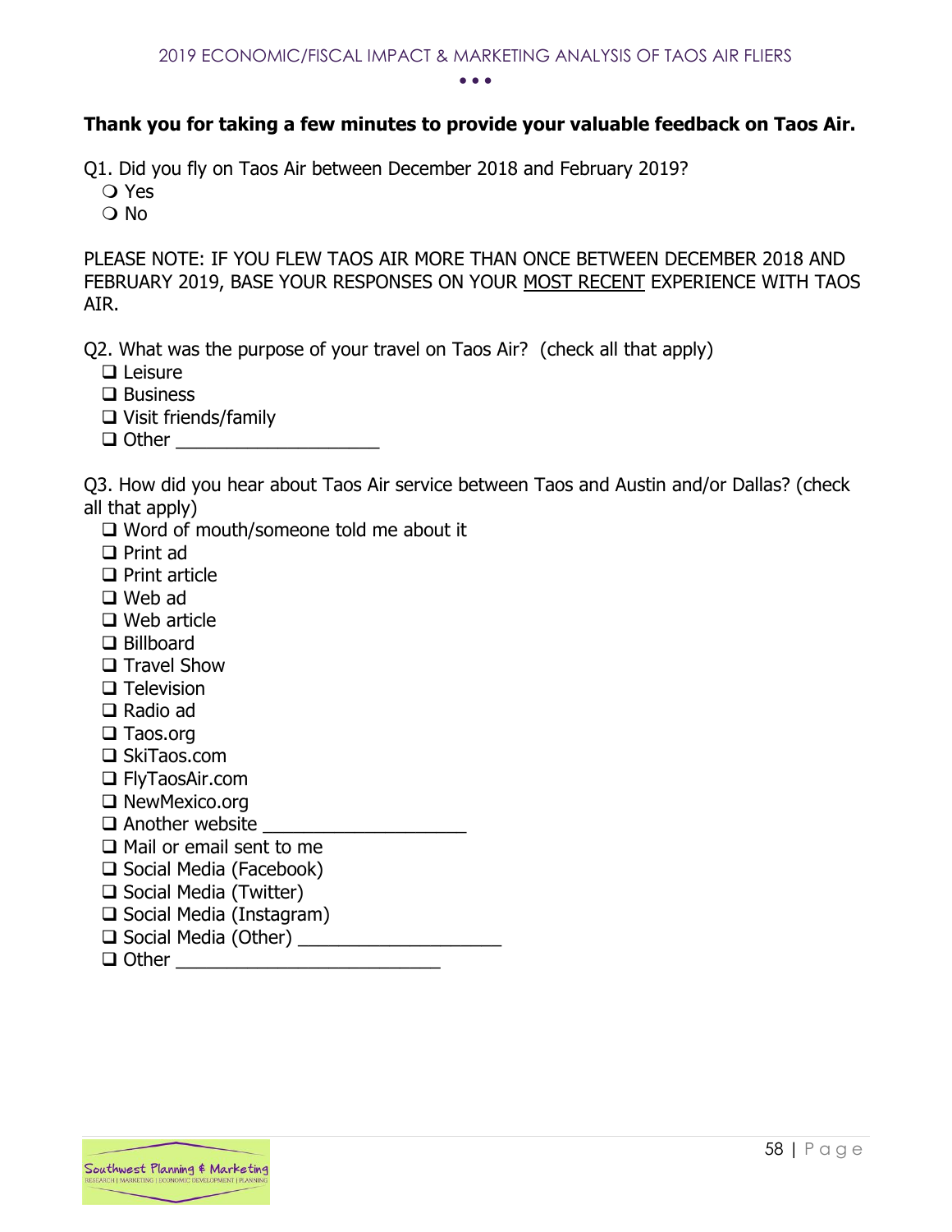**Thank you for taking a few minutes to provide your valuable feedback on Taos Air.**

Q1. Did you fly on Taos Air between December 2018 and February 2019?

- ❍ Yes
- ❍ No

PLEASE NOTE: IF YOU FLEW TAOS AIR MORE THAN ONCE BETWEEN DECEMBER 2018 AND FEBRUARY 2019, BASE YOUR RESPONSES ON YOUR MOST RECENT EXPERIENCE WITH TAOS AIR.

Q2. What was the purpose of your travel on Taos Air? (check all that apply)

- ❑ Leisure
- ❑ Business
- ❑ Visit friends/family
- ❑ Other ____________________

Q3. How did you hear about Taos Air service between Taos and Austin and/or Dallas? (check all that apply)

- ❑ Word of mouth/someone told me about it
- ❑ Print ad
- ❑ Print article
- ❑ Web ad
- ❑ Web article
- ❑ Billboard
- ❑ Travel Show
- ❑ Television
- ❑ Radio ad
- ❑ Taos.org
- ❑ SkiTaos.com
- ❑ FlyTaosAir.com
- ❑ NewMexico.org
- ❑ Another website ____________________
- ❑ Mail or email sent to me
- ❑ Social Media (Facebook)
- ❑ Social Media (Twitter)
- ❑ Social Media (Instagram)
- ❑ Social Media (Other) ____________________
- ❑ Other __________________________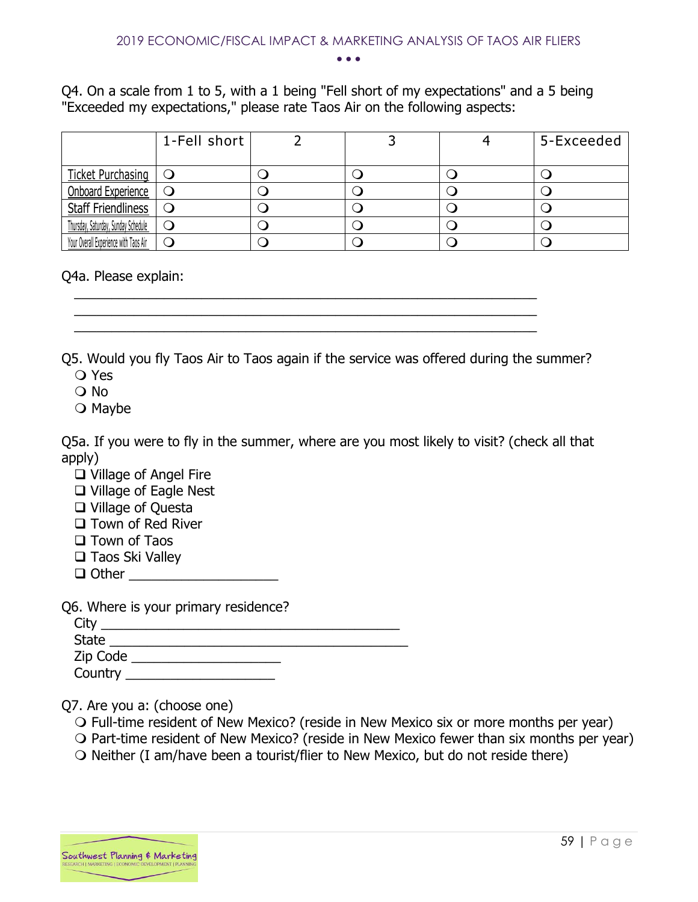Q4. On a scale from 1 to 5, with a 1 being "Fell short of my expectations" and a 5 being "Exceeded my expectations," please rate Taos Air on the following aspects:

| | 1-Fell short | 2 | 3 | 4 | 5-Exceeded |
|---|---|---|---|---|---|
| Ticket Purchasing | ❍ | ❍ | ❍ | ❍ | ❍ |
| Onboard Experience | ❍ | ❍ | ❍ | ❍ | ❍ |
| Staff Friendliness | ❍ | ❍ | ❍ | ❍ | ❍ |
| Thursday, Saturday, Sunday Schedule | ❍ | ❍ | ❍ | ❍ | ❍ |
| Your Overall Experience with Taos Air | ❍ | ❍ | ❍ | ❍ | ❍ |

Q4a. Please explain:

____________________________________________________________

____________________________________________________________

____________________________________________________________

Q5. Would you fly Taos Air to Taos again if the service was offered during the summer?

❍ Yes
❍ No
❍ Maybe

Q5a. If you were to fly in the summer, where are you most likely to visit? (check all that apply)

❑ Village of Angel Fire
❑ Village of Eagle Nest
❑ Village of Questa
❑ Town of Red River
❑ Town of Taos
❑ Taos Ski Valley
❑ Other ____________________

Q6. Where is your primary residence?

City ______________________________________
State ______________________________________
Zip Code ____________________
Country ____________________

Q7. Are you a: (choose one)

❍ Full-time resident of New Mexico? (reside in New Mexico six or more months per year)
❍ Part-time resident of New Mexico? (reside in New Mexico fewer than six months per year)
❍ Neither (I am/have been a tourist/flier to New Mexico, but do not reside there)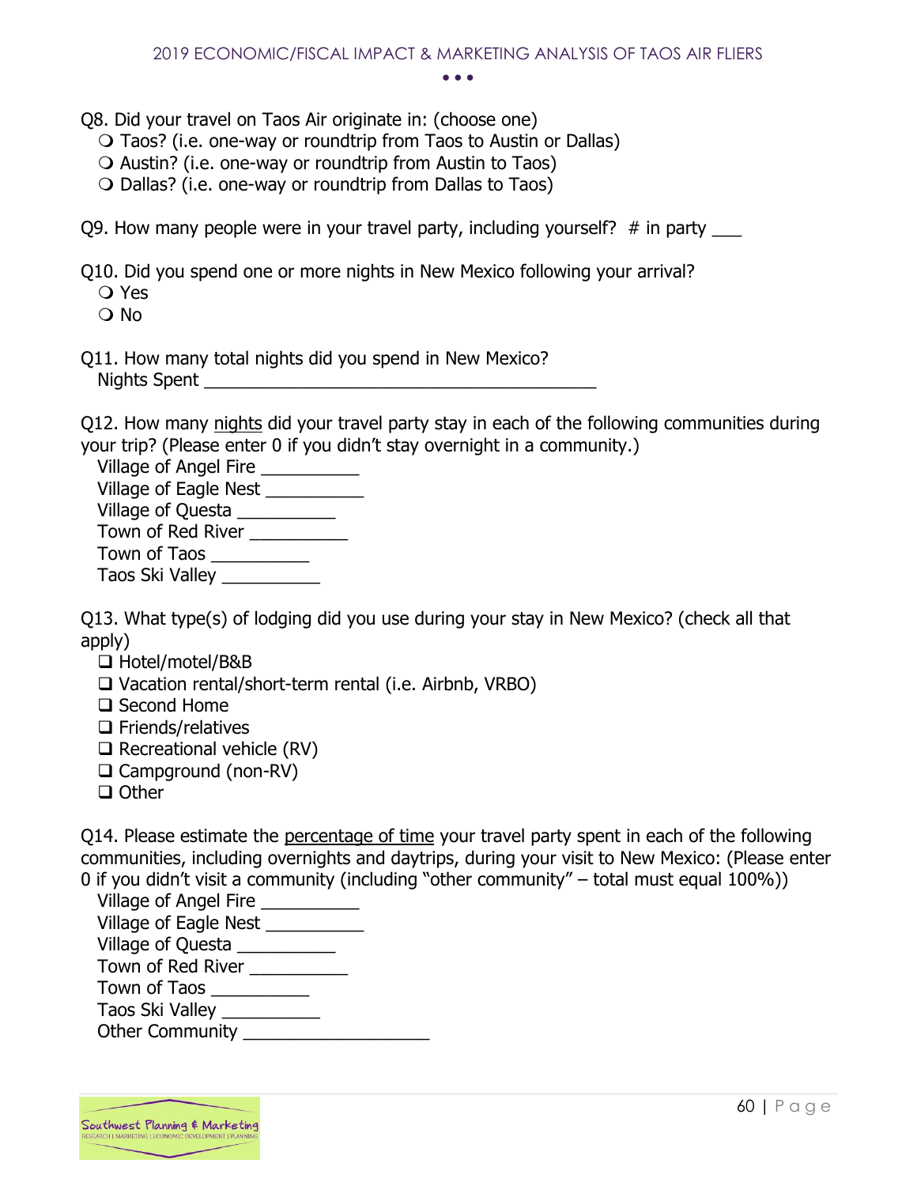Q8. Did your travel on Taos Air originate in: (choose one)

- ❍ Taos? (i.e. one-way or roundtrip from Taos to Austin or Dallas)
- ❍ Austin? (i.e. one-way or roundtrip from Austin to Taos)
- ❍ Dallas? (i.e. one-way or roundtrip from Dallas to Taos)

Q9. How many people were in your travel party, including yourself? # in party ___

Q10. Did you spend one or more nights in New Mexico following your arrival?

- ❍ Yes
- ❍ No

Q11. How many total nights did you spend in New Mexico?

Nights Spent ________________________________________

Q12. How many <u>nights</u> did your travel party stay in each of the following communities during your trip? (Please enter 0 if you didn't stay overnight in a community.)

Village of Angel Fire __________
Village of Eagle Nest __________
Village of Questa __________
Town of Red River __________
Town of Taos __________
Taos Ski Valley __________

Q13. What type(s) of lodging did you use during your stay in New Mexico? (check all that apply)

- ❑ Hotel/motel/B&B
- ❑ Vacation rental/short-term rental (i.e. Airbnb, VRBO)
- ❑ Second Home
- ❑ Friends/relatives
- ❑ Recreational vehicle (RV)
- ❑ Campground (non-RV)
- ❑ Other

Q14. Please estimate the <u>percentage of time</u> your travel party spent in each of the following communities, including overnights and daytrips, during your visit to New Mexico: (Please enter 0 if you didn't visit a community (including "other community" – total must equal 100%))

Village of Angel Fire __________
Village of Eagle Nest __________
Village of Questa __________
Town of Red River __________
Town of Taos __________
Taos Ski Valley __________
Other Community ____________________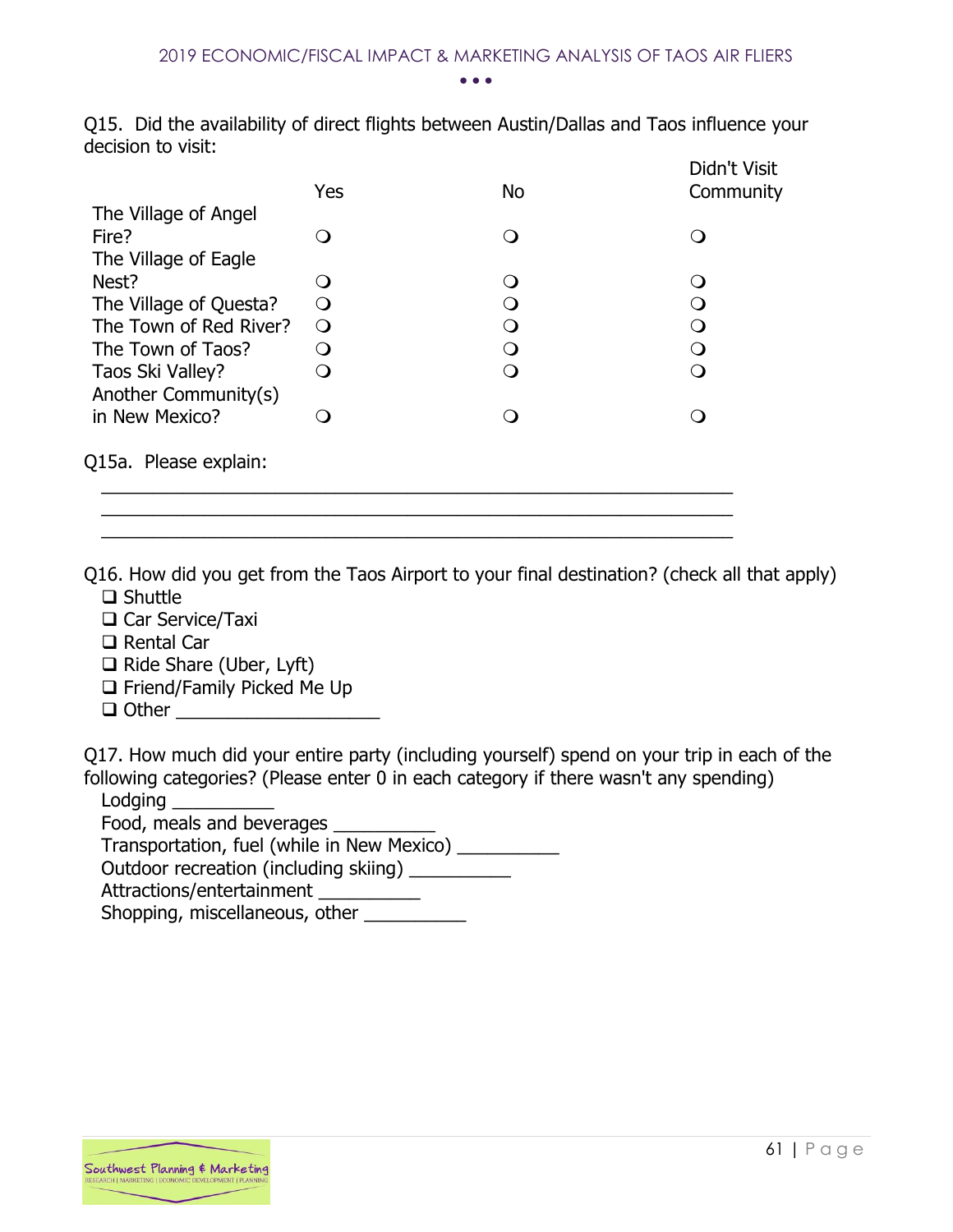Q15. Did the availability of direct flights between Austin/Dallas and Taos influence your decision to visit:

| | Yes | No | Didn't Visit Community |
|---|---|---|---|
| The Village of Angel Fire? | ❍ | ❍ | ❍ |
| The Village of Eagle Nest? | ❍ | ❍ | ❍ |
| The Village of Questa? | ❍ | ❍ | ❍ |
| The Town of Red River? | ❍ | ❍ | ❍ |
| The Town of Taos? | ❍ | ❍ | ❍ |
| Taos Ski Valley? | ❍ | ❍ | ❍ |
| Another Community(s) in New Mexico? | ❍ | ❍ | ❍ |

Q15a. Please explain:

______________________________________________________________

______________________________________________________________

______________________________________________________________

Q16. How did you get from the Taos Airport to your final destination? (check all that apply)

- ❑ Shuttle
- ❑ Car Service/Taxi
- ❑ Rental Car
- ❑ Ride Share (Uber, Lyft)
- ❑ Friend/Family Picked Me Up
- ❑ Other ____________________

Q17. How much did your entire party (including yourself) spend on your trip in each of the following categories? (Please enter 0 in each category if there wasn't any spending)

Lodging __________
Food, meals and beverages __________
Transportation, fuel (while in New Mexico) __________
Outdoor recreation (including skiing) __________
Attractions/entertainment __________
Shopping, miscellaneous, other __________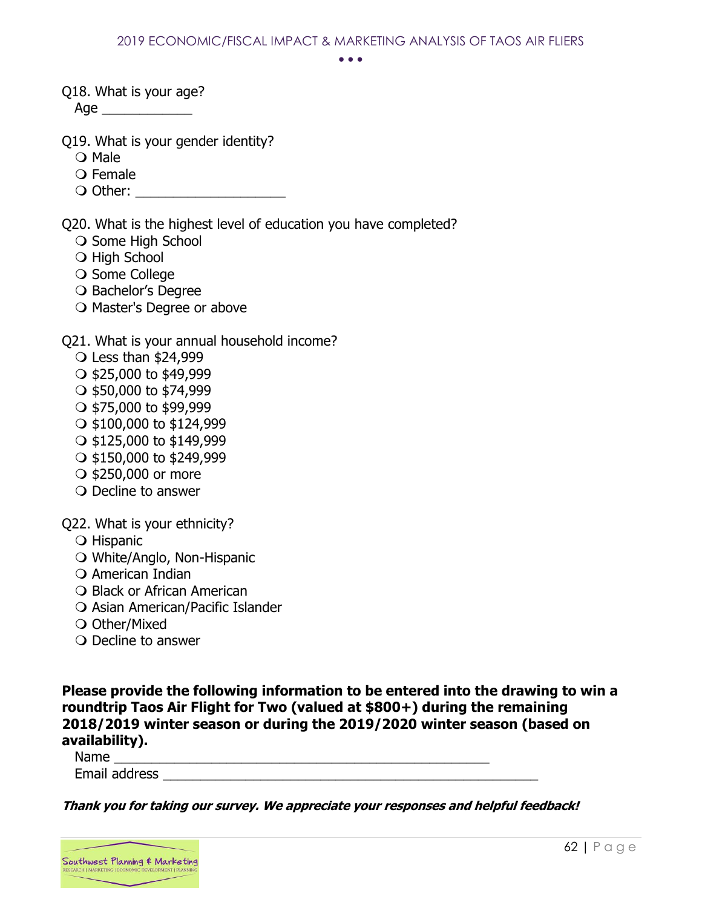Q18. What is your age?

Age ____________

Q19. What is your gender identity?

- ❍ Male
- ❍ Female
- ❍ Other: ____________________

Q20. What is the highest level of education you have completed?

- ❍ Some High School
- ❍ High School
- ❍ Some College
- ❍ Bachelor's Degree
- ❍ Master's Degree or above

Q21. What is your annual household income?

- ❍ Less than $24,999
- ❍ $25,000 to $49,999
- ❍ $50,000 to $74,999
- ❍ $75,000 to $99,999
- ❍ $100,000 to $124,999
- ❍ $125,000 to $149,999
- ❍ $150,000 to $249,999
- ❍ $250,000 or more
- ❍ Decline to answer

Q22. What is your ethnicity?

- ❍ Hispanic
- ❍ White/Anglo, Non-Hispanic
- ❍ American Indian
- ❍ Black or African American
- ❍ Asian American/Pacific Islander
- ❍ Other/Mixed
- ❍ Decline to answer

**Please provide the following information to be entered into the drawing to win a roundtrip Taos Air Flight for Two (valued at $800+) during the remaining 2018/2019 winter season or during the 2019/2020 winter season (based on availability).**

Name ________________________________________________

Email address ________________________________________________

***Thank you for taking our survey. We appreciate your responses and helpful feedback!***